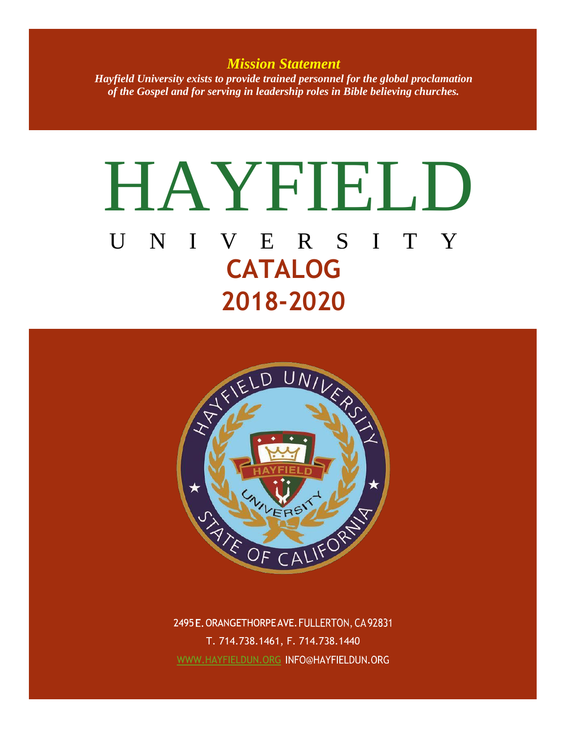***Mission Statement***

***Hayfield University exists to provide trained personnel for the global proclamation of the Gospel and for serving in leadership roles in Bible believing churches.***

# HAYFIELD

## UNIVERSITY

## CATALOG

## 2018-2020

2495 E. ORANGETHORPE AVE. FULLERTON, CA 92831

T. 714.738.1461, F. 714.738.1440

WWW.HAYFIELDUN.ORG INFO@HAYFIELDUN.ORG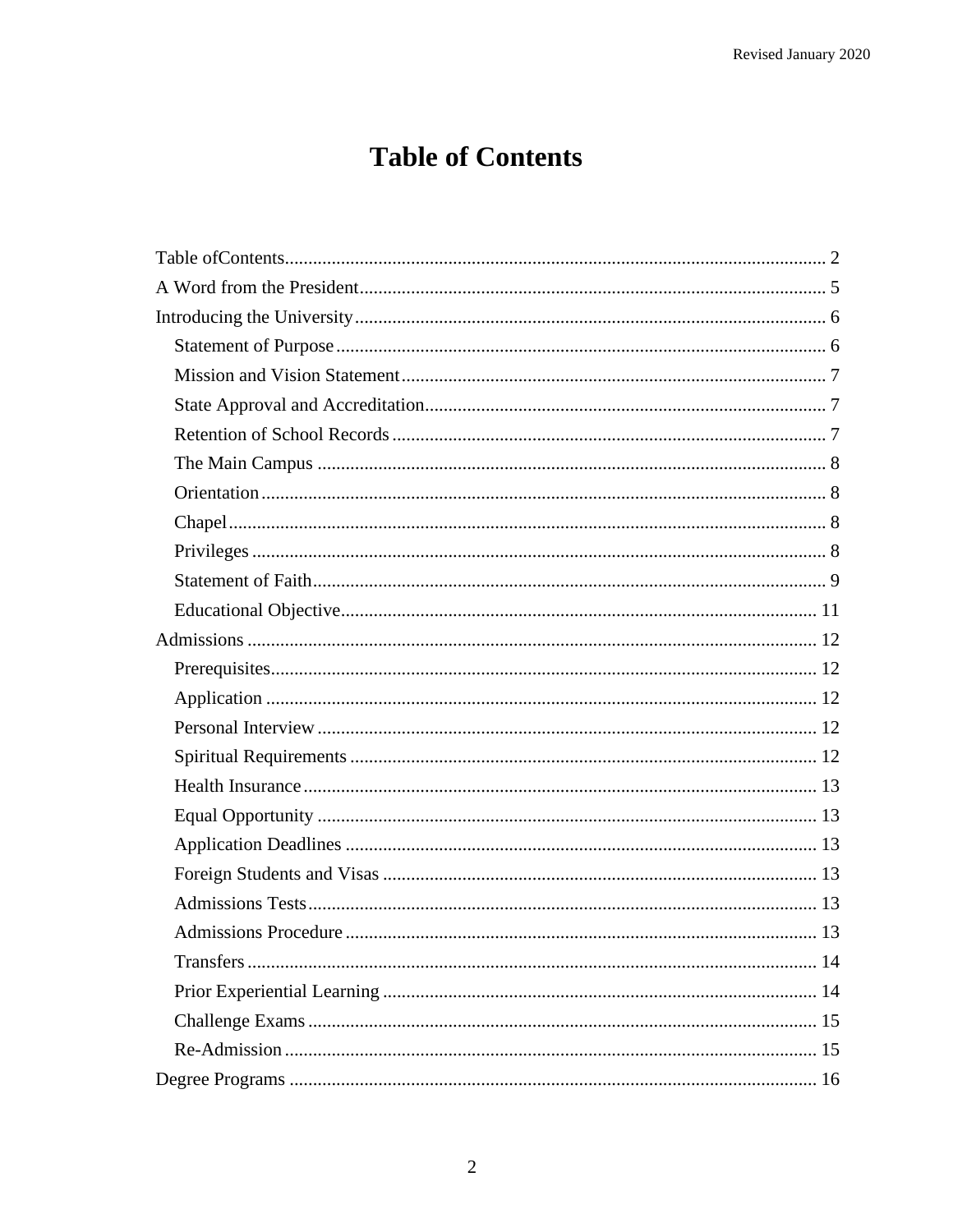# Table of Contents

Table ofContents .......... 2
A Word from the President .......... 5
Introducing the University .......... 6
- Statement of Purpose .......... 6
- Mission and Vision Statement .......... 7
- State Approval and Accreditation .......... 7
- Retention of School Records .......... 7
- The Main Campus .......... 8
- Orientation .......... 8
- Chapel .......... 8
- Privileges .......... 8
- Statement of Faith .......... 9
- Educational Objective .......... 11

Admissions .......... 12
- Prerequisites .......... 12
- Application .......... 12
- Personal Interview .......... 12
- Spiritual Requirements .......... 12
- Health Insurance .......... 13
- Equal Opportunity .......... 13
- Application Deadlines .......... 13
- Foreign Students and Visas .......... 13
- Admissions Tests .......... 13
- Admissions Procedure .......... 13
- Transfers .......... 14
- Prior Experiential Learning .......... 14
- Challenge Exams .......... 15
- Re-Admission .......... 15

Degree Programs .......... 16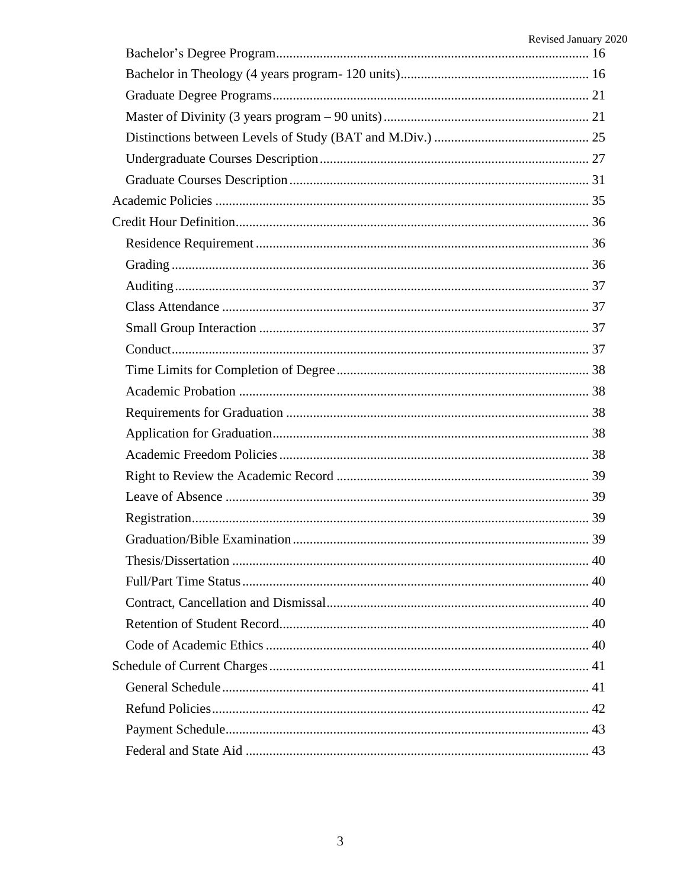- Bachelor's Degree Program ........................................ 16
  - Bachelor in Theology (4 years program- 120 units) ........................................ 16
- Graduate Degree Programs ........................................ 21
  - Master of Divinity (3 years program – 90 units) ........................................ 21
  - Distinctions between Levels of Study (BAT and M.Div.) ........................................ 25
  - Undergraduate Courses Description ........................................ 27
  - Graduate Courses Description ........................................ 31
- Academic Policies ........................................ 35
- Credit Hour Definition ........................................ 36
  - Residence Requirement ........................................ 36
  - Grading ........................................ 36
  - Auditing ........................................ 37
  - Class Attendance ........................................ 37
  - Small Group Interaction ........................................ 37
  - Conduct ........................................ 37
  - Time Limits for Completion of Degree ........................................ 38
  - Academic Probation ........................................ 38
  - Requirements for Graduation ........................................ 38
  - Application for Graduation ........................................ 38
  - Academic Freedom Policies ........................................ 38
  - Right to Review the Academic Record ........................................ 39
  - Leave of Absence ........................................ 39
  - Registration ........................................ 39
  - Graduation/Bible Examination ........................................ 39
  - Thesis/Dissertation ........................................ 40
  - Full/Part Time Status ........................................ 40
  - Contract, Cancellation and Dismissal ........................................ 40
  - Retention of Student Record ........................................ 40
  - Code of Academic Ethics ........................................ 40
- Schedule of Current Charges ........................................ 41
  - General Schedule ........................................ 41
  - Refund Policies ........................................ 42
  - Payment Schedule ........................................ 43
  - Federal and State Aid ........................................ 43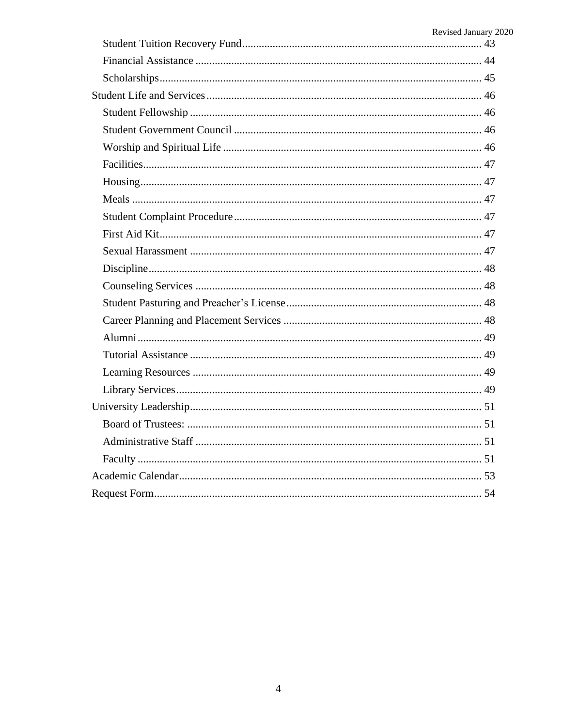- Student Tuition Recovery Fund ........ 43
- Financial Assistance ........ 44
- Scholarships ........ 45

Student Life and Services ........ 46

- Student Fellowship ........ 46
- Student Government Council ........ 46
- Worship and Spiritual Life ........ 46
- Facilities ........ 47
- Housing ........ 47
- Meals ........ 47
- Student Complaint Procedure ........ 47
- First Aid Kit ........ 47
- Sexual Harassment ........ 47
- Discipline ........ 48
- Counseling Services ........ 48
- Student Pasturing and Preacher's License ........ 48
- Career Planning and Placement Services ........ 48
- Alumni ........ 49
- Tutorial Assistance ........ 49
- Learning Resources ........ 49
- Library Services ........ 49

University Leadership ........ 51

- Board of Trustees: ........ 51
- Administrative Staff ........ 51
- Faculty ........ 51

Academic Calendar ........ 53

Request Form ........ 54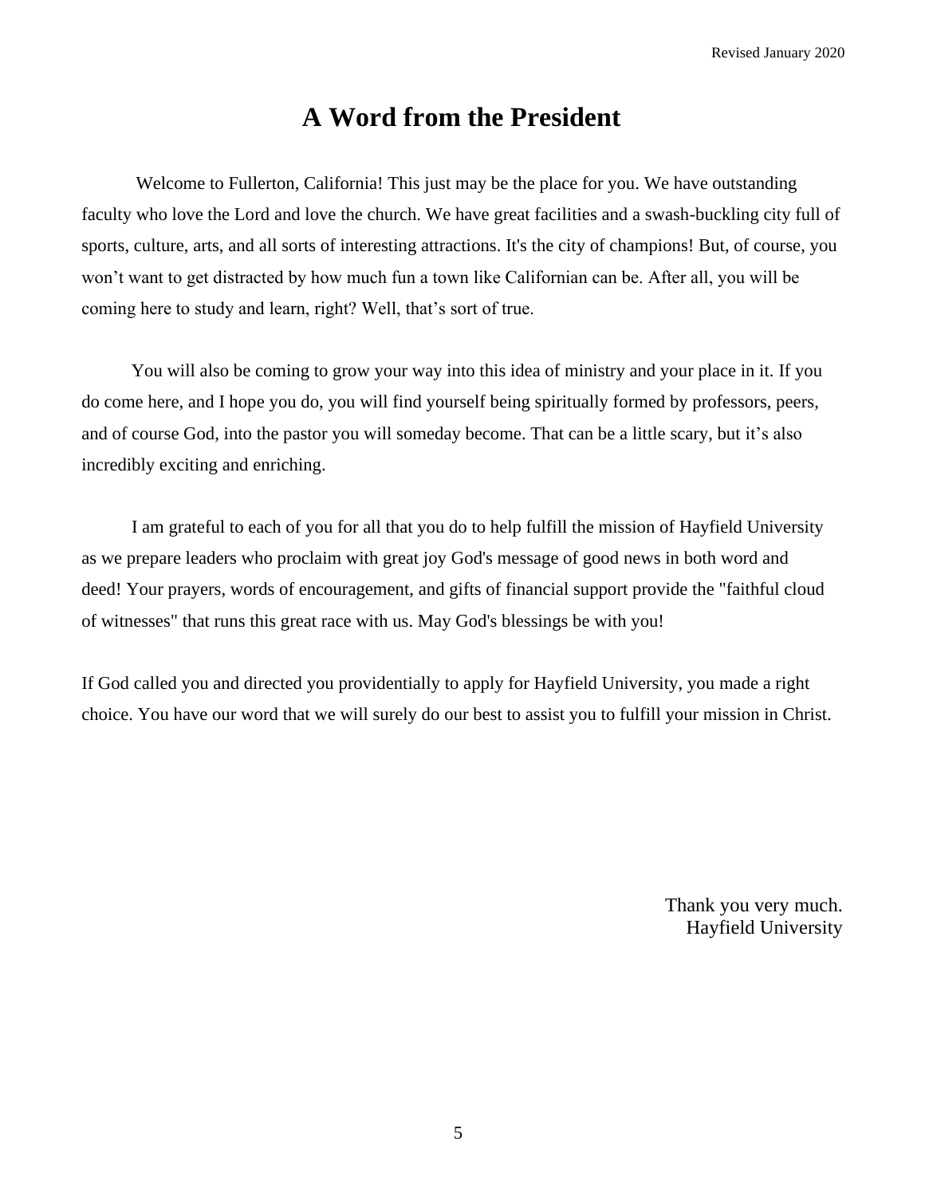# A Word from the President

Welcome to Fullerton, California! This just may be the place for you. We have outstanding faculty who love the Lord and love the church. We have great facilities and a swash-buckling city full of sports, culture, arts, and all sorts of interesting attractions. It's the city of champions! But, of course, you won't want to get distracted by how much fun a town like Californian can be. After all, you will be coming here to study and learn, right? Well, that's sort of true.

You will also be coming to grow your way into this idea of ministry and your place in it. If you do come here, and I hope you do, you will find yourself being spiritually formed by professors, peers, and of course God, into the pastor you will someday become. That can be a little scary, but it's also incredibly exciting and enriching.

I am grateful to each of you for all that you do to help fulfill the mission of Hayfield University as we prepare leaders who proclaim with great joy God's message of good news in both word and deed! Your prayers, words of encouragement, and gifts of financial support provide the "faithful cloud of witnesses" that runs this great race with us. May God's blessings be with you!

If God called you and directed you providentially to apply for Hayfield University, you made a right choice. You have our word that we will surely do our best to assist you to fulfill your mission in Christ.

Thank you very much.
Hayfield University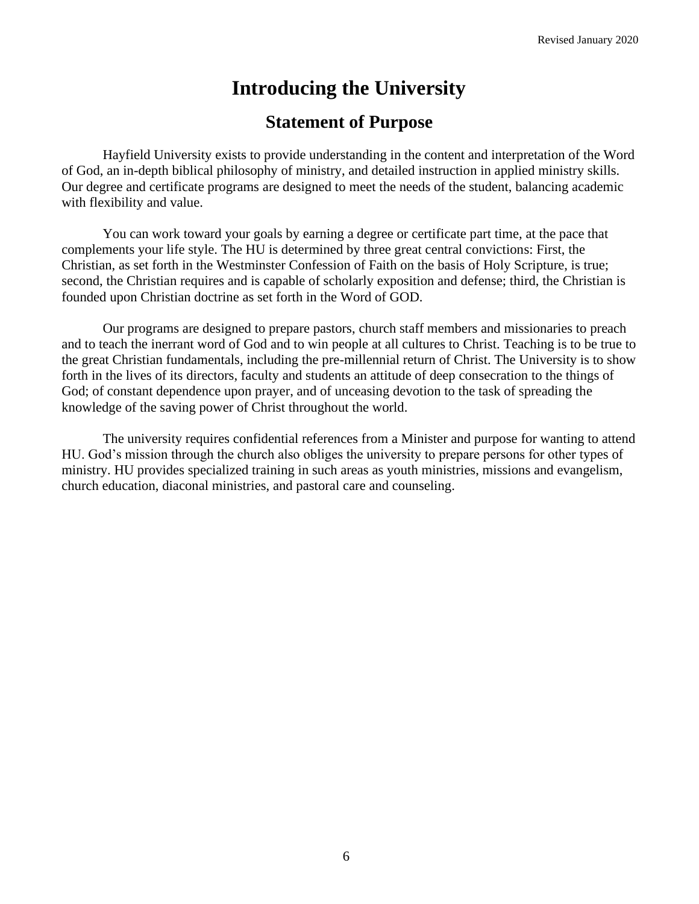# Introducing the University

## Statement of Purpose

Hayfield University exists to provide understanding in the content and interpretation of the Word of God, an in-depth biblical philosophy of ministry, and detailed instruction in applied ministry skills. Our degree and certificate programs are designed to meet the needs of the student, balancing academic with flexibility and value.

You can work toward your goals by earning a degree or certificate part time, at the pace that complements your life style. The HU is determined by three great central convictions: First, the Christian, as set forth in the Westminster Confession of Faith on the basis of Holy Scripture, is true; second, the Christian requires and is capable of scholarly exposition and defense; third, the Christian is founded upon Christian doctrine as set forth in the Word of GOD.

Our programs are designed to prepare pastors, church staff members and missionaries to preach and to teach the inerrant word of God and to win people at all cultures to Christ. Teaching is to be true to the great Christian fundamentals, including the pre-millennial return of Christ. The University is to show forth in the lives of its directors, faculty and students an attitude of deep consecration to the things of God; of constant dependence upon prayer, and of unceasing devotion to the task of spreading the knowledge of the saving power of Christ throughout the world.

The university requires confidential references from a Minister and purpose for wanting to attend HU. God's mission through the church also obliges the university to prepare persons for other types of ministry. HU provides specialized training in such areas as youth ministries, missions and evangelism, church education, diaconal ministries, and pastoral care and counseling.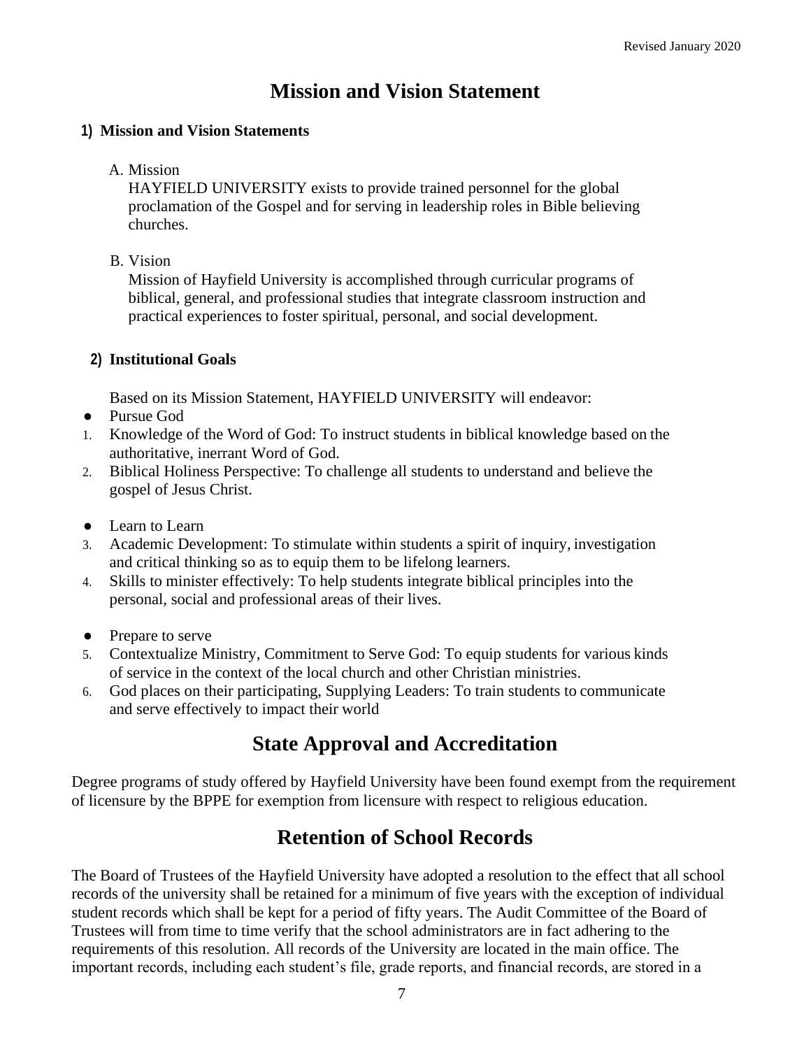# Mission and Vision Statement

## 1) Mission and Vision Statements

A. Mission

HAYFIELD UNIVERSITY exists to provide trained personnel for the global proclamation of the Gospel and for serving in leadership roles in Bible believing churches.

B. Vision

Mission of Hayfield University is accomplished through curricular programs of biblical, general, and professional studies that integrate classroom instruction and practical experiences to foster spiritual, personal, and social development.

## 2) Institutional Goals

Based on its Mission Statement, HAYFIELD UNIVERSITY will endeavor:

- Pursue God

1. Knowledge of the Word of God: To instruct students in biblical knowledge based on the authoritative, inerrant Word of God.
2. Biblical Holiness Perspective: To challenge all students to understand and believe the gospel of Jesus Christ.

- Learn to Learn

3. Academic Development: To stimulate within students a spirit of inquiry, investigation and critical thinking so as to equip them to be lifelong learners.
4. Skills to minister effectively: To help students integrate biblical principles into the personal, social and professional areas of their lives.

- Prepare to serve

5. Contextualize Ministry, Commitment to Serve God: To equip students for various kinds of service in the context of the local church and other Christian ministries.
6. God places on their participating, Supplying Leaders: To train students to communicate and serve effectively to impact their world

# State Approval and Accreditation

Degree programs of study offered by Hayfield University have been found exempt from the requirement of licensure by the BPPE for exemption from licensure with respect to religious education.

# Retention of School Records

The Board of Trustees of the Hayfield University have adopted a resolution to the effect that all school records of the university shall be retained for a minimum of five years with the exception of individual student records which shall be kept for a period of fifty years. The Audit Committee of the Board of Trustees will from time to time verify that the school administrators are in fact adhering to the requirements of this resolution. All records of the University are located in the main office. The important records, including each student's file, grade reports, and financial records, are stored in a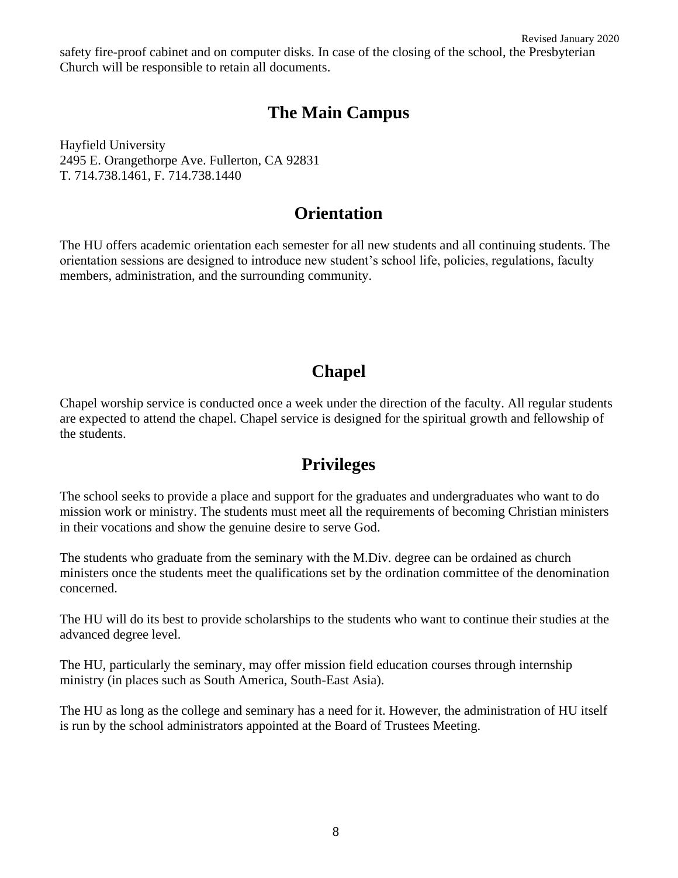safety fire-proof cabinet and on computer disks. In case of the closing of the school, the Presbyterian Church will be responsible to retain all documents.

## The Main Campus

Hayfield University
2495 E. Orangethorpe Ave. Fullerton, CA 92831
T. 714.738.1461, F. 714.738.1440

## Orientation

The HU offers academic orientation each semester for all new students and all continuing students. The orientation sessions are designed to introduce new student's school life, policies, regulations, faculty members, administration, and the surrounding community.

## Chapel

Chapel worship service is conducted once a week under the direction of the faculty. All regular students are expected to attend the chapel. Chapel service is designed for the spiritual growth and fellowship of the students.

## Privileges

The school seeks to provide a place and support for the graduates and undergraduates who want to do mission work or ministry. The students must meet all the requirements of becoming Christian ministers in their vocations and show the genuine desire to serve God.

The students who graduate from the seminary with the M.Div. degree can be ordained as church ministers once the students meet the qualifications set by the ordination committee of the denomination concerned.

The HU will do its best to provide scholarships to the students who want to continue their studies at the advanced degree level.

The HU, particularly the seminary, may offer mission field education courses through internship ministry (in places such as South America, South-East Asia).

The HU as long as the college and seminary has a need for it. However, the administration of HU itself is run by the school administrators appointed at the Board of Trustees Meeting.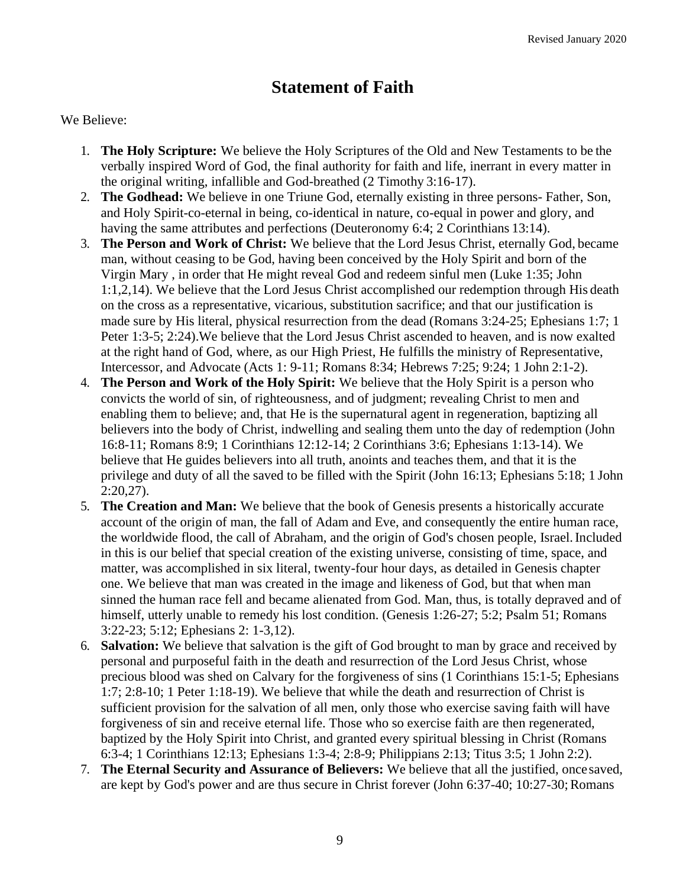# Statement of Faith

We Believe:

1. **The Holy Scripture:** We believe the Holy Scriptures of the Old and New Testaments to be the verbally inspired Word of God, the final authority for faith and life, inerrant in every matter in the original writing, infallible and God-breathed (2 Timothy 3:16-17).
2. **The Godhead:** We believe in one Triune God, eternally existing in three persons- Father, Son, and Holy Spirit-co-eternal in being, co-identical in nature, co-equal in power and glory, and having the same attributes and perfections (Deuteronomy 6:4; 2 Corinthians 13:14).
3. **The Person and Work of Christ:** We believe that the Lord Jesus Christ, eternally God, became man, without ceasing to be God, having been conceived by the Holy Spirit and born of the Virgin Mary , in order that He might reveal God and redeem sinful men (Luke 1:35; John 1:1,2,14). We believe that the Lord Jesus Christ accomplished our redemption through His death on the cross as a representative, vicarious, substitution sacrifice; and that our justification is made sure by His literal, physical resurrection from the dead (Romans 3:24-25; Ephesians 1:7; 1 Peter 1:3-5; 2:24).We believe that the Lord Jesus Christ ascended to heaven, and is now exalted at the right hand of God, where, as our High Priest, He fulfills the ministry of Representative, Intercessor, and Advocate (Acts 1: 9-11; Romans 8:34; Hebrews 7:25; 9:24; 1 John 2:1-2).
4. **The Person and Work of the Holy Spirit:** We believe that the Holy Spirit is a person who convicts the world of sin, of righteousness, and of judgment; revealing Christ to men and enabling them to believe; and, that He is the supernatural agent in regeneration, baptizing all believers into the body of Christ, indwelling and sealing them unto the day of redemption (John 16:8-11; Romans 8:9; 1 Corinthians 12:12-14; 2 Corinthians 3:6; Ephesians 1:13-14). We believe that He guides believers into all truth, anoints and teaches them, and that it is the privilege and duty of all the saved to be filled with the Spirit (John 16:13; Ephesians 5:18; 1 John 2:20,27).
5. **The Creation and Man:** We believe that the book of Genesis presents a historically accurate account of the origin of man, the fall of Adam and Eve, and consequently the entire human race, the worldwide flood, the call of Abraham, and the origin of God's chosen people, Israel. Included in this is our belief that special creation of the existing universe, consisting of time, space, and matter, was accomplished in six literal, twenty-four hour days, as detailed in Genesis chapter one. We believe that man was created in the image and likeness of God, but that when man sinned the human race fell and became alienated from God. Man, thus, is totally depraved and of himself, utterly unable to remedy his lost condition. (Genesis 1:26-27; 5:2; Psalm 51; Romans 3:22-23; 5:12; Ephesians 2: 1-3,12).
6. **Salvation:** We believe that salvation is the gift of God brought to man by grace and received by personal and purposeful faith in the death and resurrection of the Lord Jesus Christ, whose precious blood was shed on Calvary for the forgiveness of sins (1 Corinthians 15:1-5; Ephesians 1:7; 2:8-10; 1 Peter 1:18-19). We believe that while the death and resurrection of Christ is sufficient provision for the salvation of all men, only those who exercise saving faith will have forgiveness of sin and receive eternal life. Those who so exercise faith are then regenerated, baptized by the Holy Spirit into Christ, and granted every spiritual blessing in Christ (Romans 6:3-4; 1 Corinthians 12:13; Ephesians 1:3-4; 2:8-9; Philippians 2:13; Titus 3:5; 1 John 2:2).
7. **The Eternal Security and Assurance of Believers:** We believe that all the justified, once saved, are kept by God's power and are thus secure in Christ forever (John 6:37-40; 10:27-30; Romans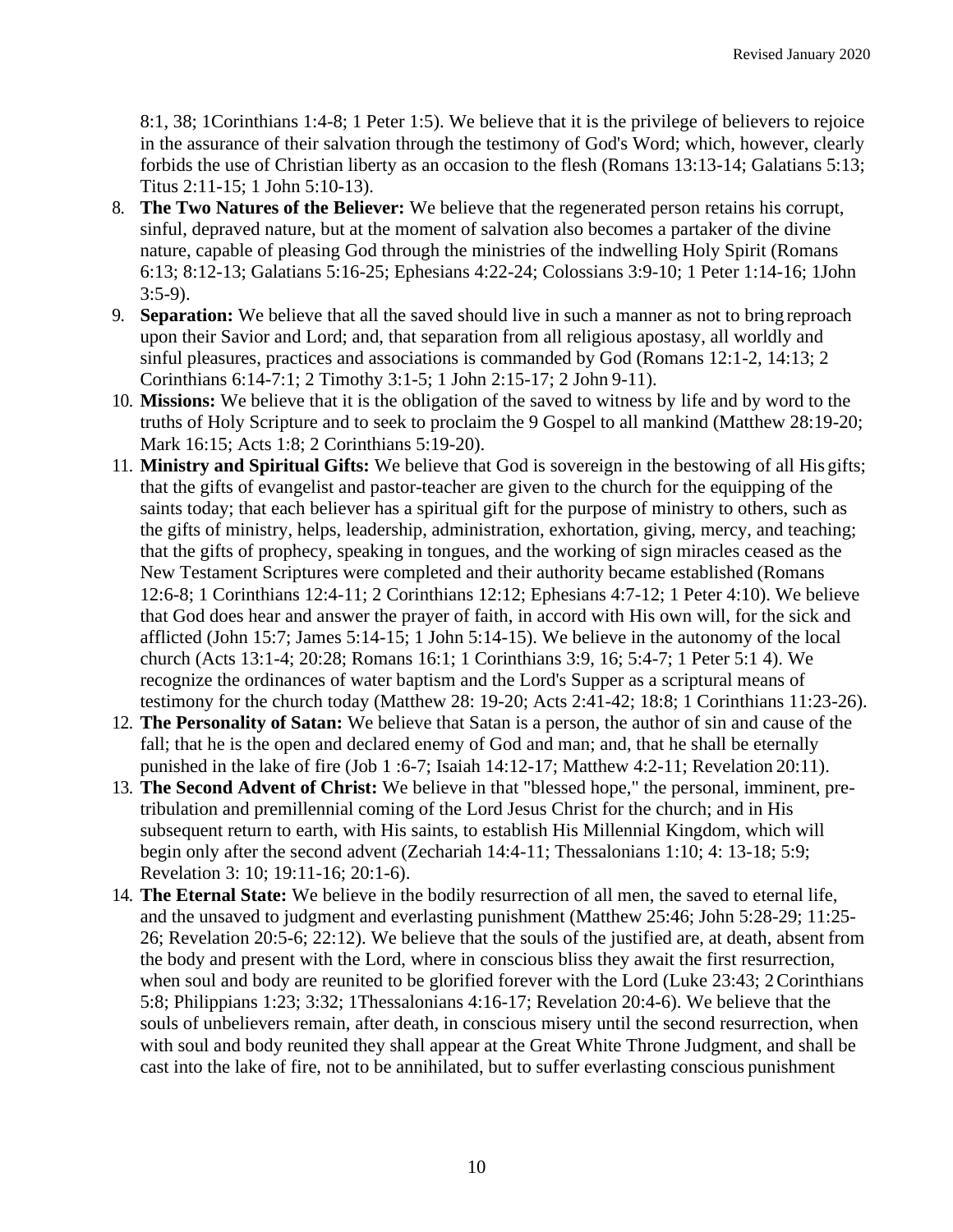8:1, 38; 1Corinthians 1:4-8; 1 Peter 1:5). We believe that it is the privilege of believers to rejoice in the assurance of their salvation through the testimony of God's Word; which, however, clearly forbids the use of Christian liberty as an occasion to the flesh (Romans 13:13-14; Galatians 5:13; Titus 2:11-15; 1 John 5:10-13).

8. **The Two Natures of the Believer:** We believe that the regenerated person retains his corrupt, sinful, depraved nature, but at the moment of salvation also becomes a partaker of the divine nature, capable of pleasing God through the ministries of the indwelling Holy Spirit (Romans 6:13; 8:12-13; Galatians 5:16-25; Ephesians 4:22-24; Colossians 3:9-10; 1 Peter 1:14-16; 1John 3:5-9).
9. **Separation:** We believe that all the saved should live in such a manner as not to bring reproach upon their Savior and Lord; and, that separation from all religious apostasy, all worldly and sinful pleasures, practices and associations is commanded by God (Romans 12:1-2, 14:13; 2 Corinthians 6:14-7:1; 2 Timothy 3:1-5; 1 John 2:15-17; 2 John 9-11).
10. **Missions:** We believe that it is the obligation of the saved to witness by life and by word to the truths of Holy Scripture and to seek to proclaim the 9 Gospel to all mankind (Matthew 28:19-20; Mark 16:15; Acts 1:8; 2 Corinthians 5:19-20).
11. **Ministry and Spiritual Gifts:** We believe that God is sovereign in the bestowing of all His gifts; that the gifts of evangelist and pastor-teacher are given to the church for the equipping of the saints today; that each believer has a spiritual gift for the purpose of ministry to others, such as the gifts of ministry, helps, leadership, administration, exhortation, giving, mercy, and teaching; that the gifts of prophecy, speaking in tongues, and the working of sign miracles ceased as the New Testament Scriptures were completed and their authority became established (Romans 12:6-8; 1 Corinthians 12:4-11; 2 Corinthians 12:12; Ephesians 4:7-12; 1 Peter 4:10). We believe that God does hear and answer the prayer of faith, in accord with His own will, for the sick and afflicted (John 15:7; James 5:14-15; 1 John 5:14-15). We believe in the autonomy of the local church (Acts 13:1-4; 20:28; Romans 16:1; 1 Corinthians 3:9, 16; 5:4-7; 1 Peter 5:1 4). We recognize the ordinances of water baptism and the Lord's Supper as a scriptural means of testimony for the church today (Matthew 28: 19-20; Acts 2:41-42; 18:8; 1 Corinthians 11:23-26).
12. **The Personality of Satan:** We believe that Satan is a person, the author of sin and cause of the fall; that he is the open and declared enemy of God and man; and, that he shall be eternally punished in the lake of fire (Job 1 :6-7; Isaiah 14:12-17; Matthew 4:2-11; Revelation 20:11).
13. **The Second Advent of Christ:** We believe in that "blessed hope," the personal, imminent, pre-tribulation and premillennial coming of the Lord Jesus Christ for the church; and in His subsequent return to earth, with His saints, to establish His Millennial Kingdom, which will begin only after the second advent (Zechariah 14:4-11; Thessalonians 1:10; 4: 13-18; 5:9; Revelation 3: 10; 19:11-16; 20:1-6).
14. **The Eternal State:** We believe in the bodily resurrection of all men, the saved to eternal life, and the unsaved to judgment and everlasting punishment (Matthew 25:46; John 5:28-29; 11:25-26; Revelation 20:5-6; 22:12). We believe that the souls of the justified are, at death, absent from the body and present with the Lord, where in conscious bliss they await the first resurrection, when soul and body are reunited to be glorified forever with the Lord (Luke 23:43; 2 Corinthians 5:8; Philippians 1:23; 3:32; 1Thessalonians 4:16-17; Revelation 20:4-6). We believe that the souls of unbelievers remain, after death, in conscious misery until the second resurrection, when with soul and body reunited they shall appear at the Great White Throne Judgment, and shall be cast into the lake of fire, not to be annihilated, but to suffer everlasting conscious punishment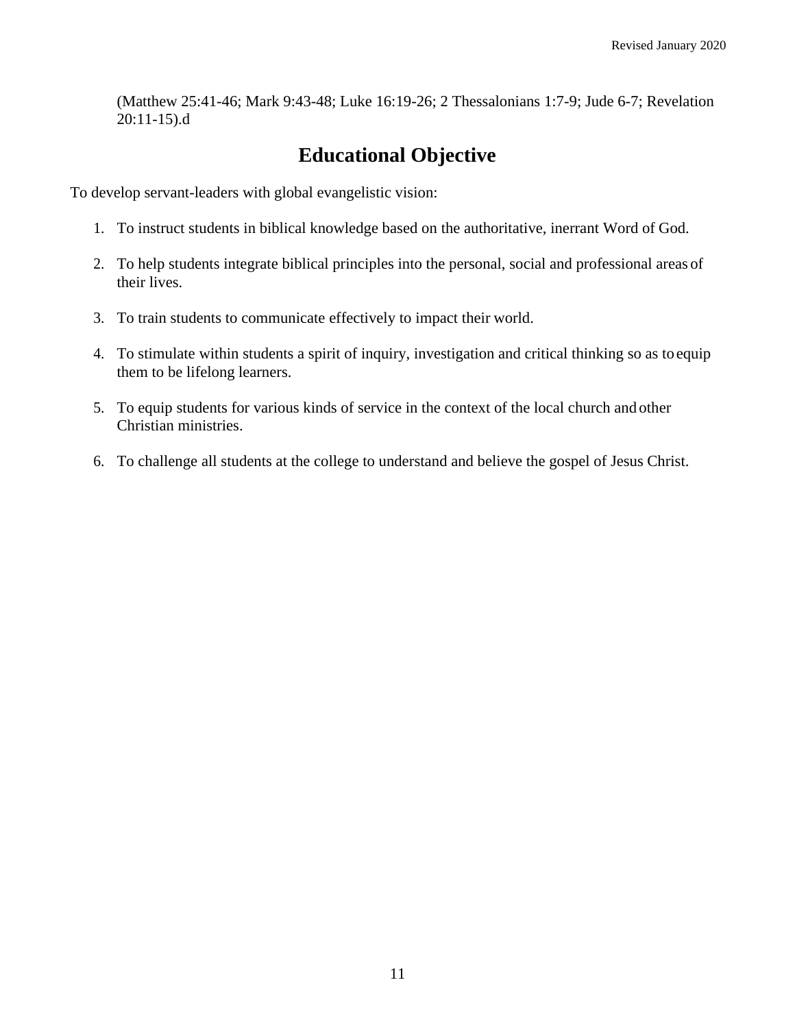(Matthew 25:41-46; Mark 9:43-48; Luke 16:19-26; 2 Thessalonians 1:7-9; Jude 6-7; Revelation 20:11-15).d

## Educational Objective

To develop servant-leaders with global evangelistic vision:

1. To instruct students in biblical knowledge based on the authoritative, inerrant Word of God.

2. To help students integrate biblical principles into the personal, social and professional areas of their lives.

3. To train students to communicate effectively to impact their world.

4. To stimulate within students a spirit of inquiry, investigation and critical thinking so as to equip them to be lifelong learners.

5. To equip students for various kinds of service in the context of the local church and other Christian ministries.

6. To challenge all students at the college to understand and believe the gospel of Jesus Christ.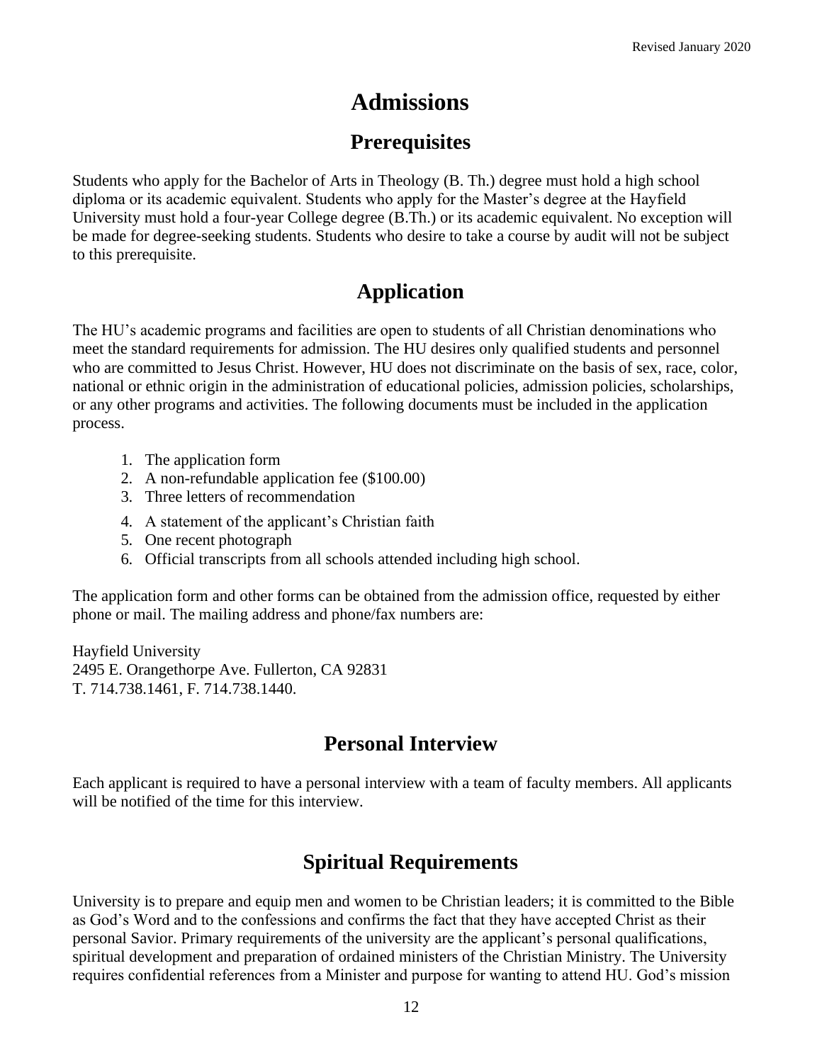# Admissions

## Prerequisites

Students who apply for the Bachelor of Arts in Theology (B. Th.) degree must hold a high school diploma or its academic equivalent. Students who apply for the Master's degree at the Hayfield University must hold a four-year College degree (B.Th.) or its academic equivalent. No exception will be made for degree-seeking students. Students who desire to take a course by audit will not be subject to this prerequisite.

## Application

The HU's academic programs and facilities are open to students of all Christian denominations who meet the standard requirements for admission. The HU desires only qualified students and personnel who are committed to Jesus Christ. However, HU does not discriminate on the basis of sex, race, color, national or ethnic origin in the administration of educational policies, admission policies, scholarships, or any other programs and activities. The following documents must be included in the application process.

1. The application form
2. A non-refundable application fee ($100.00)
3. Three letters of recommendation
4. A statement of the applicant's Christian faith
5. One recent photograph
6. Official transcripts from all schools attended including high school.

The application form and other forms can be obtained from the admission office, requested by either phone or mail. The mailing address and phone/fax numbers are:

Hayfield University
2495 E. Orangethorpe Ave. Fullerton, CA 92831
T. 714.738.1461, F. 714.738.1440.

## Personal Interview

Each applicant is required to have a personal interview with a team of faculty members. All applicants will be notified of the time for this interview.

## Spiritual Requirements

University is to prepare and equip men and women to be Christian leaders; it is committed to the Bible as God's Word and to the confessions and confirms the fact that they have accepted Christ as their personal Savior. Primary requirements of the university are the applicant's personal qualifications, spiritual development and preparation of ordained ministers of the Christian Ministry. The University requires confidential references from a Minister and purpose for wanting to attend HU. God's mission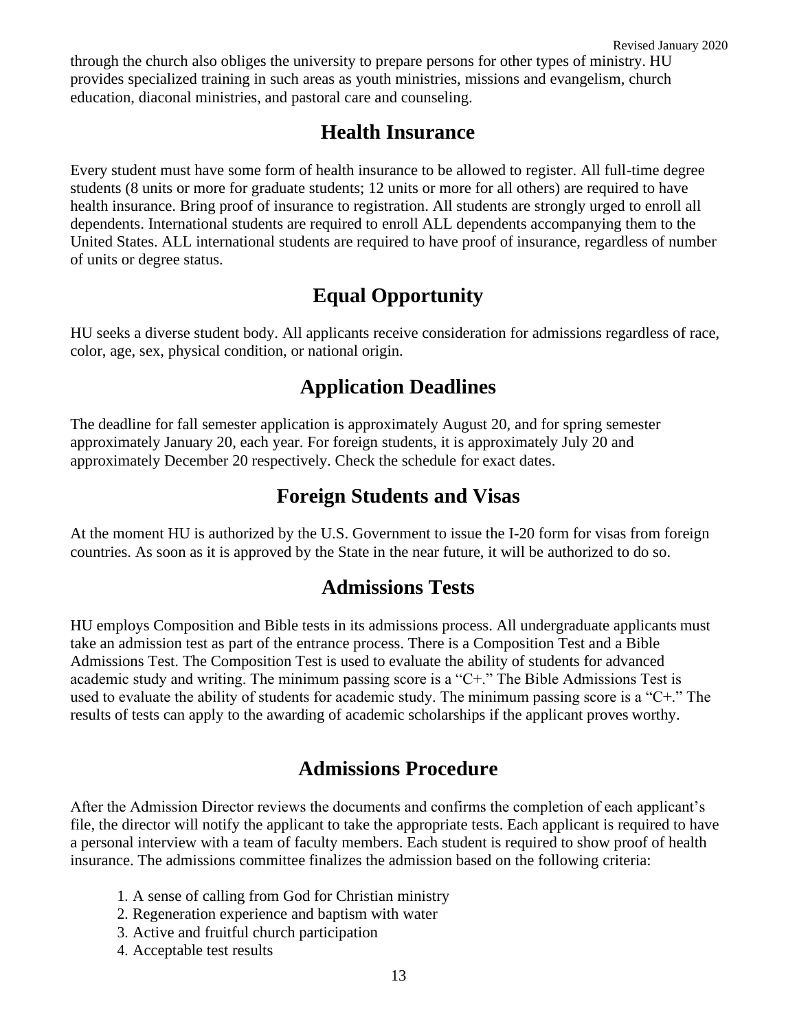through the church also obliges the university to prepare persons for other types of ministry. HU provides specialized training in such areas as youth ministries, missions and evangelism, church education, diaconal ministries, and pastoral care and counseling.

## Health Insurance

Every student must have some form of health insurance to be allowed to register. All full-time degree students (8 units or more for graduate students; 12 units or more for all others) are required to have health insurance. Bring proof of insurance to registration. All students are strongly urged to enroll all dependents. International students are required to enroll ALL dependents accompanying them to the United States. ALL international students are required to have proof of insurance, regardless of number of units or degree status.

## Equal Opportunity

HU seeks a diverse student body. All applicants receive consideration for admissions regardless of race, color, age, sex, physical condition, or national origin.

## Application Deadlines

The deadline for fall semester application is approximately August 20, and for spring semester approximately January 20, each year. For foreign students, it is approximately July 20 and approximately December 20 respectively. Check the schedule for exact dates.

## Foreign Students and Visas

At the moment HU is authorized by the U.S. Government to issue the I-20 form for visas from foreign countries. As soon as it is approved by the State in the near future, it will be authorized to do so.

## Admissions Tests

HU employs Composition and Bible tests in its admissions process. All undergraduate applicants must take an admission test as part of the entrance process. There is a Composition Test and a Bible Admissions Test. The Composition Test is used to evaluate the ability of students for advanced academic study and writing. The minimum passing score is a "C+." The Bible Admissions Test is used to evaluate the ability of students for academic study. The minimum passing score is a "C+." The results of tests can apply to the awarding of academic scholarships if the applicant proves worthy.

## Admissions Procedure

After the Admission Director reviews the documents and confirms the completion of each applicant's file, the director will notify the applicant to take the appropriate tests. Each applicant is required to have a personal interview with a team of faculty members. Each student is required to show proof of health insurance. The admissions committee finalizes the admission based on the following criteria:

1. A sense of calling from God for Christian ministry
2. Regeneration experience and baptism with water
3. Active and fruitful church participation
4. Acceptable test results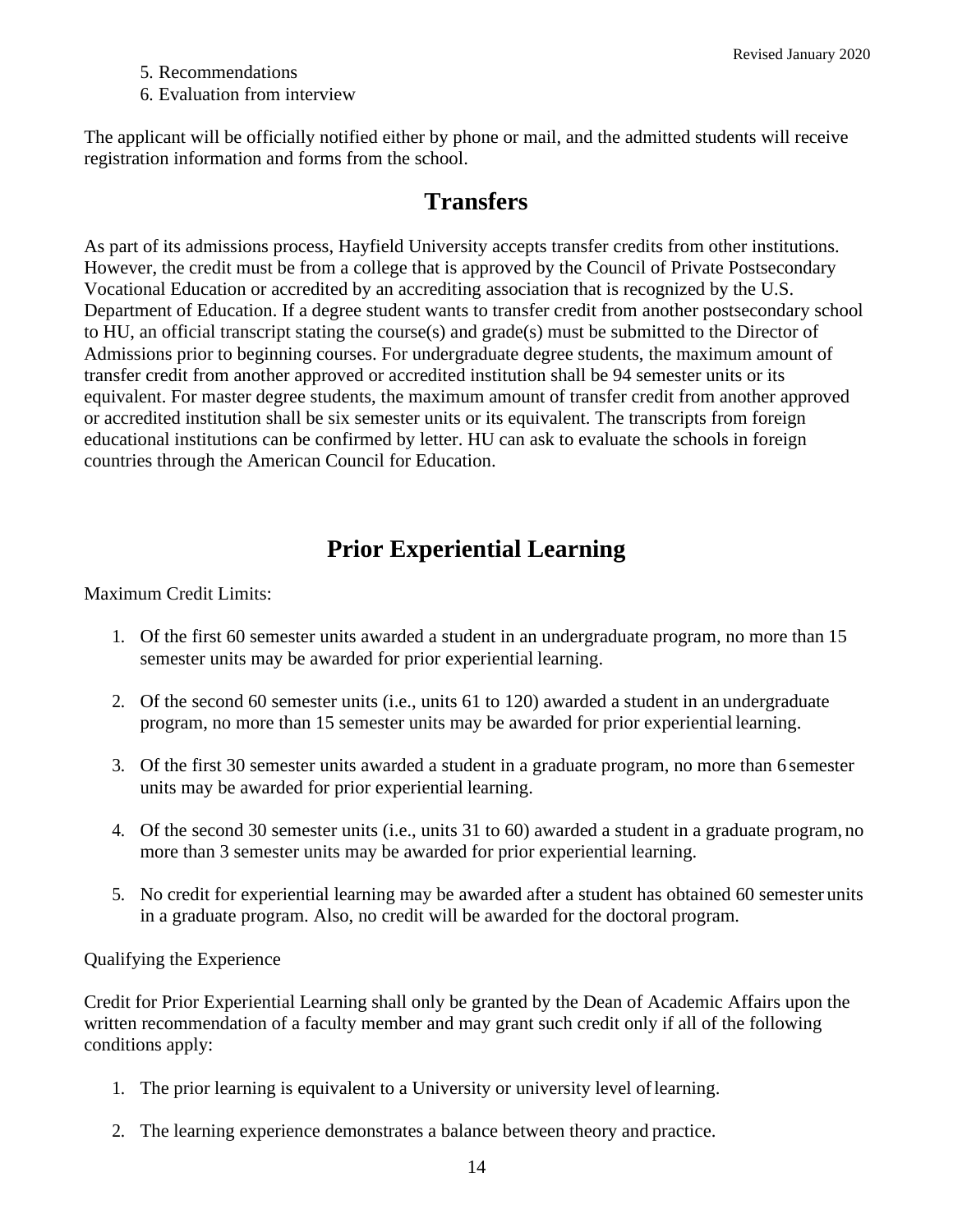5. Recommendations
6. Evaluation from interview

The applicant will be officially notified either by phone or mail, and the admitted students will receive registration information and forms from the school.

## Transfers

As part of its admissions process, Hayfield University accepts transfer credits from other institutions. However, the credit must be from a college that is approved by the Council of Private Postsecondary Vocational Education or accredited by an accrediting association that is recognized by the U.S. Department of Education. If a degree student wants to transfer credit from another postsecondary school to HU, an official transcript stating the course(s) and grade(s) must be submitted to the Director of Admissions prior to beginning courses. For undergraduate degree students, the maximum amount of transfer credit from another approved or accredited institution shall be 94 semester units or its equivalent. For master degree students, the maximum amount of transfer credit from another approved or accredited institution shall be six semester units or its equivalent. The transcripts from foreign educational institutions can be confirmed by letter. HU can ask to evaluate the schools in foreign countries through the American Council for Education.

## Prior Experiential Learning

Maximum Credit Limits:

1. Of the first 60 semester units awarded a student in an undergraduate program, no more than 15 semester units may be awarded for prior experiential learning.

2. Of the second 60 semester units (i.e., units 61 to 120) awarded a student in an undergraduate program, no more than 15 semester units may be awarded for prior experiential learning.

3. Of the first 30 semester units awarded a student in a graduate program, no more than 6 semester units may be awarded for prior experiential learning.

4. Of the second 30 semester units (i.e., units 31 to 60) awarded a student in a graduate program, no more than 3 semester units may be awarded for prior experiential learning.

5. No credit for experiential learning may be awarded after a student has obtained 60 semester units in a graduate program. Also, no credit will be awarded for the doctoral program.

Qualifying the Experience

Credit for Prior Experiential Learning shall only be granted by the Dean of Academic Affairs upon the written recommendation of a faculty member and may grant such credit only if all of the following conditions apply:

1. The prior learning is equivalent to a University or university level of learning.

2. The learning experience demonstrates a balance between theory and practice.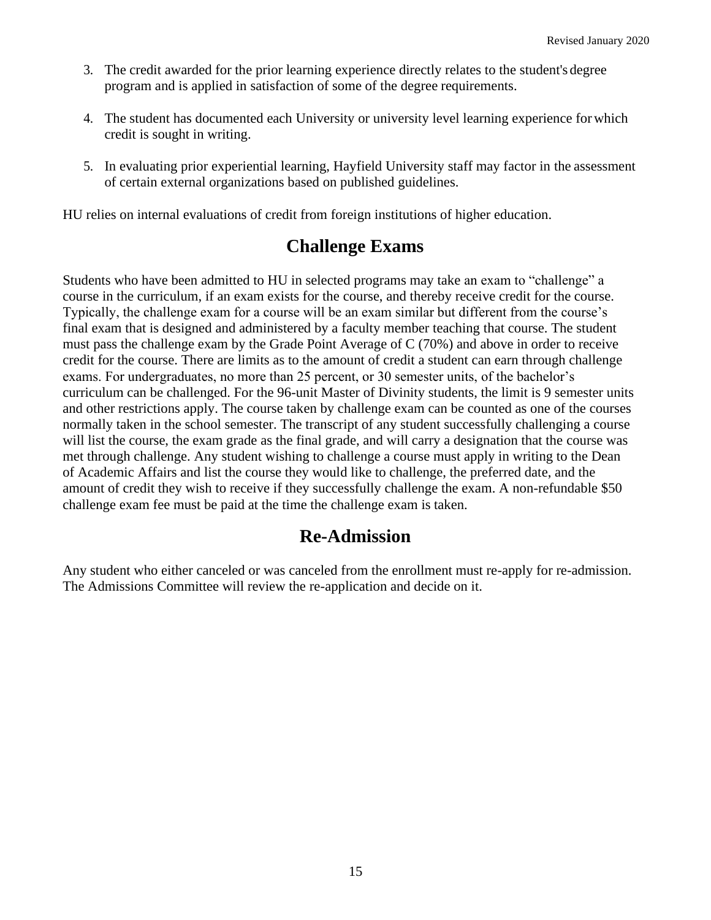3. The credit awarded for the prior learning experience directly relates to the student's degree program and is applied in satisfaction of some of the degree requirements.

4. The student has documented each University or university level learning experience for which credit is sought in writing.

5. In evaluating prior experiential learning, Hayfield University staff may factor in the assessment of certain external organizations based on published guidelines.

HU relies on internal evaluations of credit from foreign institutions of higher education.

## Challenge Exams

Students who have been admitted to HU in selected programs may take an exam to "challenge" a course in the curriculum, if an exam exists for the course, and thereby receive credit for the course. Typically, the challenge exam for a course will be an exam similar but different from the course's final exam that is designed and administered by a faculty member teaching that course. The student must pass the challenge exam by the Grade Point Average of C (70%) and above in order to receive credit for the course. There are limits as to the amount of credit a student can earn through challenge exams. For undergraduates, no more than 25 percent, or 30 semester units, of the bachelor's curriculum can be challenged. For the 96-unit Master of Divinity students, the limit is 9 semester units and other restrictions apply. The course taken by challenge exam can be counted as one of the courses normally taken in the school semester. The transcript of any student successfully challenging a course will list the course, the exam grade as the final grade, and will carry a designation that the course was met through challenge. Any student wishing to challenge a course must apply in writing to the Dean of Academic Affairs and list the course they would like to challenge, the preferred date, and the amount of credit they wish to receive if they successfully challenge the exam. A non-refundable $50 challenge exam fee must be paid at the time the challenge exam is taken.

## Re-Admission

Any student who either canceled or was canceled from the enrollment must re-apply for re-admission. The Admissions Committee will review the re-application and decide on it.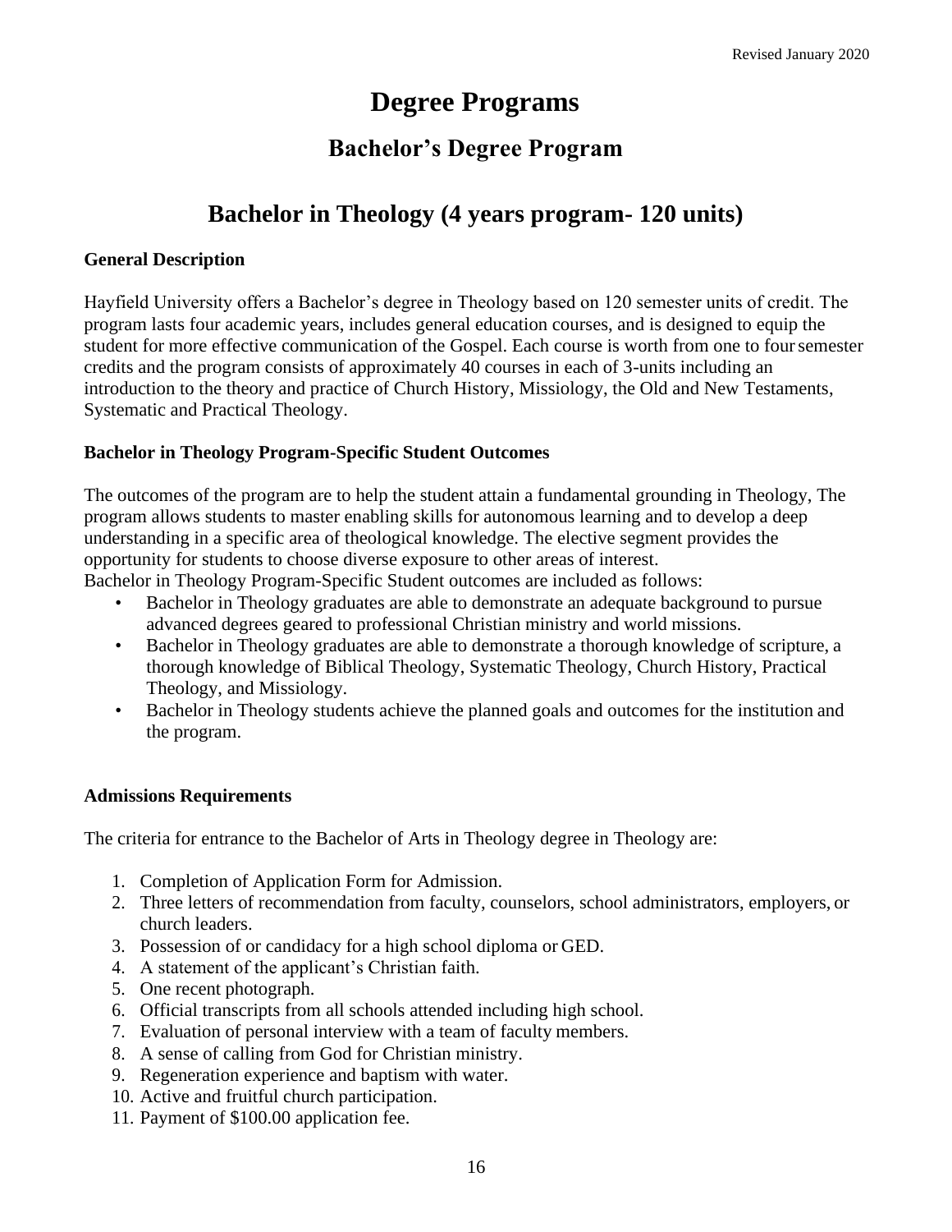# Degree Programs

## Bachelor's Degree Program

## Bachelor in Theology (4 years program- 120 units)

**General Description**

Hayfield University offers a Bachelor's degree in Theology based on 120 semester units of credit. The program lasts four academic years, includes general education courses, and is designed to equip the student for more effective communication of the Gospel. Each course is worth from one to four semester credits and the program consists of approximately 40 courses in each of 3-units including an introduction to the theory and practice of Church History, Missiology, the Old and New Testaments, Systematic and Practical Theology.

**Bachelor in Theology Program-Specific Student Outcomes**

The outcomes of the program are to help the student attain a fundamental grounding in Theology, The program allows students to master enabling skills for autonomous learning and to develop a deep understanding in a specific area of theological knowledge. The elective segment provides the opportunity for students to choose diverse exposure to other areas of interest.
Bachelor in Theology Program-Specific Student outcomes are included as follows:

- Bachelor in Theology graduates are able to demonstrate an adequate background to pursue advanced degrees geared to professional Christian ministry and world missions.
- Bachelor in Theology graduates are able to demonstrate a thorough knowledge of scripture, a thorough knowledge of Biblical Theology, Systematic Theology, Church History, Practical Theology, and Missiology.
- Bachelor in Theology students achieve the planned goals and outcomes for the institution and the program.

**Admissions Requirements**

The criteria for entrance to the Bachelor of Arts in Theology degree in Theology are:

1. Completion of Application Form for Admission.
2. Three letters of recommendation from faculty, counselors, school administrators, employers, or church leaders.
3. Possession of or candidacy for a high school diploma or GED.
4. A statement of the applicant's Christian faith.
5. One recent photograph.
6. Official transcripts from all schools attended including high school.
7. Evaluation of personal interview with a team of faculty members.
8. A sense of calling from God for Christian ministry.
9. Regeneration experience and baptism with water.
10. Active and fruitful church participation.
11. Payment of $100.00 application fee.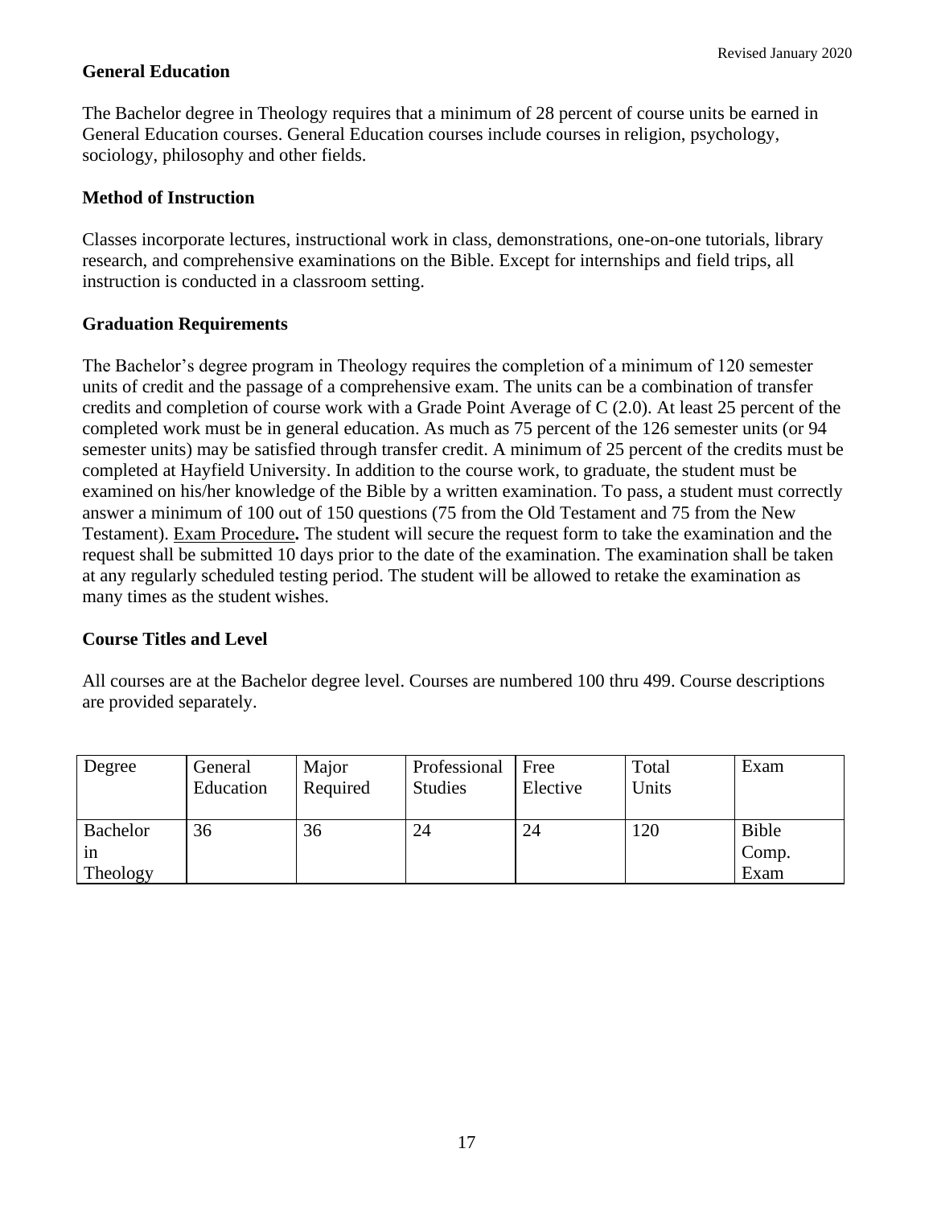## General Education

The Bachelor degree in Theology requires that a minimum of 28 percent of course units be earned in General Education courses. General Education courses include courses in religion, psychology, sociology, philosophy and other fields.

## Method of Instruction

Classes incorporate lectures, instructional work in class, demonstrations, one-on-one tutorials, library research, and comprehensive examinations on the Bible. Except for internships and field trips, all instruction is conducted in a classroom setting.

## Graduation Requirements

The Bachelor's degree program in Theology requires the completion of a minimum of 120 semester units of credit and the passage of a comprehensive exam. The units can be a combination of transfer credits and completion of course work with a Grade Point Average of C (2.0). At least 25 percent of the completed work must be in general education. As much as 75 percent of the 126 semester units (or 94 semester units) may be satisfied through transfer credit. A minimum of 25 percent of the credits must be completed at Hayfield University. In addition to the course work, to graduate, the student must be examined on his/her knowledge of the Bible by a written examination. To pass, a student must correctly answer a minimum of 100 out of 150 questions (75 from the Old Testament and 75 from the New Testament). Exam Procedure**.** The student will secure the request form to take the examination and the request shall be submitted 10 days prior to the date of the examination. The examination shall be taken at any regularly scheduled testing period. The student will be allowed to retake the examination as many times as the student wishes.

## Course Titles and Level

All courses are at the Bachelor degree level. Courses are numbered 100 thru 499. Course descriptions are provided separately.

| Degree | General Education | Major Required | Professional Studies | Free Elective | Total Units | Exam |
|---|---|---|---|---|---|---|
| Bachelor in Theology | 36 | 36 | 24 | 24 | 120 | Bible Comp. Exam |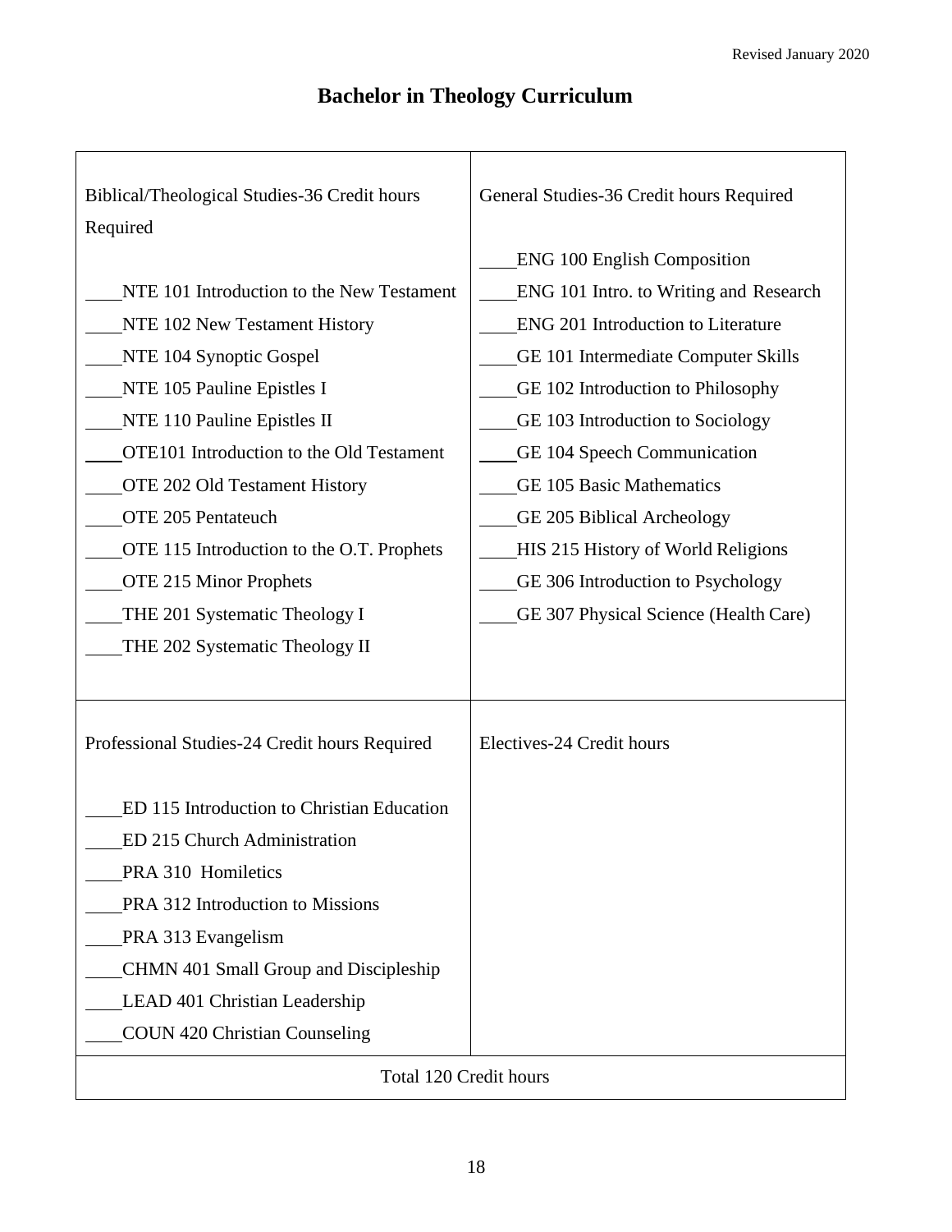Revised January 2020

# Bachelor in Theology Curriculum

| Biblical/Theological Studies-36 Credit hours Required | General Studies-36 Credit hours Required |
|---|---|
| ____NTE 101 Introduction to the New Testament<br>____NTE 102 New Testament History<br>____NTE 104 Synoptic Gospel<br>____NTE 105 Pauline Epistles I<br>____NTE 110 Pauline Epistles II<br>____OTE101 Introduction to the Old Testament<br>____OTE 202 Old Testament History<br>____OTE 205 Pentateuch<br>____OTE 115 Introduction to the O.T. Prophets<br>____OTE 215 Minor Prophets<br>____THE 201 Systematic Theology I<br>____THE 202 Systematic Theology II | ____ENG 100 English Composition<br>____ENG 101 Intro. to Writing and Research<br>____ENG 201 Introduction to Literature<br>____GE 101 Intermediate Computer Skills<br>____GE 102 Introduction to Philosophy<br>____GE 103 Introduction to Sociology<br>____GE 104 Speech Communication<br>____GE 105 Basic Mathematics<br>____GE 205 Biblical Archeology<br>____HIS 215 History of World Religions<br>____GE 306 Introduction to Psychology<br>____GE 307 Physical Science (Health Care) |
| **Professional Studies-24 Credit hours Required** | **Electives-24 Credit hours** |
| ____ED 115 Introduction to Christian Education<br>____ED 215 Church Administration<br>____PRA 310 Homiletics<br>____PRA 312 Introduction to Missions<br>____PRA 313 Evangelism<br>____CHMN 401 Small Group and Discipleship<br>____LEAD 401 Christian Leadership<br>____COUN 420 Christian Counseling | |
| Total 120 Credit hours | |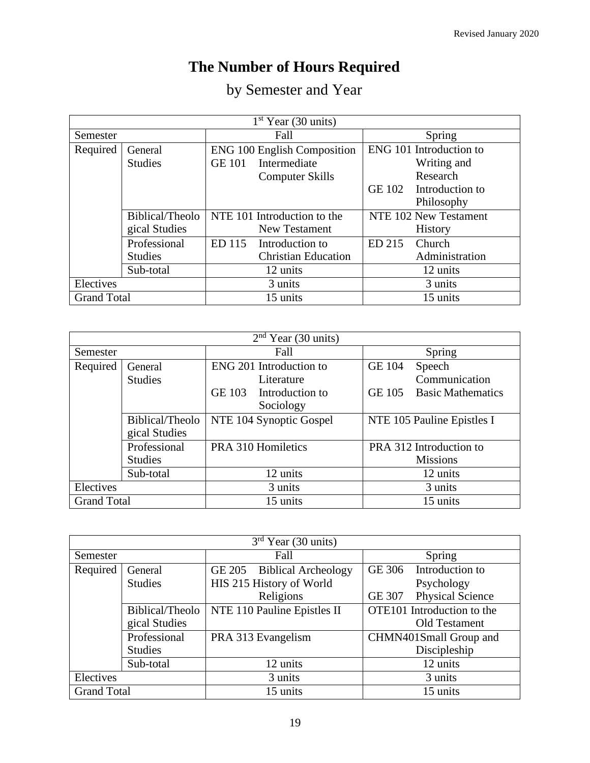# The Number of Hours Required

## by Semester and Year

| 1st Year (30 units) | | | |
|---|---|---|---|
| Semester | | Fall | Spring |
| Required | General Studies | ENG 100 English Composition<br>GE 101 Intermediate Computer Skills | ENG 101 Introduction to Writing and Research<br>GE 102 Introduction to Philosophy |
| | Biblical/Theological Studies | NTE 101 Introduction to the New Testament | NTE 102 New Testament History |
| | Professional Studies | ED 115 Introduction to Christian Education | ED 215 Church Administration |
| | Sub-total | 12 units | 12 units |
| Electives | | 3 units | 3 units |
| Grand Total | | 15 units | 15 units |

| 2nd Year (30 units) | | | |
|---|---|---|---|
| Semester | | Fall | Spring |
| Required | General Studies | ENG 201 Introduction to Literature<br>GE 103 Introduction to Sociology | GE 104 Speech Communication<br>GE 105 Basic Mathematics |
| | Biblical/Theological Studies | NTE 104 Synoptic Gospel | NTE 105 Pauline Epistles I |
| | Professional Studies | PRA 310 Homiletics | PRA 312 Introduction to Missions |
| | Sub-total | 12 units | 12 units |
| Electives | | 3 units | 3 units |
| Grand Total | | 15 units | 15 units |

| 3rd Year (30 units) | | | |
|---|---|---|---|
| Semester | | Fall | Spring |
| Required | General Studies | GE 205 Biblical Archeology<br>HIS 215 History of World Religions | GE 306 Introduction to Psychology<br>GE 307 Physical Science |
| | Biblical/Theological Studies | NTE 110 Pauline Epistles II | OTE101 Introduction to the Old Testament |
| | Professional Studies | PRA 313 Evangelism | CHMN401Small Group and Discipleship |
| | Sub-total | 12 units | 12 units |
| Electives | | 3 units | 3 units |
| Grand Total | | 15 units | 15 units |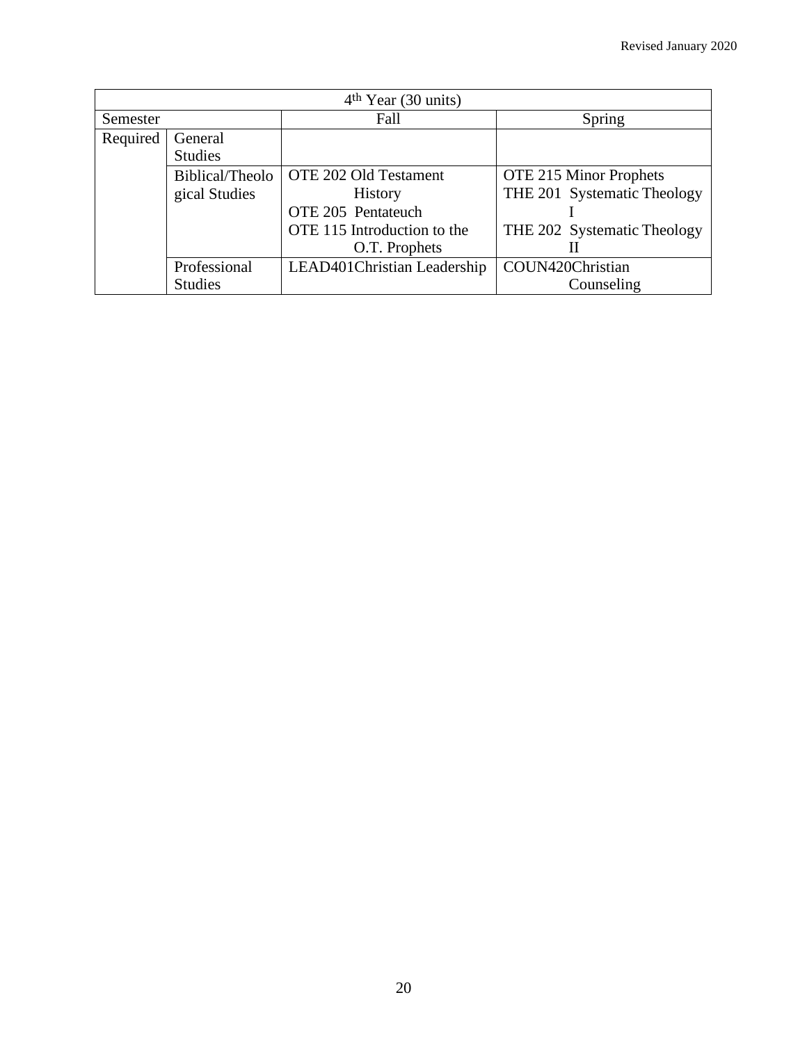| 4th Year (30 units) | | | |
|---|---|---|---|
| Semester | | Fall | Spring |
| Required | General Studies | | |
| | Biblical/Theological Studies | OTE 202 Old Testament History<br>OTE 205 Pentateuch<br>OTE 115 Introduction to the O.T. Prophets | OTE 215 Minor Prophets<br>THE 201 Systematic Theology I<br>THE 202 Systematic Theology II |
| | Professional Studies | LEAD401Christian Leadership | COUN420Christian Counseling |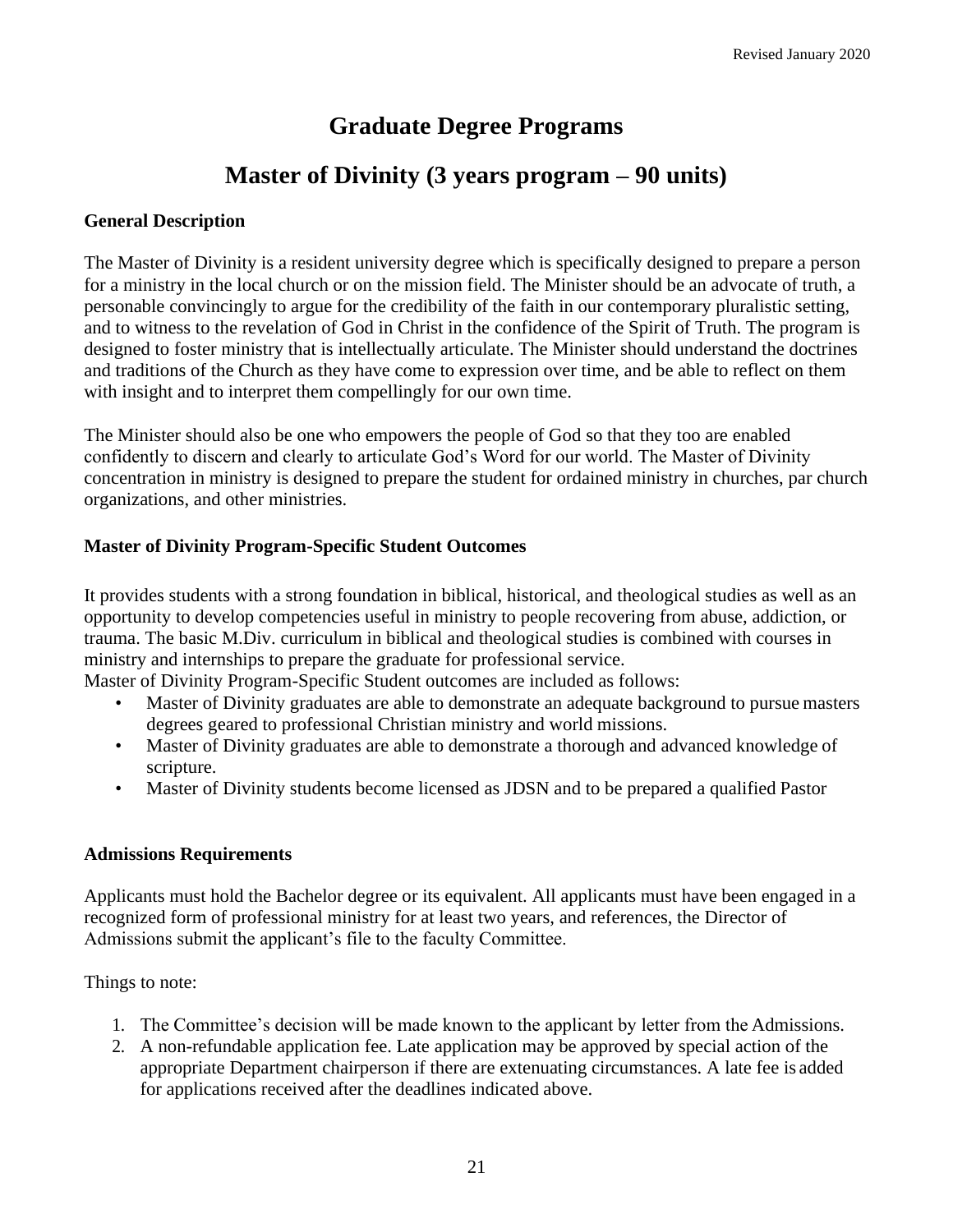# Graduate Degree Programs

## Master of Divinity (3 years program – 90 units)

### General Description

The Master of Divinity is a resident university degree which is specifically designed to prepare a person for a ministry in the local church or on the mission field. The Minister should be an advocate of truth, a personable convincingly to argue for the credibility of the faith in our contemporary pluralistic setting, and to witness to the revelation of God in Christ in the confidence of the Spirit of Truth. The program is designed to foster ministry that is intellectually articulate. The Minister should understand the doctrines and traditions of the Church as they have come to expression over time, and be able to reflect on them with insight and to interpret them compellingly for our own time.

The Minister should also be one who empowers the people of God so that they too are enabled confidently to discern and clearly to articulate God's Word for our world. The Master of Divinity concentration in ministry is designed to prepare the student for ordained ministry in churches, par church organizations, and other ministries.

### Master of Divinity Program-Specific Student Outcomes

It provides students with a strong foundation in biblical, historical, and theological studies as well as an opportunity to develop competencies useful in ministry to people recovering from abuse, addiction, or trauma. The basic M.Div. curriculum in biblical and theological studies is combined with courses in ministry and internships to prepare the graduate for professional service.
Master of Divinity Program-Specific Student outcomes are included as follows:

- Master of Divinity graduates are able to demonstrate an adequate background to pursue masters degrees geared to professional Christian ministry and world missions.
- Master of Divinity graduates are able to demonstrate a thorough and advanced knowledge of scripture.
- Master of Divinity students become licensed as JDSN and to be prepared a qualified Pastor

### Admissions Requirements

Applicants must hold the Bachelor degree or its equivalent. All applicants must have been engaged in a recognized form of professional ministry for at least two years, and references, the Director of Admissions submit the applicant's file to the faculty Committee.

Things to note:

1. The Committee's decision will be made known to the applicant by letter from the Admissions.
2. A non-refundable application fee. Late application may be approved by special action of the appropriate Department chairperson if there are extenuating circumstances. A late fee is added for applications received after the deadlines indicated above.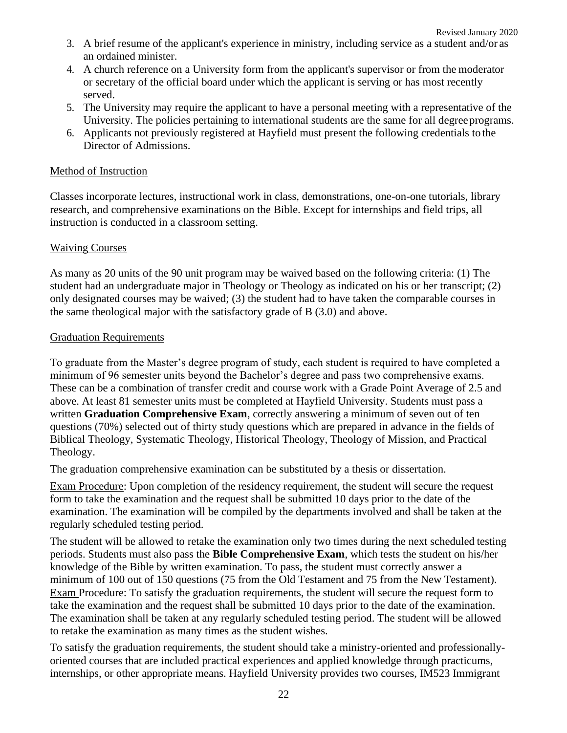3. A brief resume of the applicant's experience in ministry, including service as a student and/or as an ordained minister.
4. A church reference on a University form from the applicant's supervisor or from the moderator or secretary of the official board under which the applicant is serving or has most recently served.
5. The University may require the applicant to have a personal meeting with a representative of the University. The policies pertaining to international students are the same for all degree programs.
6. Applicants not previously registered at Hayfield must present the following credentials to the Director of Admissions.

## Method of Instruction

Classes incorporate lectures, instructional work in class, demonstrations, one-on-one tutorials, library research, and comprehensive examinations on the Bible. Except for internships and field trips, all instruction is conducted in a classroom setting.

## Waiving Courses

As many as 20 units of the 90 unit program may be waived based on the following criteria: (1) The student had an undergraduate major in Theology or Theology as indicated on his or her transcript; (2) only designated courses may be waived; (3) the student had to have taken the comparable courses in the same theological major with the satisfactory grade of B (3.0) and above.

## Graduation Requirements

To graduate from the Master's degree program of study, each student is required to have completed a minimum of 96 semester units beyond the Bachelor's degree and pass two comprehensive exams. These can be a combination of transfer credit and course work with a Grade Point Average of 2.5 and above. At least 81 semester units must be completed at Hayfield University. Students must pass a written **Graduation Comprehensive Exam**, correctly answering a minimum of seven out of ten questions (70%) selected out of thirty study questions which are prepared in advance in the fields of Biblical Theology, Systematic Theology, Historical Theology, Theology of Mission, and Practical Theology.

The graduation comprehensive examination can be substituted by a thesis or dissertation.

Exam Procedure: Upon completion of the residency requirement, the student will secure the request form to take the examination and the request shall be submitted 10 days prior to the date of the examination. The examination will be compiled by the departments involved and shall be taken at the regularly scheduled testing period.

The student will be allowed to retake the examination only two times during the next scheduled testing periods. Students must also pass the **Bible Comprehensive Exam**, which tests the student on his/her knowledge of the Bible by written examination. To pass, the student must correctly answer a minimum of 100 out of 150 questions (75 from the Old Testament and 75 from the New Testament). Exam Procedure: To satisfy the graduation requirements, the student will secure the request form to take the examination and the request shall be submitted 10 days prior to the date of the examination. The examination shall be taken at any regularly scheduled testing period. The student will be allowed to retake the examination as many times as the student wishes.

To satisfy the graduation requirements, the student should take a ministry-oriented and professionally-oriented courses that are included practical experiences and applied knowledge through practicums, internships, or other appropriate means. Hayfield University provides two courses, IM523 Immigrant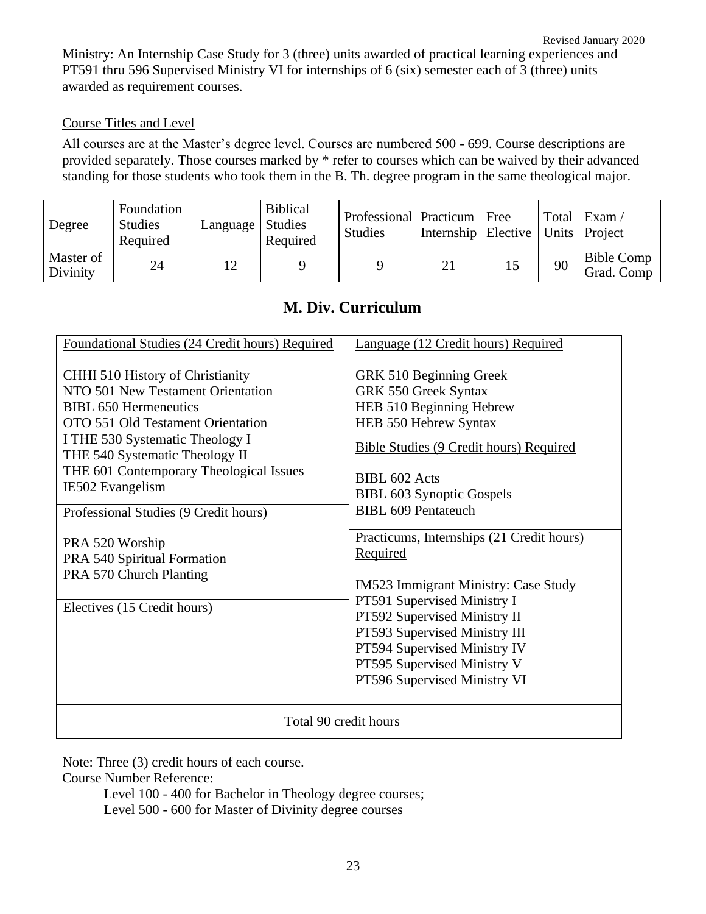Ministry: An Internship Case Study for 3 (three) units awarded of practical learning experiences and PT591 thru 596 Supervised Ministry VI for internships of 6 (six) semester each of 3 (three) units awarded as requirement courses.

Course Titles and Level

All courses are at the Master's degree level. Courses are numbered 500 - 699. Course descriptions are provided separately. Those courses marked by * refer to courses which can be waived by their advanced standing for those students who took them in the B. Th. degree program in the same theological major.

| Degree | Foundation Studies Required | Language | Biblical Studies Required | Professional Studies | Practicum Internship | Free Elective | Total Units | Exam / Project |
|---|---|---|---|---|---|---|---|---|
| Master of Divinity | 24 | 12 | 9 | 9 | 21 | 15 | 90 | Bible Comp Grad. Comp |

## M. Div. Curriculum

| Foundational Studies (24 Credit hours) Required | Language (12 Credit hours) Required |
|---|---|
| CHHI 510 History of Christianity<br>NTO 501 New Testament Orientation<br>BIBL 650 Hermeneutics<br>OTO 551 Old Testament Orientation<br>I THE 530 Systematic Theology I<br>THE 540 Systematic Theology II<br>THE 601 Contemporary Theological Issues<br>IE502 Evangelism | GRK 510 Beginning Greek<br>GRK 550 Greek Syntax<br>HEB 510 Beginning Hebrew<br>HEB 550 Hebrew Syntax<br><br>Bible Studies (9 Credit hours) Required<br><br>BIBL 602 Acts<br>BIBL 603 Synoptic Gospels<br>BIBL 609 Pentateuch |
| Professional Studies (9 Credit hours)<br><br>PRA 520 Worship<br>PRA 540 Spiritual Formation<br>PRA 570 Church Planting<br><br>Electives (15 Credit hours) | Practicums, Internships (21 Credit hours) Required<br><br>IM523 Immigrant Ministry: Case Study<br>PT591 Supervised Ministry I<br>PT592 Supervised Ministry II<br>PT593 Supervised Ministry III<br>PT594 Supervised Ministry IV<br>PT595 Supervised Ministry V<br>PT596 Supervised Ministry VI |
| Total 90 credit hours | |

Note: Three (3) credit hours of each course.

Course Number Reference:

Level 100 - 400 for Bachelor in Theology degree courses;

Level 500 - 600 for Master of Divinity degree courses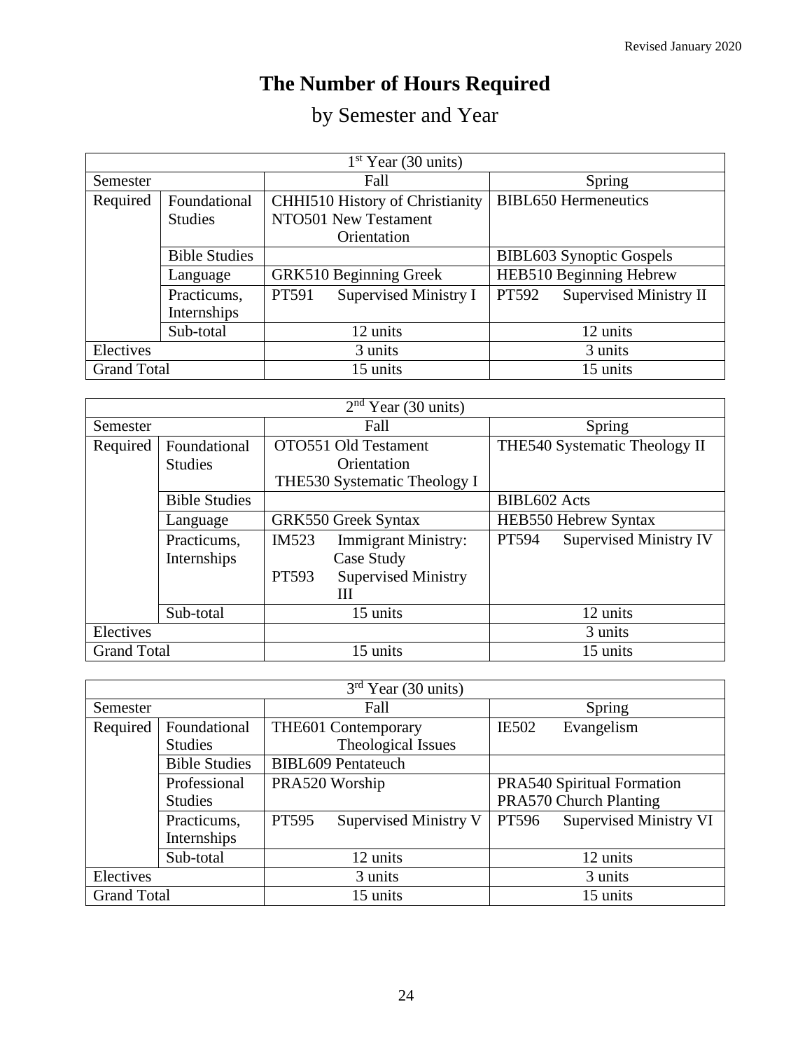# The Number of Hours Required

## by Semester and Year

| 1st Year (30 units) | | | |
|---|---|---|---|
| Semester | | Fall | Spring |
| Required | Foundational Studies | CHHI510 History of Christianity<br>NTO501 New Testament Orientation | BIBL650 Hermeneutics |
| | Bible Studies | | BIBL603 Synoptic Gospels |
| | Language | GRK510 Beginning Greek | HEB510 Beginning Hebrew |
| | Practicums, Internships | PT591 Supervised Ministry I | PT592 Supervised Ministry II |
| | Sub-total | 12 units | 12 units |
| Electives | | 3 units | 3 units |
| Grand Total | | 15 units | 15 units |

| 2nd Year (30 units) | | | |
|---|---|---|---|
| Semester | | Fall | Spring |
| Required | Foundational Studies | OTO551 Old Testament Orientation<br>THE530 Systematic Theology I | THE540 Systematic Theology II |
| | Bible Studies | | BIBL602 Acts |
| | Language | GRK550 Greek Syntax | HEB550 Hebrew Syntax |
| | Practicums, Internships | IM523 Immigrant Ministry: Case Study<br>PT593 Supervised Ministry III | PT594 Supervised Ministry IV |
| | Sub-total | 15 units | 12 units |
| Electives | | | 3 units |
| Grand Total | | 15 units | 15 units |

| 3rd Year (30 units) | | | |
|---|---|---|---|
| Semester | | Fall | Spring |
| Required | Foundational Studies | THE601 Contemporary Theological Issues | IE502 Evangelism |
| | Bible Studies | BIBL609 Pentateuch | |
| | Professional Studies | PRA520 Worship | PRA540 Spiritual Formation<br>PRA570 Church Planting |
| | Practicums, Internships | PT595 Supervised Ministry V | PT596 Supervised Ministry VI |
| | Sub-total | 12 units | 12 units |
| Electives | | 3 units | 3 units |
| Grand Total | | 15 units | 15 units |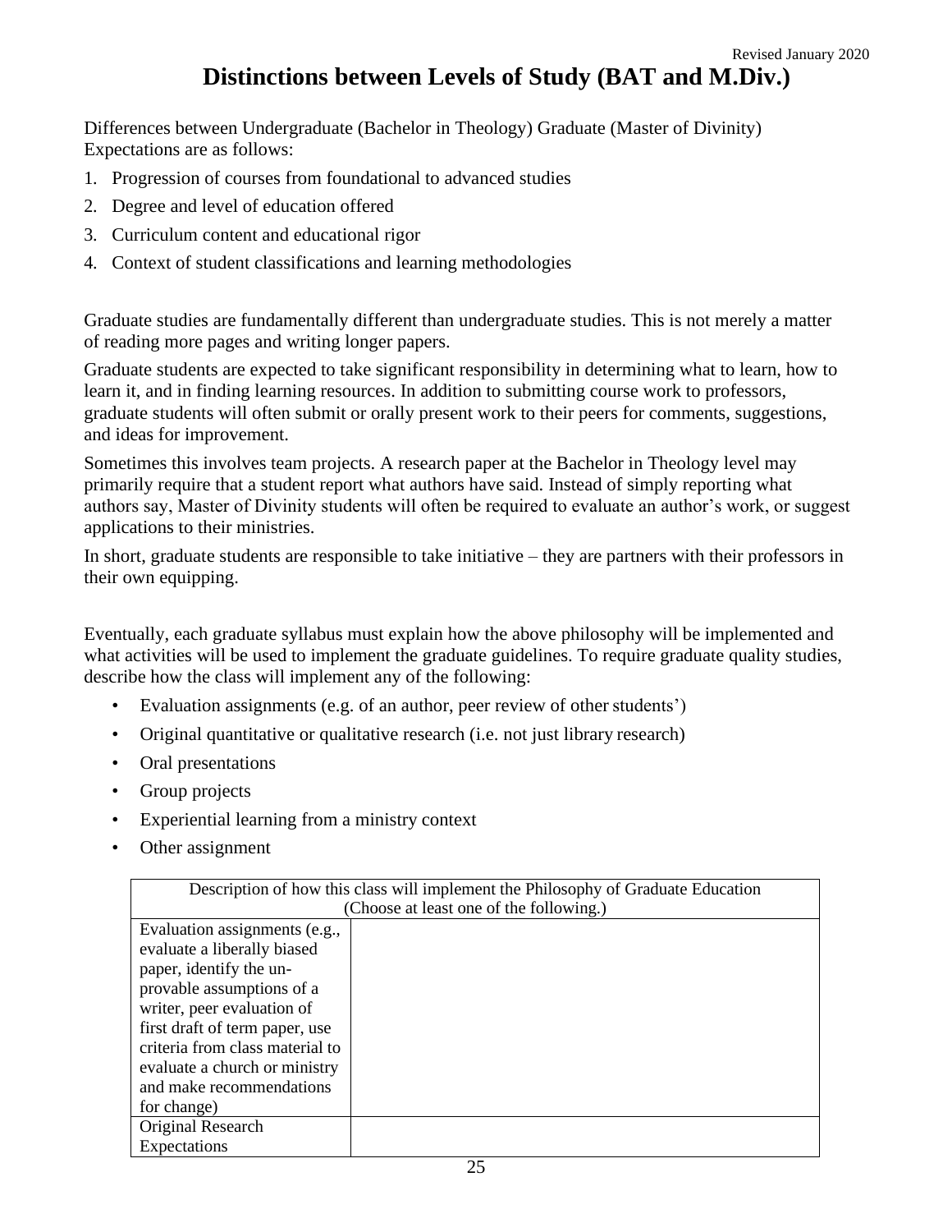Revised January 2020

# Distinctions between Levels of Study (BAT and M.Div.)

Differences between Undergraduate (Bachelor in Theology) Graduate (Master of Divinity) Expectations are as follows:

1. Progression of courses from foundational to advanced studies
2. Degree and level of education offered
3. Curriculum content and educational rigor
4. Context of student classifications and learning methodologies

Graduate studies are fundamentally different than undergraduate studies. This is not merely a matter of reading more pages and writing longer papers.

Graduate students are expected to take significant responsibility in determining what to learn, how to learn it, and in finding learning resources. In addition to submitting course work to professors, graduate students will often submit or orally present work to their peers for comments, suggestions, and ideas for improvement.

Sometimes this involves team projects. A research paper at the Bachelor in Theology level may primarily require that a student report what authors have said. Instead of simply reporting what authors say, Master of Divinity students will often be required to evaluate an author's work, or suggest applications to their ministries.

In short, graduate students are responsible to take initiative – they are partners with their professors in their own equipping.

Eventually, each graduate syllabus must explain how the above philosophy will be implemented and what activities will be used to implement the graduate guidelines. To require graduate quality studies, describe how the class will implement any of the following:

- Evaluation assignments (e.g. of an author, peer review of other students')
- Original quantitative or qualitative research (i.e. not just library research)
- Oral presentations
- Group projects
- Experiential learning from a ministry context
- Other assignment

| Description of how this class will implement the Philosophy of Graduate Education (Choose at least one of the following.) | |
|---|---|
| Evaluation assignments (e.g., evaluate a liberally biased paper, identify the un-provable assumptions of a writer, peer evaluation of first draft of term paper, use criteria from class material to evaluate a church or ministry and make recommendations for change) | |
| Original Research Expectations | |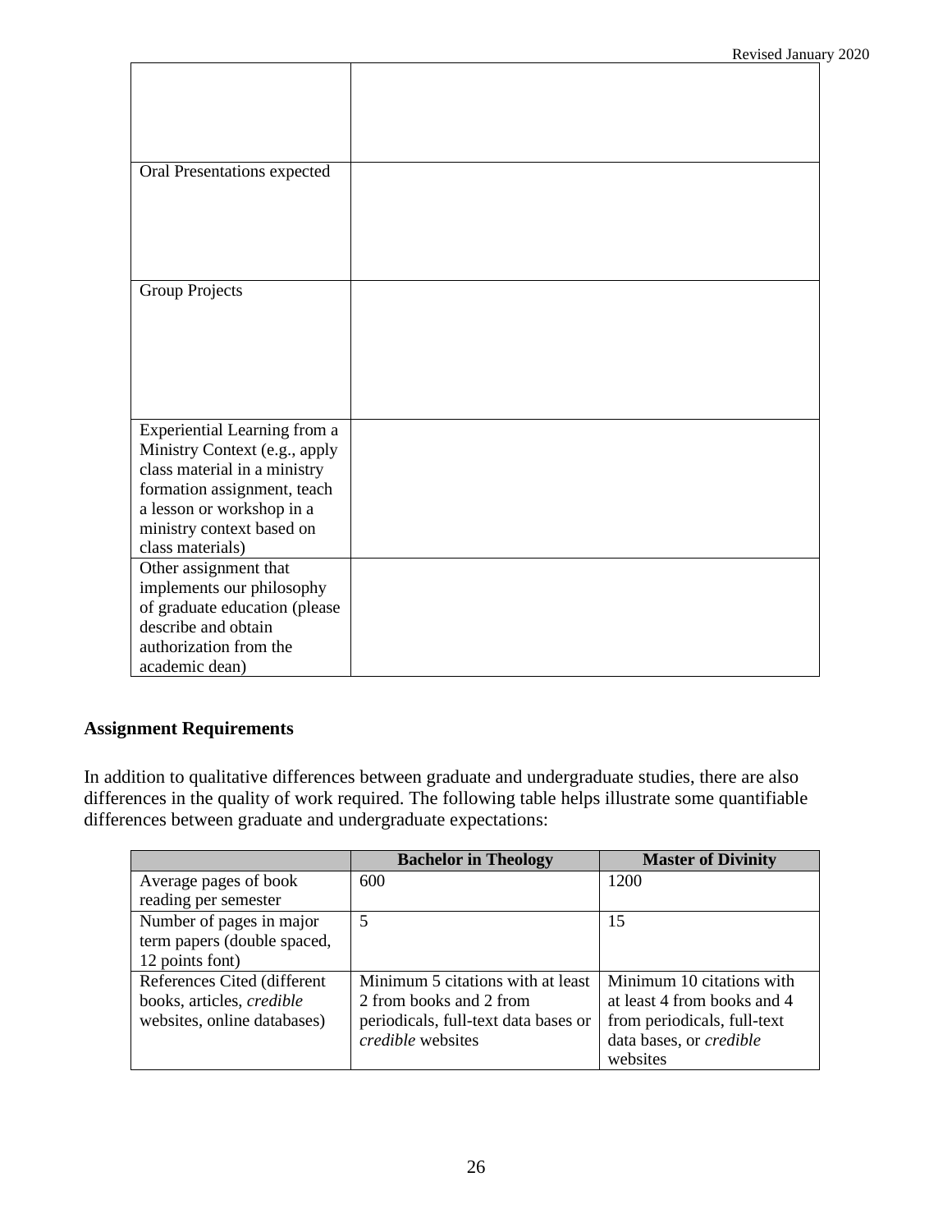| | |
|---|---|
| | |
| Oral Presentations expected | |
| Group Projects | |
| Experiential Learning from a Ministry Context (e.g., apply class material in a ministry formation assignment, teach a lesson or workshop in a ministry context based on class materials) | |
| Other assignment that implements our philosophy of graduate education (please describe and obtain authorization from the academic dean) | |

**Assignment Requirements**

In addition to qualitative differences between graduate and undergraduate studies, there are also differences in the quality of work required. The following table helps illustrate some quantifiable differences between graduate and undergraduate expectations:

| | **Bachelor in Theology** | **Master of Divinity** |
|---|---|---|
| Average pages of book reading per semester | 600 | 1200 |
| Number of pages in major term papers (double spaced, 12 points font) | 5 | 15 |
| References Cited (different books, articles, *credible* websites, online databases) | Minimum 5 citations with at least 2 from books and 2 from periodicals, full-text data bases or *credible* websites | Minimum 10 citations with at least 4 from books and 4 from periodicals, full-text data bases, or *credible* websites |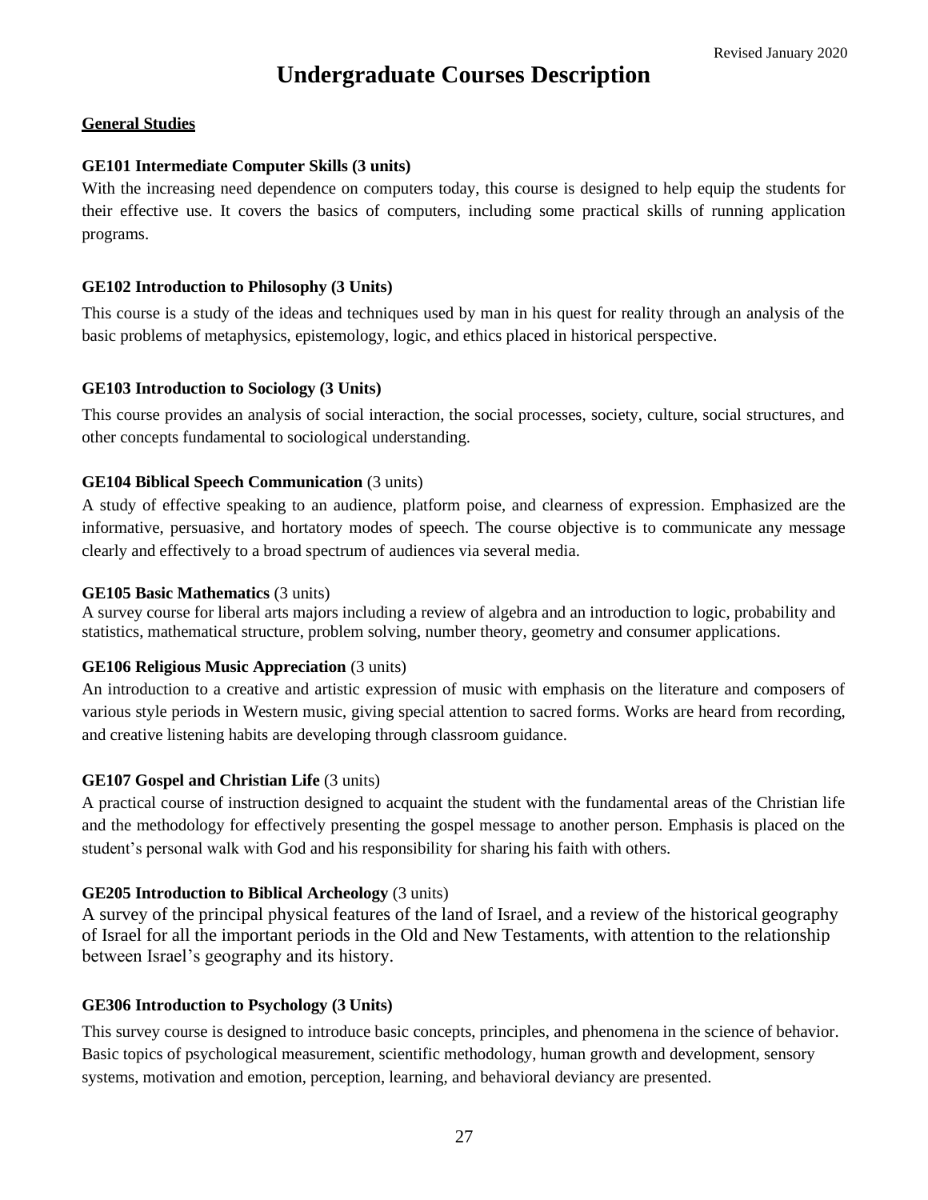Revised January 2020

# Undergraduate Courses Description

## General Studies

### GE101 Intermediate Computer Skills (3 units)

With the increasing need dependence on computers today, this course is designed to help equip the students for their effective use. It covers the basics of computers, including some practical skills of running application programs.

### GE102 Introduction to Philosophy (3 Units)

This course is a study of the ideas and techniques used by man in his quest for reality through an analysis of the basic problems of metaphysics, epistemology, logic, and ethics placed in historical perspective.

### GE103 Introduction to Sociology (3 Units)

This course provides an analysis of social interaction, the social processes, society, culture, social structures, and other concepts fundamental to sociological understanding.

### GE104 Biblical Speech Communication (3 units)

A study of effective speaking to an audience, platform poise, and clearness of expression. Emphasized are the informative, persuasive, and hortatory modes of speech. The course objective is to communicate any message clearly and effectively to a broad spectrum of audiences via several media.

### GE105 Basic Mathematics (3 units)

A survey course for liberal arts majors including a review of algebra and an introduction to logic, probability and statistics, mathematical structure, problem solving, number theory, geometry and consumer applications.

### GE106 Religious Music Appreciation (3 units)

An introduction to a creative and artistic expression of music with emphasis on the literature and composers of various style periods in Western music, giving special attention to sacred forms. Works are heard from recording, and creative listening habits are developing through classroom guidance.

### GE107 Gospel and Christian Life (3 units)

A practical course of instruction designed to acquaint the student with the fundamental areas of the Christian life and the methodology for effectively presenting the gospel message to another person. Emphasis is placed on the student's personal walk with God and his responsibility for sharing his faith with others.

### GE205 Introduction to Biblical Archeology (3 units)

A survey of the principal physical features of the land of Israel, and a review of the historical geography of Israel for all the important periods in the Old and New Testaments, with attention to the relationship between Israel's geography and its history.

### GE306 Introduction to Psychology (3 Units)

This survey course is designed to introduce basic concepts, principles, and phenomena in the science of behavior. Basic topics of psychological measurement, scientific methodology, human growth and development, sensory systems, motivation and emotion, perception, learning, and behavioral deviancy are presented.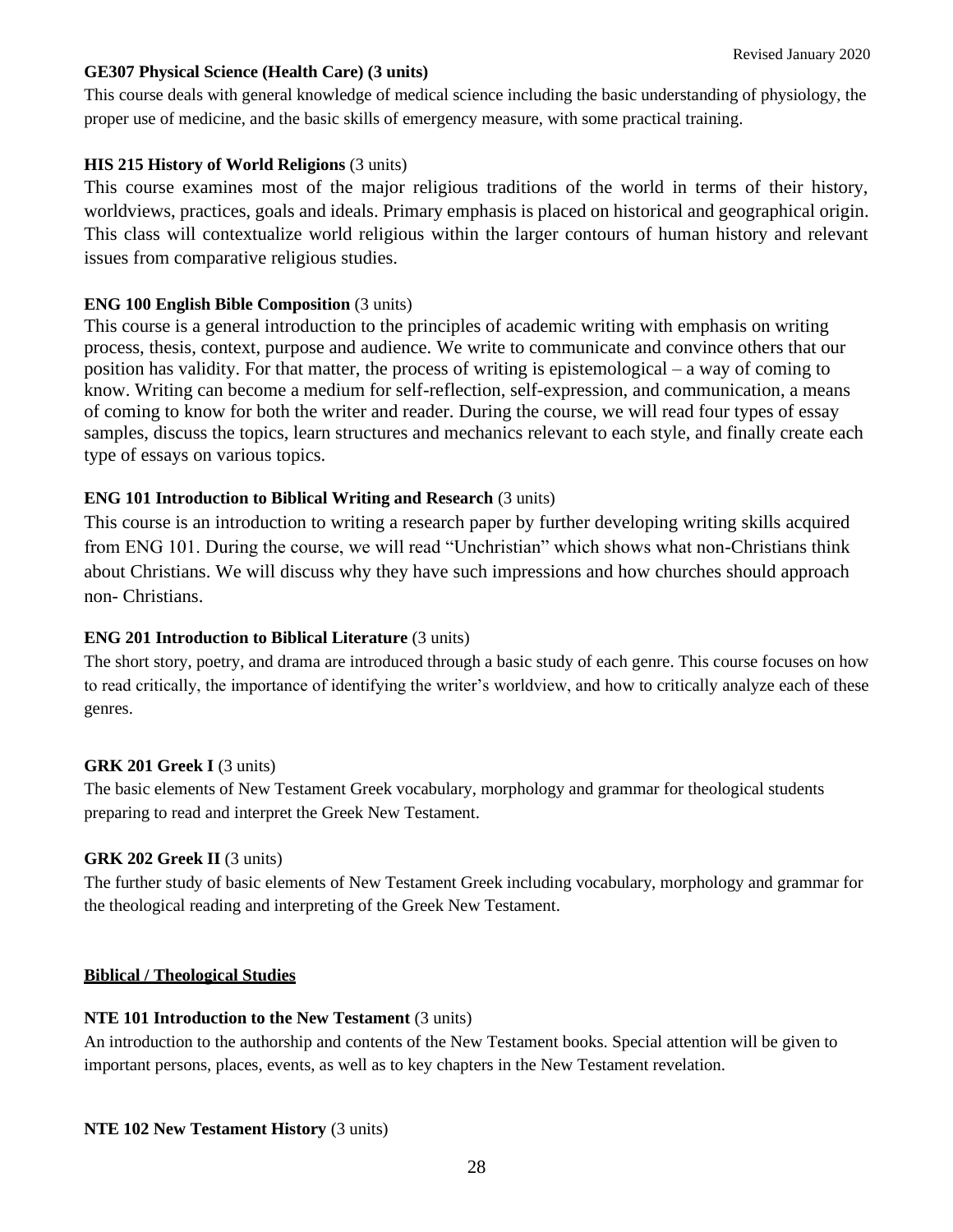**GE307 Physical Science (Health Care) (3 units)**

This course deals with general knowledge of medical science including the basic understanding of physiology, the proper use of medicine, and the basic skills of emergency measure, with some practical training.

**HIS 215 History of World Religions** (3 units)

This course examines most of the major religious traditions of the world in terms of their history, worldviews, practices, goals and ideals. Primary emphasis is placed on historical and geographical origin. This class will contextualize world religious within the larger contours of human history and relevant issues from comparative religious studies.

**ENG 100 English Bible Composition** (3 units)

This course is a general introduction to the principles of academic writing with emphasis on writing process, thesis, context, purpose and audience. We write to communicate and convince others that our position has validity. For that matter, the process of writing is epistemological – a way of coming to know. Writing can become a medium for self-reflection, self-expression, and communication, a means of coming to know for both the writer and reader. During the course, we will read four types of essay samples, discuss the topics, learn structures and mechanics relevant to each style, and finally create each type of essays on various topics.

**ENG 101 Introduction to Biblical Writing and Research** (3 units)

This course is an introduction to writing a research paper by further developing writing skills acquired from ENG 101. During the course, we will read "Unchristian" which shows what non-Christians think about Christians. We will discuss why they have such impressions and how churches should approach non- Christians.

**ENG 201 Introduction to Biblical Literature** (3 units)

The short story, poetry, and drama are introduced through a basic study of each genre. This course focuses on how to read critically, the importance of identifying the writer's worldview, and how to critically analyze each of these genres.

**GRK 201 Greek I** (3 units)

The basic elements of New Testament Greek vocabulary, morphology and grammar for theological students preparing to read and interpret the Greek New Testament.

**GRK 202 Greek II** (3 units)

The further study of basic elements of New Testament Greek including vocabulary, morphology and grammar for the theological reading and interpreting of the Greek New Testament.

## Biblical / Theological Studies

**NTE 101 Introduction to the New Testament** (3 units)

An introduction to the authorship and contents of the New Testament books. Special attention will be given to important persons, places, events, as well as to key chapters in the New Testament revelation.

**NTE 102 New Testament History** (3 units)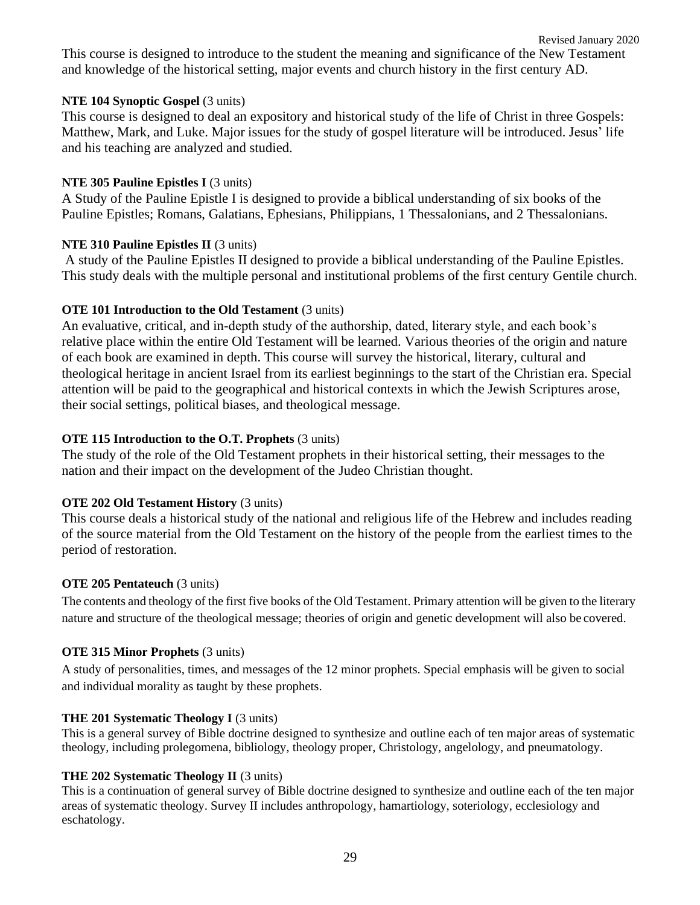This course is designed to introduce to the student the meaning and significance of the New Testament and knowledge of the historical setting, major events and church history in the first century AD.

**NTE 104 Synoptic Gospel** (3 units)
This course is designed to deal an expository and historical study of the life of Christ in three Gospels: Matthew, Mark, and Luke. Major issues for the study of gospel literature will be introduced. Jesus' life and his teaching are analyzed and studied.

**NTE 305 Pauline Epistles I** (3 units)
A Study of the Pauline Epistle I is designed to provide a biblical understanding of six books of the Pauline Epistles; Romans, Galatians, Ephesians, Philippians, 1 Thessalonians, and 2 Thessalonians.

**NTE 310 Pauline Epistles II** (3 units)
A study of the Pauline Epistles II designed to provide a biblical understanding of the Pauline Epistles. This study deals with the multiple personal and institutional problems of the first century Gentile church.

**OTE 101 Introduction to the Old Testament** (3 units)
An evaluative, critical, and in-depth study of the authorship, dated, literary style, and each book's relative place within the entire Old Testament will be learned. Various theories of the origin and nature of each book are examined in depth. This course will survey the historical, literary, cultural and theological heritage in ancient Israel from its earliest beginnings to the start of the Christian era. Special attention will be paid to the geographical and historical contexts in which the Jewish Scriptures arose, their social settings, political biases, and theological message.

**OTE 115 Introduction to the O.T. Prophets** (3 units)
The study of the role of the Old Testament prophets in their historical setting, their messages to the nation and their impact on the development of the Judeo Christian thought.

**OTE 202 Old Testament History** (3 units)
This course deals a historical study of the national and religious life of the Hebrew and includes reading of the source material from the Old Testament on the history of the people from the earliest times to the period of restoration.

**OTE 205 Pentateuch** (3 units)
The contents and theology of the first five books of the Old Testament. Primary attention will be given to the literary nature and structure of the theological message; theories of origin and genetic development will also be covered.

**OTE 315 Minor Prophets** (3 units)
A study of personalities, times, and messages of the 12 minor prophets. Special emphasis will be given to social and individual morality as taught by these prophets.

**THE 201 Systematic Theology I** (3 units)
This is a general survey of Bible doctrine designed to synthesize and outline each of ten major areas of systematic theology, including prolegomena, bibliology, theology proper, Christology, angelology, and pneumatology.

**THE 202 Systematic Theology II** (3 units)
This is a continuation of general survey of Bible doctrine designed to synthesize and outline each of the ten major areas of systematic theology. Survey II includes anthropology, hamartiology, soteriology, ecclesiology and eschatology.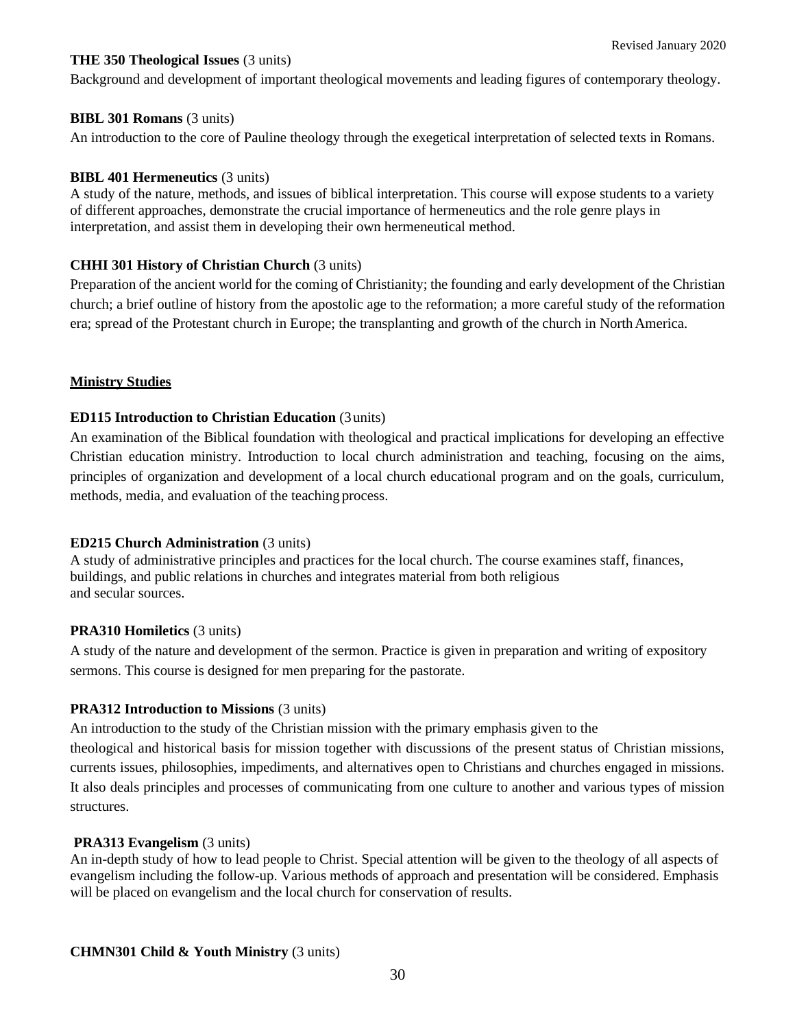**THE 350 Theological Issues** (3 units)
Background and development of important theological movements and leading figures of contemporary theology.

**BIBL 301 Romans** (3 units)
An introduction to the core of Pauline theology through the exegetical interpretation of selected texts in Romans.

**BIBL 401 Hermeneutics** (3 units)
A study of the nature, methods, and issues of biblical interpretation. This course will expose students to a variety of different approaches, demonstrate the crucial importance of hermeneutics and the role genre plays in interpretation, and assist them in developing their own hermeneutical method.

**CHHI 301 History of Christian Church** (3 units)
Preparation of the ancient world for the coming of Christianity; the founding and early development of the Christian church; a brief outline of history from the apostolic age to the reformation; a more careful study of the reformation era; spread of the Protestant church in Europe; the transplanting and growth of the church in North America.

## Ministry Studies

**ED115 Introduction to Christian Education** (3 units)
An examination of the Biblical foundation with theological and practical implications for developing an effective Christian education ministry. Introduction to local church administration and teaching, focusing on the aims, principles of organization and development of a local church educational program and on the goals, curriculum, methods, media, and evaluation of the teaching process.

**ED215 Church Administration** (3 units)
A study of administrative principles and practices for the local church. The course examines staff, finances, buildings, and public relations in churches and integrates material from both religious and secular sources.

**PRA310 Homiletics** (3 units)
A study of the nature and development of the sermon. Practice is given in preparation and writing of expository sermons. This course is designed for men preparing for the pastorate.

**PRA312 Introduction to Missions** (3 units)
An introduction to the study of the Christian mission with the primary emphasis given to the theological and historical basis for mission together with discussions of the present status of Christian missions, currents issues, philosophies, impediments, and alternatives open to Christians and churches engaged in missions. It also deals principles and processes of communicating from one culture to another and various types of mission structures.

**PRA313 Evangelism** (3 units)
An in-depth study of how to lead people to Christ. Special attention will be given to the theology of all aspects of evangelism including the follow-up. Various methods of approach and presentation will be considered. Emphasis will be placed on evangelism and the local church for conservation of results.

**CHMN301 Child & Youth Ministry** (3 units)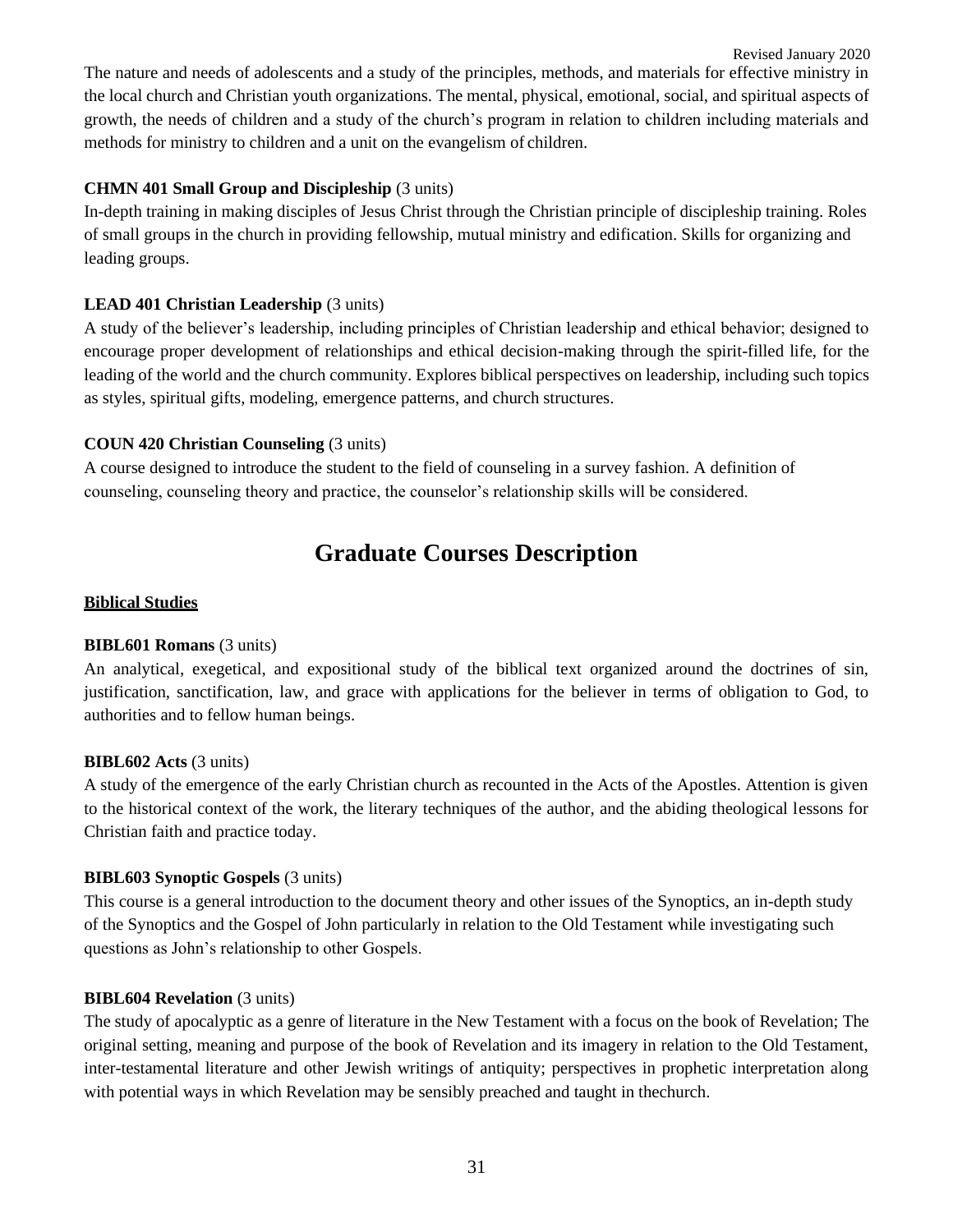The nature and needs of adolescents and a study of the principles, methods, and materials for effective ministry in the local church and Christian youth organizations. The mental, physical, emotional, social, and spiritual aspects of growth, the needs of children and a study of the church's program in relation to children including materials and methods for ministry to children and a unit on the evangelism of children.

**CHMN 401 Small Group and Discipleship** (3 units)
In-depth training in making disciples of Jesus Christ through the Christian principle of discipleship training. Roles of small groups in the church in providing fellowship, mutual ministry and edification. Skills for organizing and leading groups.

**LEAD 401 Christian Leadership** (3 units)
A study of the believer's leadership, including principles of Christian leadership and ethical behavior; designed to encourage proper development of relationships and ethical decision-making through the spirit-filled life, for the leading of the world and the church community. Explores biblical perspectives on leadership, including such topics as styles, spiritual gifts, modeling, emergence patterns, and church structures.

**COUN 420 Christian Counseling** (3 units)
A course designed to introduce the student to the field of counseling in a survey fashion. A definition of counseling, counseling theory and practice, the counselor's relationship skills will be considered.

# Graduate Courses Description

**Biblical Studies**

**BIBL601 Romans** (3 units)
An analytical, exegetical, and expositional study of the biblical text organized around the doctrines of sin, justification, sanctification, law, and grace with applications for the believer in terms of obligation to God, to authorities and to fellow human beings.

**BIBL602 Acts** (3 units)
A study of the emergence of the early Christian church as recounted in the Acts of the Apostles. Attention is given to the historical context of the work, the literary techniques of the author, and the abiding theological lessons for Christian faith and practice today.

**BIBL603 Synoptic Gospels** (3 units)
This course is a general introduction to the document theory and other issues of the Synoptics, an in-depth study of the Synoptics and the Gospel of John particularly in relation to the Old Testament while investigating such questions as John's relationship to other Gospels.

**BIBL604 Revelation** (3 units)
The study of apocalyptic as a genre of literature in the New Testament with a focus on the book of Revelation; The original setting, meaning and purpose of the book of Revelation and its imagery in relation to the Old Testament, inter-testamental literature and other Jewish writings of antiquity; perspectives in prophetic interpretation along with potential ways in which Revelation may be sensibly preached and taught in thechurch.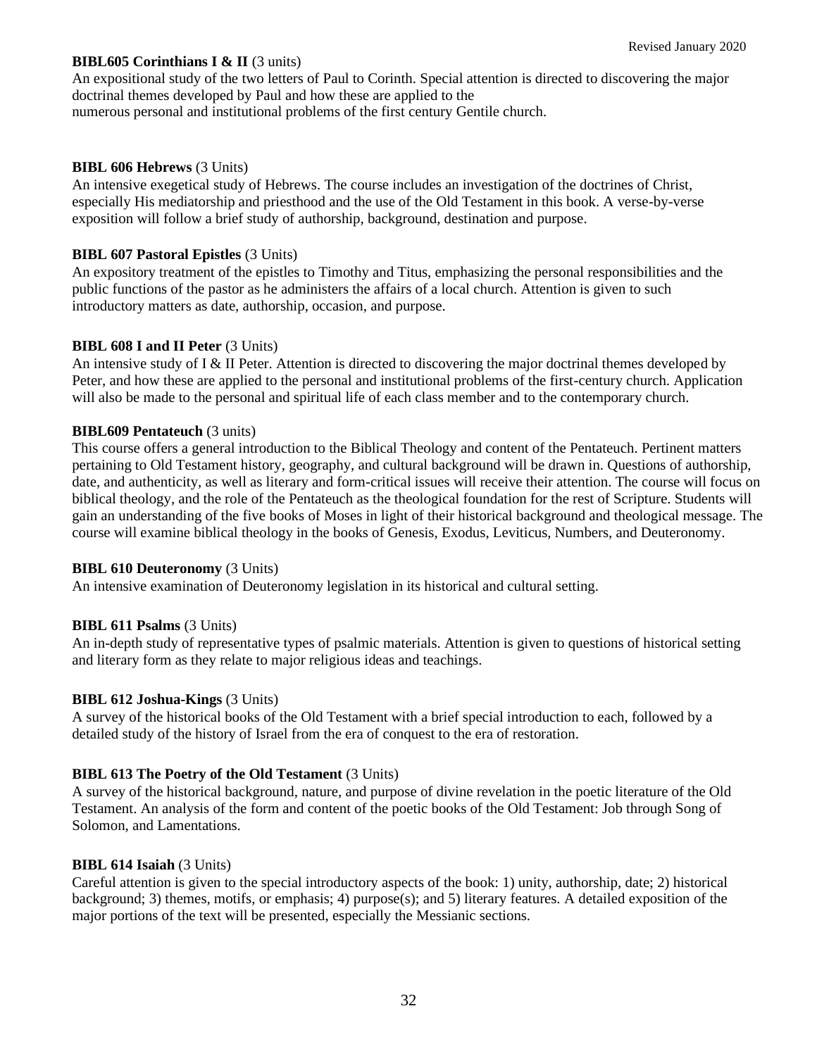**BIBL605 Corinthians I & II** (3 units)
An expositional study of the two letters of Paul to Corinth. Special attention is directed to discovering the major doctrinal themes developed by Paul and how these are applied to the numerous personal and institutional problems of the first century Gentile church.

**BIBL 606 Hebrews** (3 Units)
An intensive exegetical study of Hebrews. The course includes an investigation of the doctrines of Christ, especially His mediatorship and priesthood and the use of the Old Testament in this book. A verse-by-verse exposition will follow a brief study of authorship, background, destination and purpose.

**BIBL 607 Pastoral Epistles** (3 Units)
An expository treatment of the epistles to Timothy and Titus, emphasizing the personal responsibilities and the public functions of the pastor as he administers the affairs of a local church. Attention is given to such introductory matters as date, authorship, occasion, and purpose.

**BIBL 608 I and II Peter** (3 Units)
An intensive study of I & II Peter. Attention is directed to discovering the major doctrinal themes developed by Peter, and how these are applied to the personal and institutional problems of the first-century church. Application will also be made to the personal and spiritual life of each class member and to the contemporary church.

**BIBL609 Pentateuch** (3 units)
This course offers a general introduction to the Biblical Theology and content of the Pentateuch. Pertinent matters pertaining to Old Testament history, geography, and cultural background will be drawn in. Questions of authorship, date, and authenticity, as well as literary and form-critical issues will receive their attention. The course will focus on biblical theology, and the role of the Pentateuch as the theological foundation for the rest of Scripture. Students will gain an understanding of the five books of Moses in light of their historical background and theological message. The course will examine biblical theology in the books of Genesis, Exodus, Leviticus, Numbers, and Deuteronomy.

**BIBL 610 Deuteronomy** (3 Units)
An intensive examination of Deuteronomy legislation in its historical and cultural setting.

**BIBL 611 Psalms** (3 Units)
An in-depth study of representative types of psalmic materials. Attention is given to questions of historical setting and literary form as they relate to major religious ideas and teachings.

**BIBL 612 Joshua-Kings** (3 Units)
A survey of the historical books of the Old Testament with a brief special introduction to each, followed by a detailed study of the history of Israel from the era of conquest to the era of restoration.

**BIBL 613 The Poetry of the Old Testament** (3 Units)
A survey of the historical background, nature, and purpose of divine revelation in the poetic literature of the Old Testament. An analysis of the form and content of the poetic books of the Old Testament: Job through Song of Solomon, and Lamentations.

**BIBL 614 Isaiah** (3 Units)
Careful attention is given to the special introductory aspects of the book: 1) unity, authorship, date; 2) historical background; 3) themes, motifs, or emphasis; 4) purpose(s); and 5) literary features. A detailed exposition of the major portions of the text will be presented, especially the Messianic sections.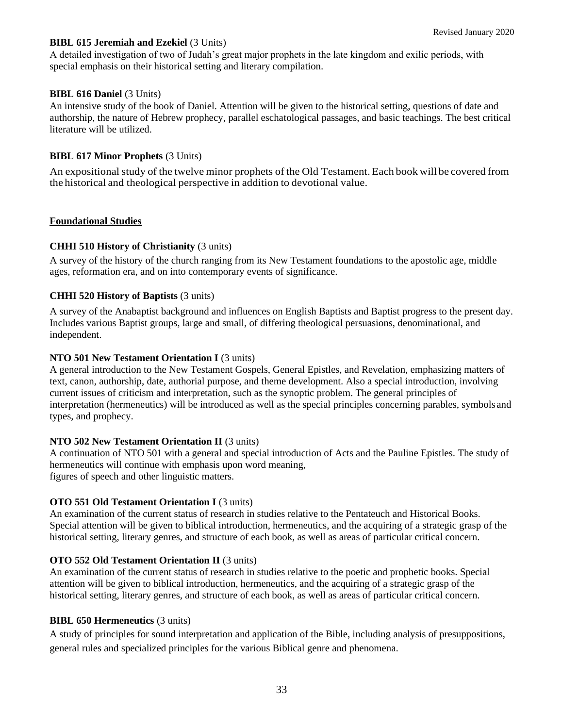**BIBL 615 Jeremiah and Ezekiel** (3 Units)
A detailed investigation of two of Judah's great major prophets in the late kingdom and exilic periods, with special emphasis on their historical setting and literary compilation.

**BIBL 616 Daniel** (3 Units)
An intensive study of the book of Daniel. Attention will be given to the historical setting, questions of date and authorship, the nature of Hebrew prophecy, parallel eschatological passages, and basic teachings. The best critical literature will be utilized.

**BIBL 617 Minor Prophets** (3 Units)
An expositional study of the twelve minor prophets of the Old Testament. Each book will be covered from the historical and theological perspective in addition to devotional value.

## Foundational Studies

**CHHI 510 History of Christianity** (3 units)
A survey of the history of the church ranging from its New Testament foundations to the apostolic age, middle ages, reformation era, and on into contemporary events of significance.

**CHHI 520 History of Baptists** (3 units)
A survey of the Anabaptist background and influences on English Baptists and Baptist progress to the present day. Includes various Baptist groups, large and small, of differing theological persuasions, denominational, and independent.

**NTO 501 New Testament Orientation I** (3 units)
A general introduction to the New Testament Gospels, General Epistles, and Revelation, emphasizing matters of text, canon, authorship, date, authorial purpose, and theme development. Also a special introduction, involving current issues of criticism and interpretation, such as the synoptic problem. The general principles of interpretation (hermeneutics) will be introduced as well as the special principles concerning parables, symbols and types, and prophecy.

**NTO 502 New Testament Orientation II** (3 units)
A continuation of NTO 501 with a general and special introduction of Acts and the Pauline Epistles. The study of hermeneutics will continue with emphasis upon word meaning, figures of speech and other linguistic matters.

**OTO 551 Old Testament Orientation I** (3 units)
An examination of the current status of research in studies relative to the Pentateuch and Historical Books. Special attention will be given to biblical introduction, hermeneutics, and the acquiring of a strategic grasp of the historical setting, literary genres, and structure of each book, as well as areas of particular critical concern.

**OTO 552 Old Testament Orientation II** (3 units)
An examination of the current status of research in studies relative to the poetic and prophetic books. Special attention will be given to biblical introduction, hermeneutics, and the acquiring of a strategic grasp of the historical setting, literary genres, and structure of each book, as well as areas of particular critical concern.

**BIBL 650 Hermeneutics** (3 units)
A study of principles for sound interpretation and application of the Bible, including analysis of presuppositions, general rules and specialized principles for the various Biblical genre and phenomena.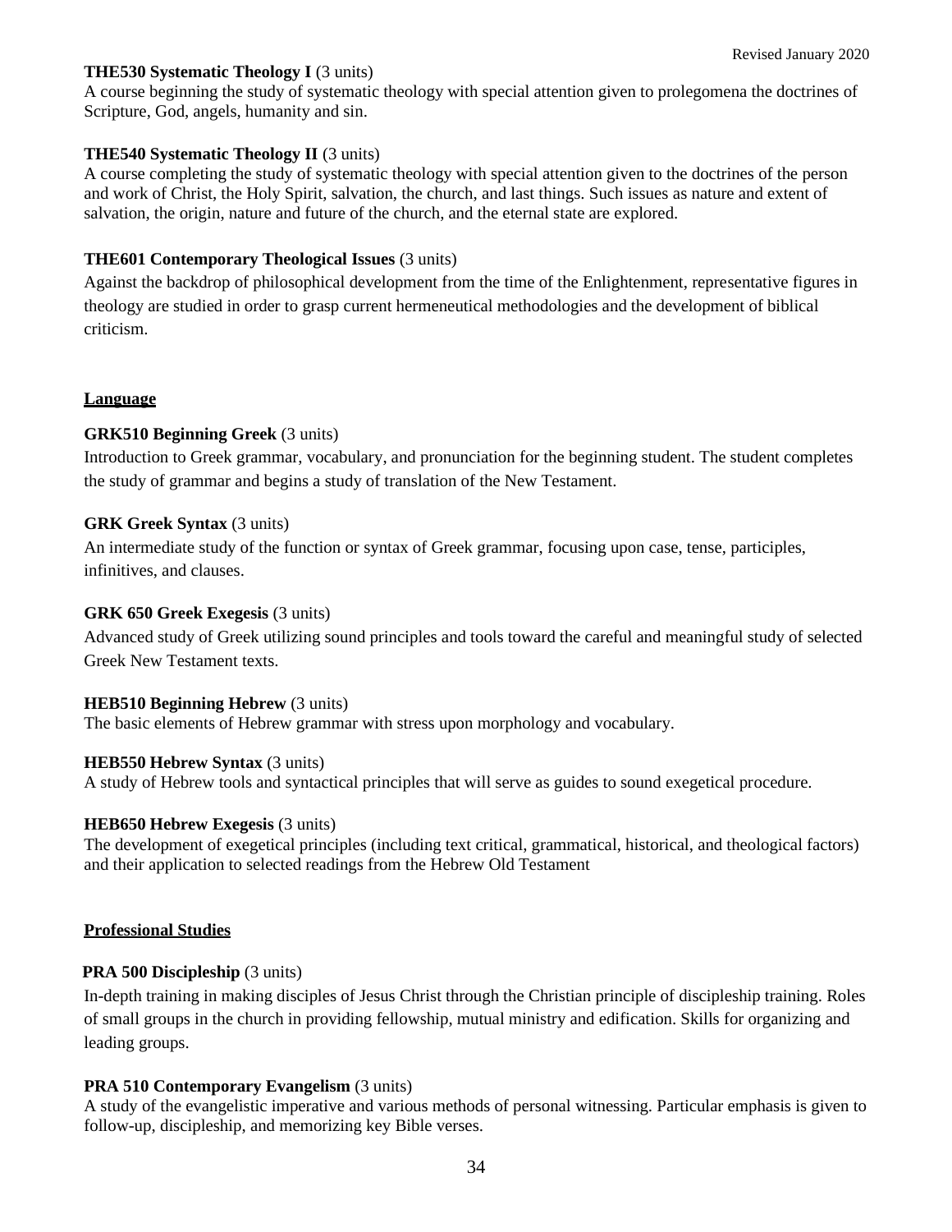**THE530 Systematic Theology I** (3 units)
A course beginning the study of systematic theology with special attention given to prolegomena the doctrines of Scripture, God, angels, humanity and sin.

**THE540 Systematic Theology II** (3 units)
A course completing the study of systematic theology with special attention given to the doctrines of the person and work of Christ, the Holy Spirit, salvation, the church, and last things. Such issues as nature and extent of salvation, the origin, nature and future of the church, and the eternal state are explored.

**THE601 Contemporary Theological Issues** (3 units)
Against the backdrop of philosophical development from the time of the Enlightenment, representative figures in theology are studied in order to grasp current hermeneutical methodologies and the development of biblical criticism.

## Language

**GRK510 Beginning Greek** (3 units)
Introduction to Greek grammar, vocabulary, and pronunciation for the beginning student. The student completes the study of grammar and begins a study of translation of the New Testament.

**GRK Greek Syntax** (3 units)
An intermediate study of the function or syntax of Greek grammar, focusing upon case, tense, participles, infinitives, and clauses.

**GRK 650 Greek Exegesis** (3 units)
Advanced study of Greek utilizing sound principles and tools toward the careful and meaningful study of selected Greek New Testament texts.

**HEB510 Beginning Hebrew** (3 units)
The basic elements of Hebrew grammar with stress upon morphology and vocabulary.

**HEB550 Hebrew Syntax** (3 units)
A study of Hebrew tools and syntactical principles that will serve as guides to sound exegetical procedure.

**HEB650 Hebrew Exegesis** (3 units)
The development of exegetical principles (including text critical, grammatical, historical, and theological factors) and their application to selected readings from the Hebrew Old Testament

## Professional Studies

**PRA 500 Discipleship** (3 units)
In-depth training in making disciples of Jesus Christ through the Christian principle of discipleship training. Roles of small groups in the church in providing fellowship, mutual ministry and edification. Skills for organizing and leading groups.

**PRA 510 Contemporary Evangelism** (3 units)
A study of the evangelistic imperative and various methods of personal witnessing. Particular emphasis is given to follow-up, discipleship, and memorizing key Bible verses.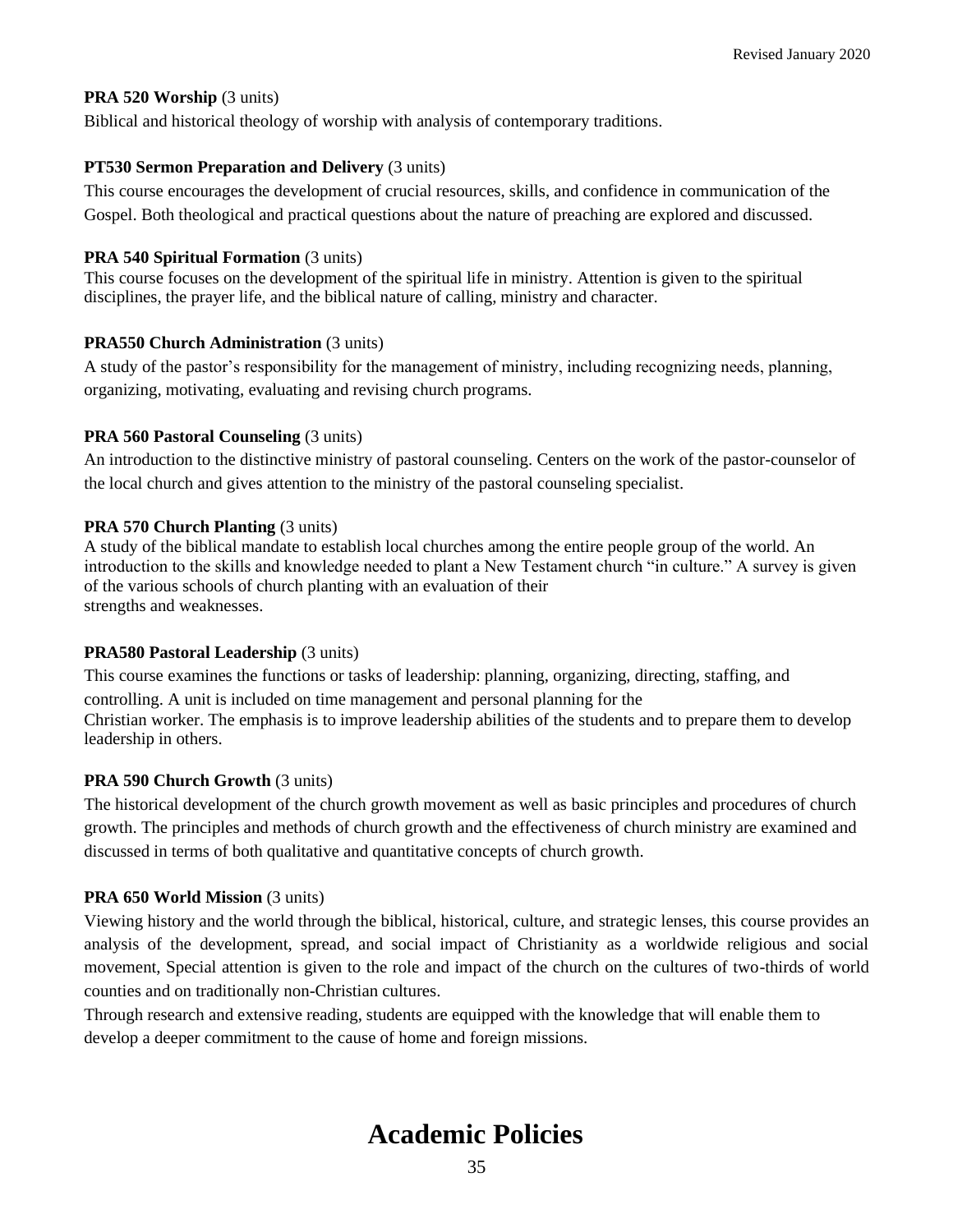**PRA 520 Worship** (3 units)

Biblical and historical theology of worship with analysis of contemporary traditions.

**PT530 Sermon Preparation and Delivery** (3 units)

This course encourages the development of crucial resources, skills, and confidence in communication of the Gospel. Both theological and practical questions about the nature of preaching are explored and discussed.

**PRA 540 Spiritual Formation** (3 units)

This course focuses on the development of the spiritual life in ministry. Attention is given to the spiritual disciplines, the prayer life, and the biblical nature of calling, ministry and character.

**PRA550 Church Administration** (3 units)

A study of the pastor's responsibility for the management of ministry, including recognizing needs, planning, organizing, motivating, evaluating and revising church programs.

**PRA 560 Pastoral Counseling** (3 units)

An introduction to the distinctive ministry of pastoral counseling. Centers on the work of the pastor-counselor of the local church and gives attention to the ministry of the pastoral counseling specialist.

**PRA 570 Church Planting** (3 units)

A study of the biblical mandate to establish local churches among the entire people group of the world. An introduction to the skills and knowledge needed to plant a New Testament church "in culture." A survey is given of the various schools of church planting with an evaluation of their strengths and weaknesses.

**PRA580 Pastoral Leadership** (3 units)

This course examines the functions or tasks of leadership: planning, organizing, directing, staffing, and controlling. A unit is included on time management and personal planning for the Christian worker. The emphasis is to improve leadership abilities of the students and to prepare them to develop leadership in others.

**PRA 590 Church Growth** (3 units)

The historical development of the church growth movement as well as basic principles and procedures of church growth. The principles and methods of church growth and the effectiveness of church ministry are examined and discussed in terms of both qualitative and quantitative concepts of church growth.

**PRA 650 World Mission** (3 units)

Viewing history and the world through the biblical, historical, culture, and strategic lenses, this course provides an analysis of the development, spread, and social impact of Christianity as a worldwide religious and social movement, Special attention is given to the role and impact of the church on the cultures of two-thirds of world counties and on traditionally non-Christian cultures.

Through research and extensive reading, students are equipped with the knowledge that will enable them to develop a deeper commitment to the cause of home and foreign missions.

# Academic Policies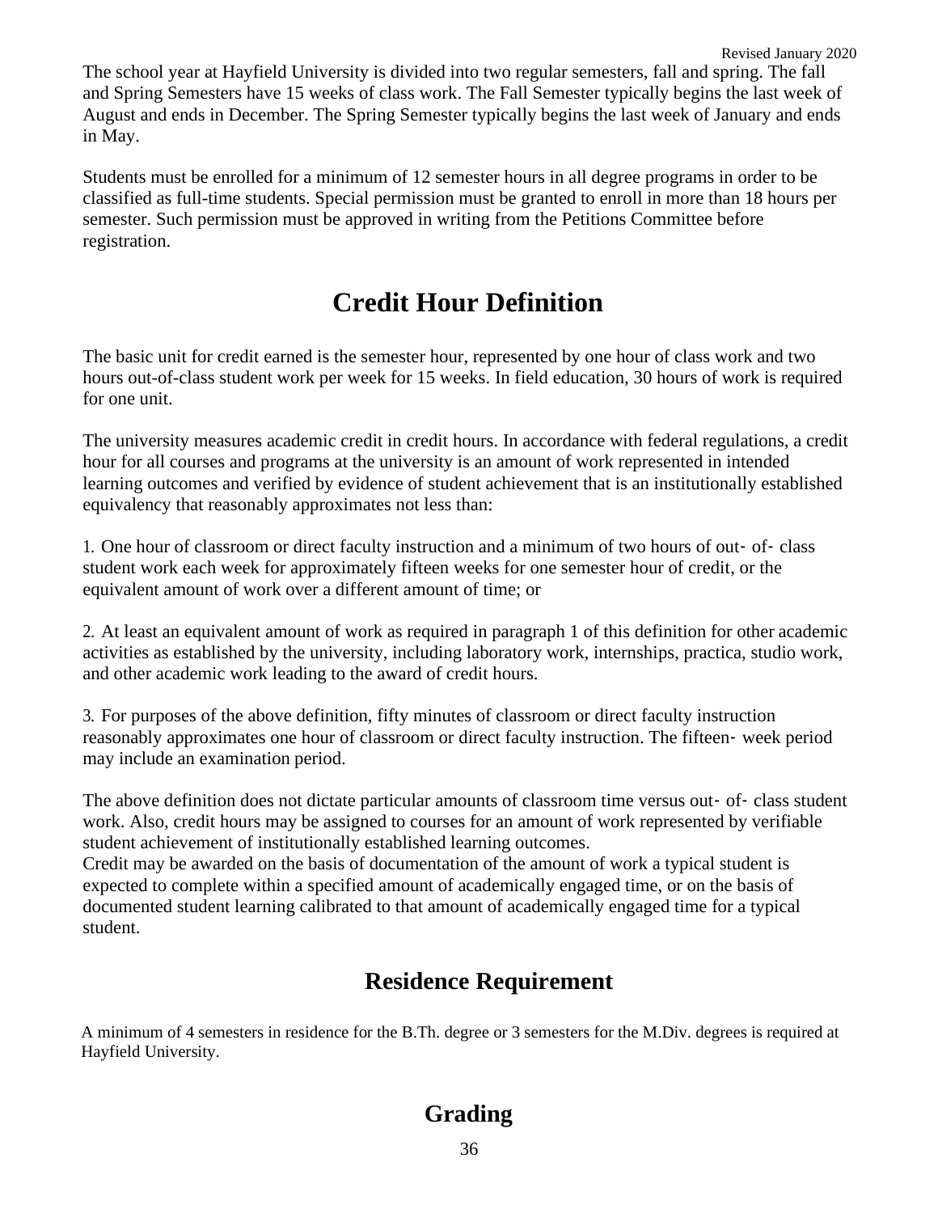The school year at Hayfield University is divided into two regular semesters, fall and spring. The fall and Spring Semesters have 15 weeks of class work. The Fall Semester typically begins the last week of August and ends in December. The Spring Semester typically begins the last week of January and ends in May.

Students must be enrolled for a minimum of 12 semester hours in all degree programs in order to be classified as full-time students. Special permission must be granted to enroll in more than 18 hours per semester. Such permission must be approved in writing from the Petitions Committee before registration.

# Credit Hour Definition

The basic unit for credit earned is the semester hour, represented by one hour of class work and two hours out-of-class student work per week for 15 weeks. In field education, 30 hours of work is required for one unit.

The university measures academic credit in credit hours. In accordance with federal regulations, a credit hour for all courses and programs at the university is an amount of work represented in intended learning outcomes and verified by evidence of student achievement that is an institutionally established equivalency that reasonably approximates not less than:

1. One hour of classroom or direct faculty instruction and a minimum of two hours of out‐ of‐ class student work each week for approximately fifteen weeks for one semester hour of credit, or the equivalent amount of work over a different amount of time; or

2. At least an equivalent amount of work as required in paragraph 1 of this definition for other academic activities as established by the university, including laboratory work, internships, practica, studio work, and other academic work leading to the award of credit hours.

3. For purposes of the above definition, fifty minutes of classroom or direct faculty instruction reasonably approximates one hour of classroom or direct faculty instruction. The fifteen‐ week period may include an examination period.

The above definition does not dictate particular amounts of classroom time versus out‐ of‐ class student work. Also, credit hours may be assigned to courses for an amount of work represented by verifiable student achievement of institutionally established learning outcomes.
Credit may be awarded on the basis of documentation of the amount of work a typical student is expected to complete within a specified amount of academically engaged time, or on the basis of documented student learning calibrated to that amount of academically engaged time for a typical student.

## Residence Requirement

A minimum of 4 semesters in residence for the B.Th. degree or 3 semesters for the M.Div. degrees is required at Hayfield University.

## Grading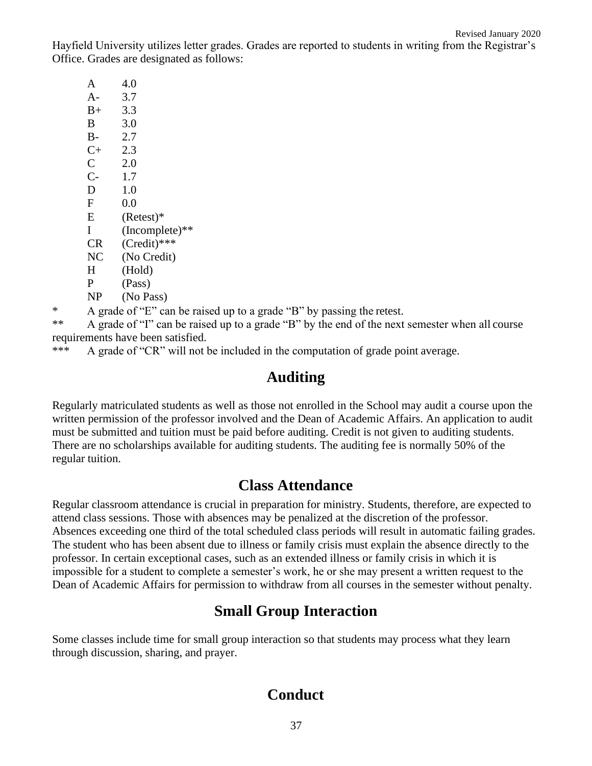Hayfield University utilizes letter grades. Grades are reported to students in writing from the Registrar's Office. Grades are designated as follows:

| | |
|---|---|
| A | 4.0 |
| A- | 3.7 |
| B+ | 3.3 |
| B | 3.0 |
| B- | 2.7 |
| C+ | 2.3 |
| C | 2.0 |
| C- | 1.7 |
| D | 1.0 |
| F | 0.0 |
| E | (Retest)* |
| I | (Incomplete)** |
| CR | (Credit)*** |
| NC | (No Credit) |
| H | (Hold) |
| P | (Pass) |
| NP | (No Pass) |

\* A grade of "E" can be raised up to a grade "B" by passing the retest.

\** A grade of "I" can be raised up to a grade "B" by the end of the next semester when all course requirements have been satisfied.

\*** A grade of "CR" will not be included in the computation of grade point average.

## Auditing

Regularly matriculated students as well as those not enrolled in the School may audit a course upon the written permission of the professor involved and the Dean of Academic Affairs. An application to audit must be submitted and tuition must be paid before auditing. Credit is not given to auditing students. There are no scholarships available for auditing students. The auditing fee is normally 50% of the regular tuition.

## Class Attendance

Regular classroom attendance is crucial in preparation for ministry. Students, therefore, are expected to attend class sessions. Those with absences may be penalized at the discretion of the professor. Absences exceeding one third of the total scheduled class periods will result in automatic failing grades. The student who has been absent due to illness or family crisis must explain the absence directly to the professor. In certain exceptional cases, such as an extended illness or family crisis in which it is impossible for a student to complete a semester's work, he or she may present a written request to the Dean of Academic Affairs for permission to withdraw from all courses in the semester without penalty.

## Small Group Interaction

Some classes include time for small group interaction so that students may process what they learn through discussion, sharing, and prayer.

## Conduct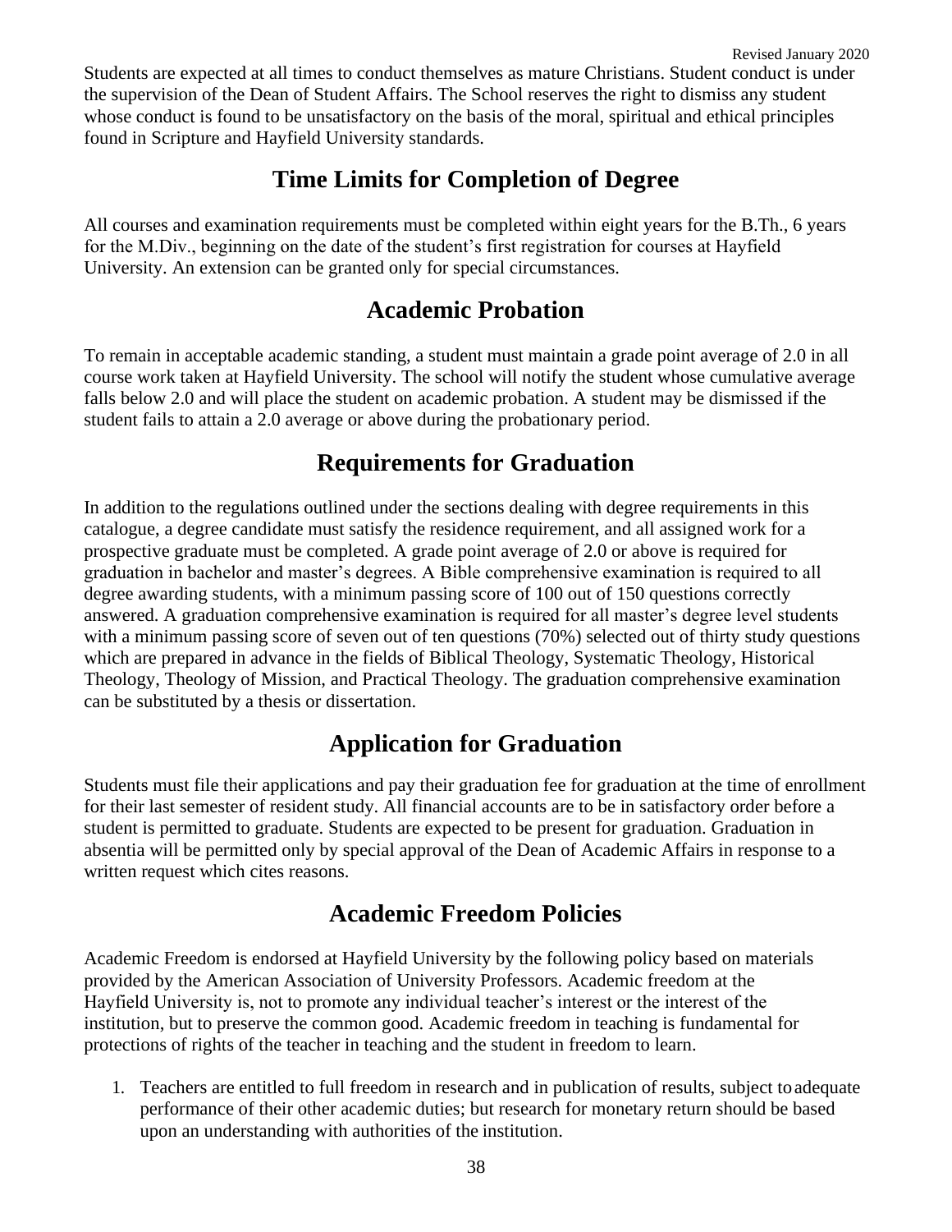Students are expected at all times to conduct themselves as mature Christians. Student conduct is under the supervision of the Dean of Student Affairs. The School reserves the right to dismiss any student whose conduct is found to be unsatisfactory on the basis of the moral, spiritual and ethical principles found in Scripture and Hayfield University standards.

## Time Limits for Completion of Degree

All courses and examination requirements must be completed within eight years for the B.Th., 6 years for the M.Div., beginning on the date of the student's first registration for courses at Hayfield University. An extension can be granted only for special circumstances.

## Academic Probation

To remain in acceptable academic standing, a student must maintain a grade point average of 2.0 in all course work taken at Hayfield University. The school will notify the student whose cumulative average falls below 2.0 and will place the student on academic probation. A student may be dismissed if the student fails to attain a 2.0 average or above during the probationary period.

## Requirements for Graduation

In addition to the regulations outlined under the sections dealing with degree requirements in this catalogue, a degree candidate must satisfy the residence requirement, and all assigned work for a prospective graduate must be completed. A grade point average of 2.0 or above is required for graduation in bachelor and master's degrees. A Bible comprehensive examination is required to all degree awarding students, with a minimum passing score of 100 out of 150 questions correctly answered. A graduation comprehensive examination is required for all master's degree level students with a minimum passing score of seven out of ten questions (70%) selected out of thirty study questions which are prepared in advance in the fields of Biblical Theology, Systematic Theology, Historical Theology, Theology of Mission, and Practical Theology. The graduation comprehensive examination can be substituted by a thesis or dissertation.

## Application for Graduation

Students must file their applications and pay their graduation fee for graduation at the time of enrollment for their last semester of resident study. All financial accounts are to be in satisfactory order before a student is permitted to graduate. Students are expected to be present for graduation. Graduation in absentia will be permitted only by special approval of the Dean of Academic Affairs in response to a written request which cites reasons.

## Academic Freedom Policies

Academic Freedom is endorsed at Hayfield University by the following policy based on materials provided by the American Association of University Professors. Academic freedom at the Hayfield University is, not to promote any individual teacher's interest or the interest of the institution, but to preserve the common good. Academic freedom in teaching is fundamental for protections of rights of the teacher in teaching and the student in freedom to learn.

1. Teachers are entitled to full freedom in research and in publication of results, subject to adequate performance of their other academic duties; but research for monetary return should be based upon an understanding with authorities of the institution.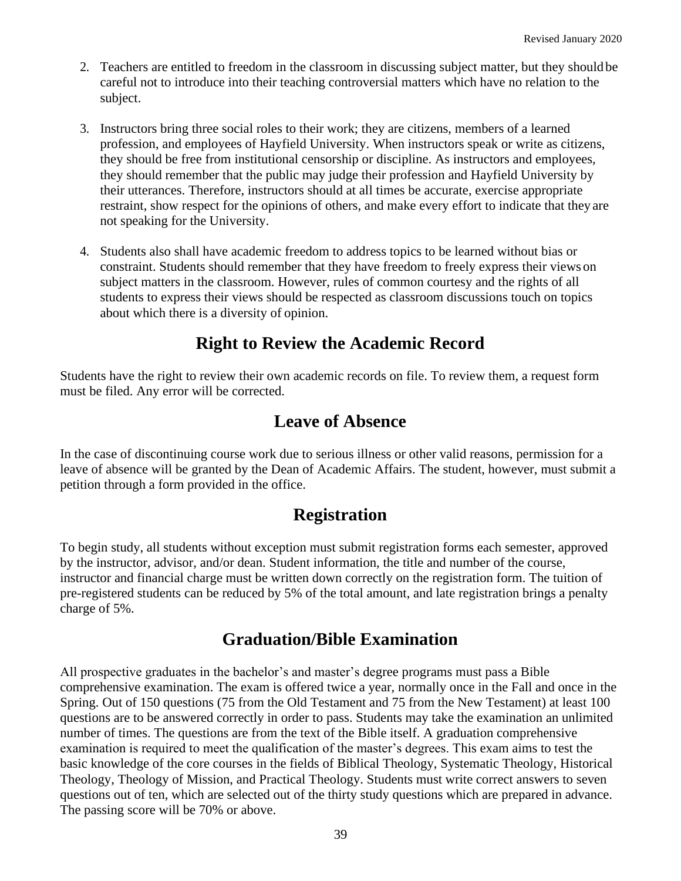2. Teachers are entitled to freedom in the classroom in discussing subject matter, but they should be careful not to introduce into their teaching controversial matters which have no relation to the subject.

3. Instructors bring three social roles to their work; they are citizens, members of a learned profession, and employees of Hayfield University. When instructors speak or write as citizens, they should be free from institutional censorship or discipline. As instructors and employees, they should remember that the public may judge their profession and Hayfield University by their utterances. Therefore, instructors should at all times be accurate, exercise appropriate restraint, show respect for the opinions of others, and make every effort to indicate that they are not speaking for the University.

4. Students also shall have academic freedom to address topics to be learned without bias or constraint. Students should remember that they have freedom to freely express their views on subject matters in the classroom. However, rules of common courtesy and the rights of all students to express their views should be respected as classroom discussions touch on topics about which there is a diversity of opinion.

## Right to Review the Academic Record

Students have the right to review their own academic records on file. To review them, a request form must be filed. Any error will be corrected.

## Leave of Absence

In the case of discontinuing course work due to serious illness or other valid reasons, permission for a leave of absence will be granted by the Dean of Academic Affairs. The student, however, must submit a petition through a form provided in the office.

## Registration

To begin study, all students without exception must submit registration forms each semester, approved by the instructor, advisor, and/or dean. Student information, the title and number of the course, instructor and financial charge must be written down correctly on the registration form. The tuition of pre-registered students can be reduced by 5% of the total amount, and late registration brings a penalty charge of 5%.

## Graduation/Bible Examination

All prospective graduates in the bachelor's and master's degree programs must pass a Bible comprehensive examination. The exam is offered twice a year, normally once in the Fall and once in the Spring. Out of 150 questions (75 from the Old Testament and 75 from the New Testament) at least 100 questions are to be answered correctly in order to pass. Students may take the examination an unlimited number of times. The questions are from the text of the Bible itself. A graduation comprehensive examination is required to meet the qualification of the master's degrees. This exam aims to test the basic knowledge of the core courses in the fields of Biblical Theology, Systematic Theology, Historical Theology, Theology of Mission, and Practical Theology. Students must write correct answers to seven questions out of ten, which are selected out of the thirty study questions which are prepared in advance. The passing score will be 70% or above.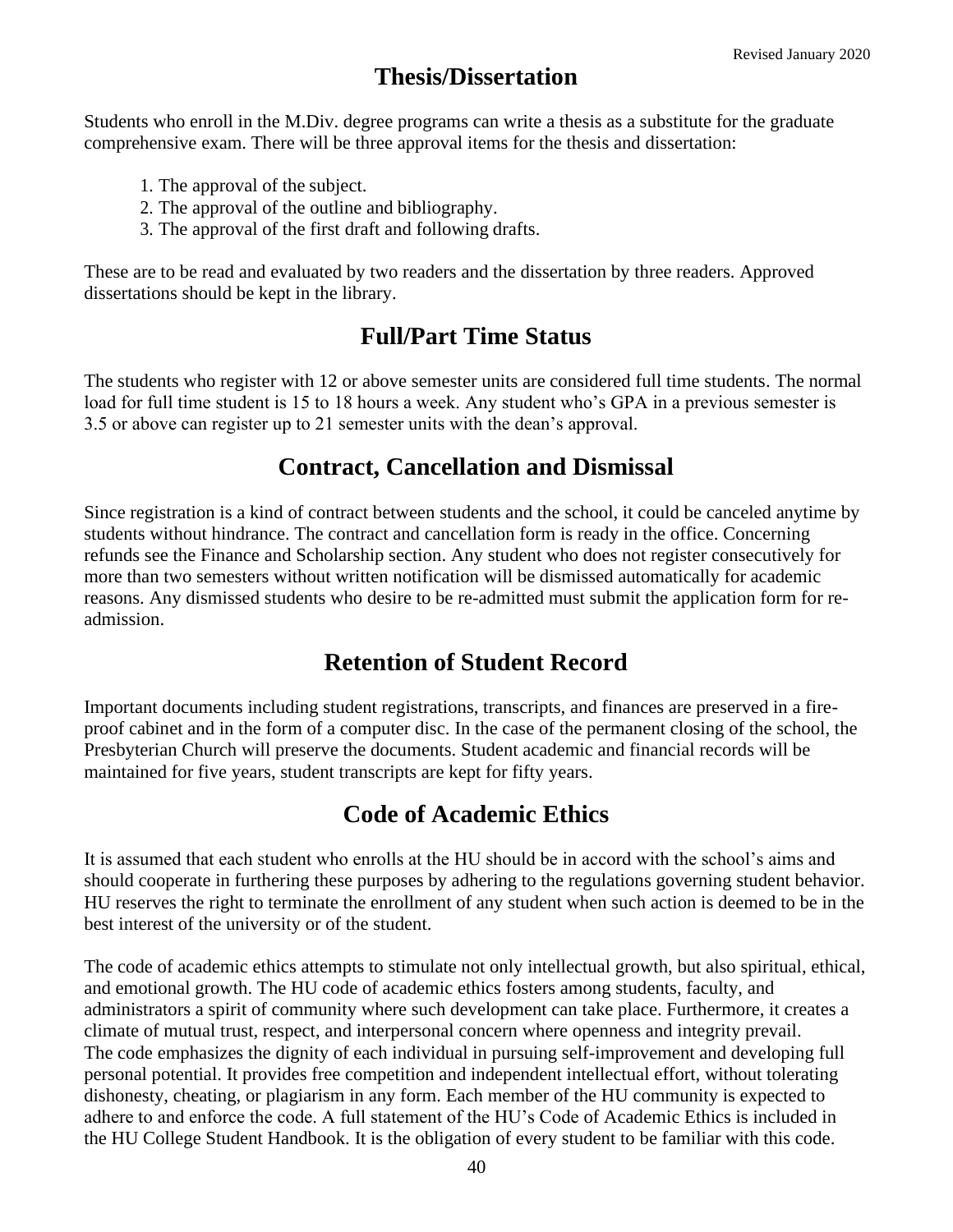## Thesis/Dissertation

Students who enroll in the M.Div. degree programs can write a thesis as a substitute for the graduate comprehensive exam. There will be three approval items for the thesis and dissertation:

1. The approval of the subject.
2. The approval of the outline and bibliography.
3. The approval of the first draft and following drafts.

These are to be read and evaluated by two readers and the dissertation by three readers. Approved dissertations should be kept in the library.

## Full/Part Time Status

The students who register with 12 or above semester units are considered full time students. The normal load for full time student is 15 to 18 hours a week. Any student who's GPA in a previous semester is 3.5 or above can register up to 21 semester units with the dean's approval.

## Contract, Cancellation and Dismissal

Since registration is a kind of contract between students and the school, it could be canceled anytime by students without hindrance. The contract and cancellation form is ready in the office. Concerning refunds see the Finance and Scholarship section. Any student who does not register consecutively for more than two semesters without written notification will be dismissed automatically for academic reasons. Any dismissed students who desire to be re-admitted must submit the application form for re-admission.

## Retention of Student Record

Important documents including student registrations, transcripts, and finances are preserved in a fire-proof cabinet and in the form of a computer disc. In the case of the permanent closing of the school, the Presbyterian Church will preserve the documents. Student academic and financial records will be maintained for five years, student transcripts are kept for fifty years.

## Code of Academic Ethics

It is assumed that each student who enrolls at the HU should be in accord with the school's aims and should cooperate in furthering these purposes by adhering to the regulations governing student behavior. HU reserves the right to terminate the enrollment of any student when such action is deemed to be in the best interest of the university or of the student.

The code of academic ethics attempts to stimulate not only intellectual growth, but also spiritual, ethical, and emotional growth. The HU code of academic ethics fosters among students, faculty, and administrators a spirit of community where such development can take place. Furthermore, it creates a climate of mutual trust, respect, and interpersonal concern where openness and integrity prevail. The code emphasizes the dignity of each individual in pursuing self-improvement and developing full personal potential. It provides free competition and independent intellectual effort, without tolerating dishonesty, cheating, or plagiarism in any form. Each member of the HU community is expected to adhere to and enforce the code. A full statement of the HU's Code of Academic Ethics is included in the HU College Student Handbook. It is the obligation of every student to be familiar with this code.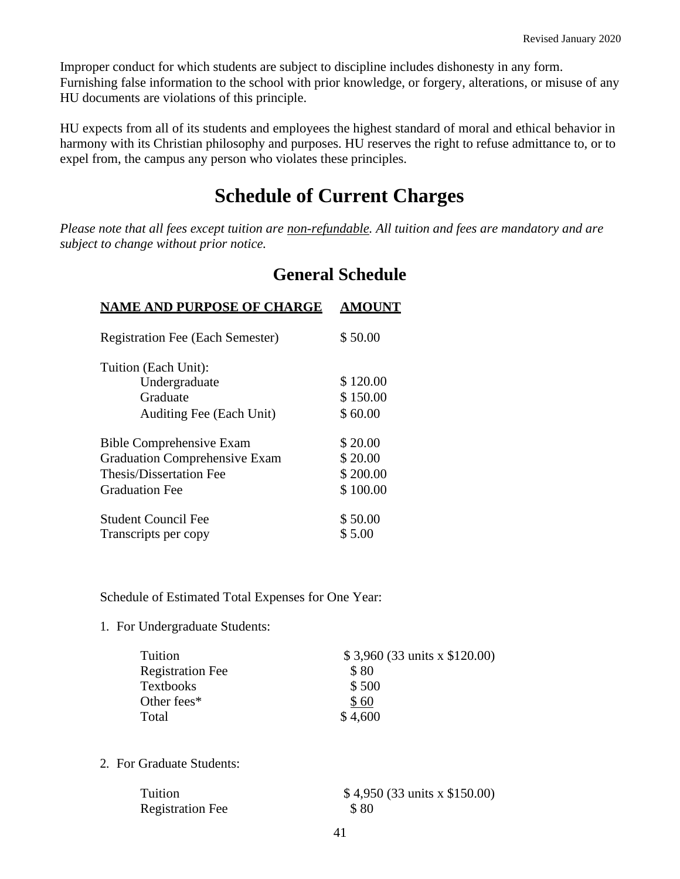Improper conduct for which students are subject to discipline includes dishonesty in any form. Furnishing false information to the school with prior knowledge, or forgery, alterations, or misuse of any HU documents are violations of this principle.

HU expects from all of its students and employees the highest standard of moral and ethical behavior in harmony with its Christian philosophy and purposes. HU reserves the right to refuse admittance to, or to expel from, the campus any person who violates these principles.

# Schedule of Current Charges

*Please note that all fees except tuition are non-refundable. All tuition and fees are mandatory and are subject to change without prior notice.*

## General Schedule

| NAME AND PURPOSE OF CHARGE | AMOUNT |
|---|---|
| Registration Fee (Each Semester) | $ 50.00 |
| Tuition (Each Unit): | |
| Undergraduate | $ 120.00 |
| Graduate | $ 150.00 |
| Auditing Fee (Each Unit) | $ 60.00 |
| Bible Comprehensive Exam | $ 20.00 |
| Graduation Comprehensive Exam | $ 20.00 |
| Thesis/Dissertation Fee | $ 200.00 |
| Graduation Fee | $ 100.00 |
| Student Council Fee | $ 50.00 |
| Transcripts per copy | $ 5.00 |

Schedule of Estimated Total Expenses for One Year:

1. For Undergraduate Students:

| | |
|---|---|
| Tuition | $ 3,960 (33 units x $120.00) |
| Registration Fee | $ 80 |
| Textbooks | $ 500 |
| Other fees* | $ 60 |
| Total | $ 4,600 |

2. For Graduate Students:

| | |
|---|---|
| Tuition | $ 4,950 (33 units x $150.00) |
| Registration Fee | $ 80 |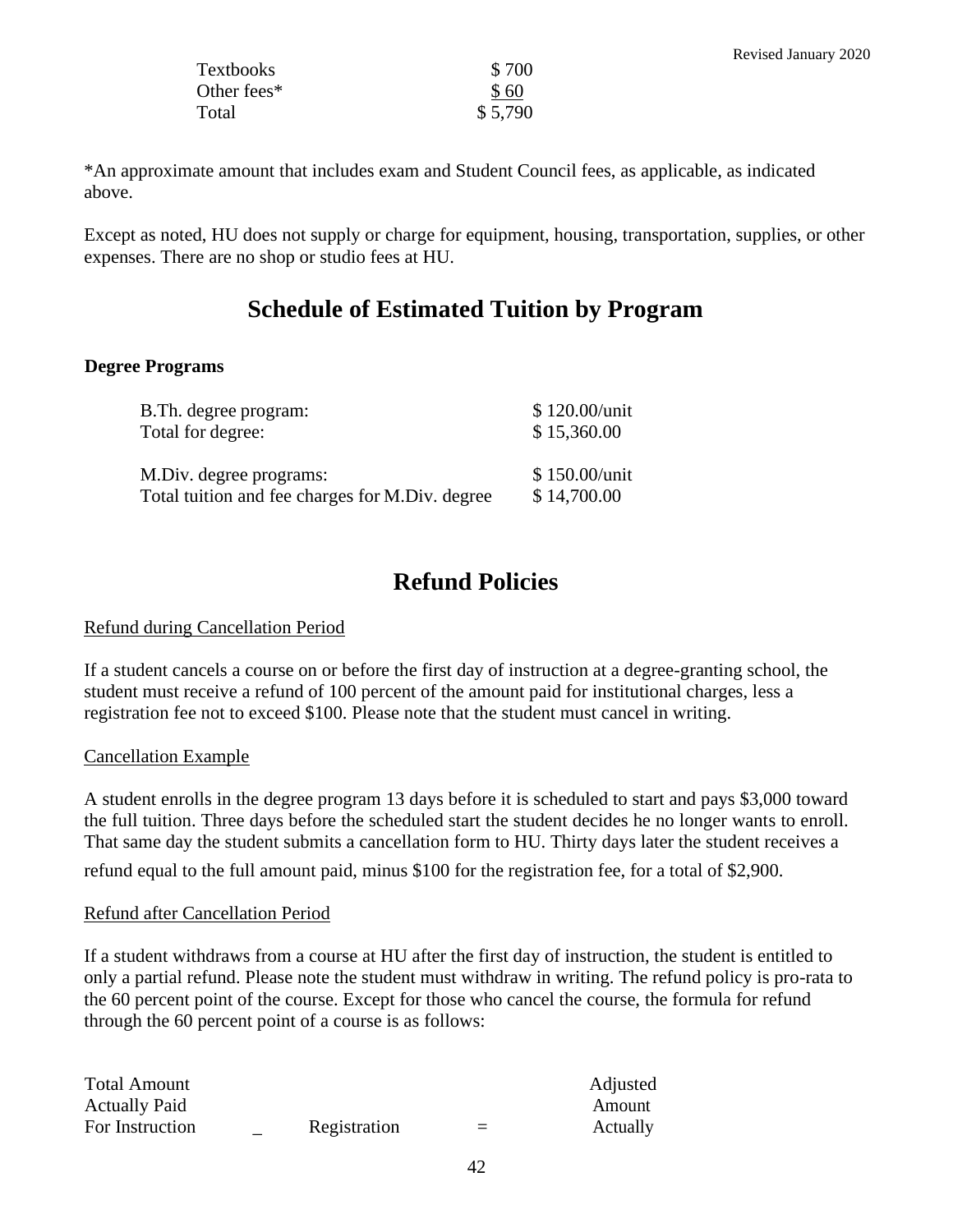| | |
|---|---|
| Textbooks | $ 700 |
| Other fees* | $ 60 |
| Total | $ 5,790 |

*An approximate amount that includes exam and Student Council fees, as applicable, as indicated above.

Except as noted, HU does not supply or charge for equipment, housing, transportation, supplies, or other expenses. There are no shop or studio fees at HU.

# Schedule of Estimated Tuition by Program

**Degree Programs**

| | |
|---|---|
| B.Th. degree program: | $ 120.00/unit |
| Total for degree: | $ 15,360.00 |
| M.Div. degree programs: | $ 150.00/unit |
| Total tuition and fee charges for M.Div. degree | $ 14,700.00 |

# Refund Policies

Refund during Cancellation Period

If a student cancels a course on or before the first day of instruction at a degree-granting school, the student must receive a refund of 100 percent of the amount paid for institutional charges, less a registration fee not to exceed $100. Please note that the student must cancel in writing.

Cancellation Example

A student enrolls in the degree program 13 days before it is scheduled to start and pays $3,000 toward the full tuition. Three days before the scheduled start the student decides he no longer wants to enroll. That same day the student submits a cancellation form to HU. Thirty days later the student receives a refund equal to the full amount paid, minus $100 for the registration fee, for a total of $2,900.

Refund after Cancellation Period

If a student withdraws from a course at HU after the first day of instruction, the student is entitled to only a partial refund. Please note the student must withdraw in writing. The refund policy is pro-rata to the 60 percent point of the course. Except for those who cancel the course, the formula for refund through the 60 percent point of a course is as follows:

| | | | | |
|---|---|---|---|---|
| Total Amount Actually Paid For Instruction | _ | Registration | = | Adjusted Amount Actually |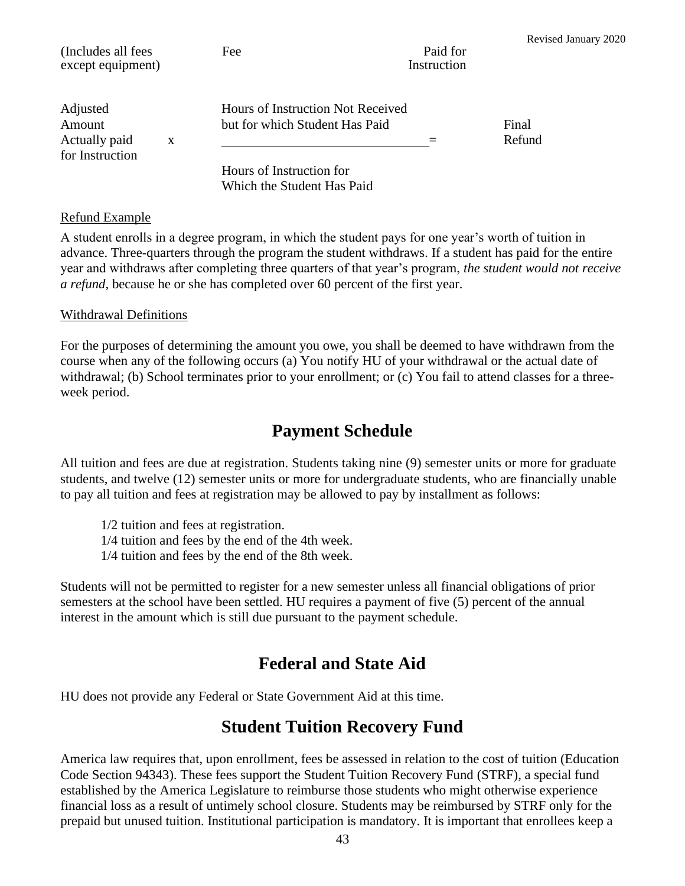(Includes all fees except equipment) &nbsp;&nbsp;&nbsp;&nbsp; Fee &nbsp;&nbsp;&nbsp;&nbsp; Paid for Instruction

$$\text{Adjusted Amount Actually paid for Instruction} \times \frac{\text{Hours of Instruction Not Received but for which Student Has Paid}}{\text{Hours of Instruction for Which the Student Has Paid}} = \text{Final Refund}$$

Refund Example

A student enrolls in a degree program, in which the student pays for one year's worth of tuition in advance. Three-quarters through the program the student withdraws. If a student has paid for the entire year and withdraws after completing three quarters of that year's program, *the student would not receive a refund*, because he or she has completed over 60 percent of the first year.

Withdrawal Definitions

For the purposes of determining the amount you owe, you shall be deemed to have withdrawn from the course when any of the following occurs (a) You notify HU of your withdrawal or the actual date of withdrawal; (b) School terminates prior to your enrollment; or (c) You fail to attend classes for a three-week period.

## Payment Schedule

All tuition and fees are due at registration. Students taking nine (9) semester units or more for graduate students, and twelve (12) semester units or more for undergraduate students, who are financially unable to pay all tuition and fees at registration may be allowed to pay by installment as follows:

1/2 tuition and fees at registration.
1/4 tuition and fees by the end of the 4th week.
1/4 tuition and fees by the end of the 8th week.

Students will not be permitted to register for a new semester unless all financial obligations of prior semesters at the school have been settled. HU requires a payment of five (5) percent of the annual interest in the amount which is still due pursuant to the payment schedule.

## Federal and State Aid

HU does not provide any Federal or State Government Aid at this time.

## Student Tuition Recovery Fund

America law requires that, upon enrollment, fees be assessed in relation to the cost of tuition (Education Code Section 94343). These fees support the Student Tuition Recovery Fund (STRF), a special fund established by the America Legislature to reimburse those students who might otherwise experience financial loss as a result of untimely school closure. Students may be reimbursed by STRF only for the prepaid but unused tuition. Institutional participation is mandatory. It is important that enrollees keep a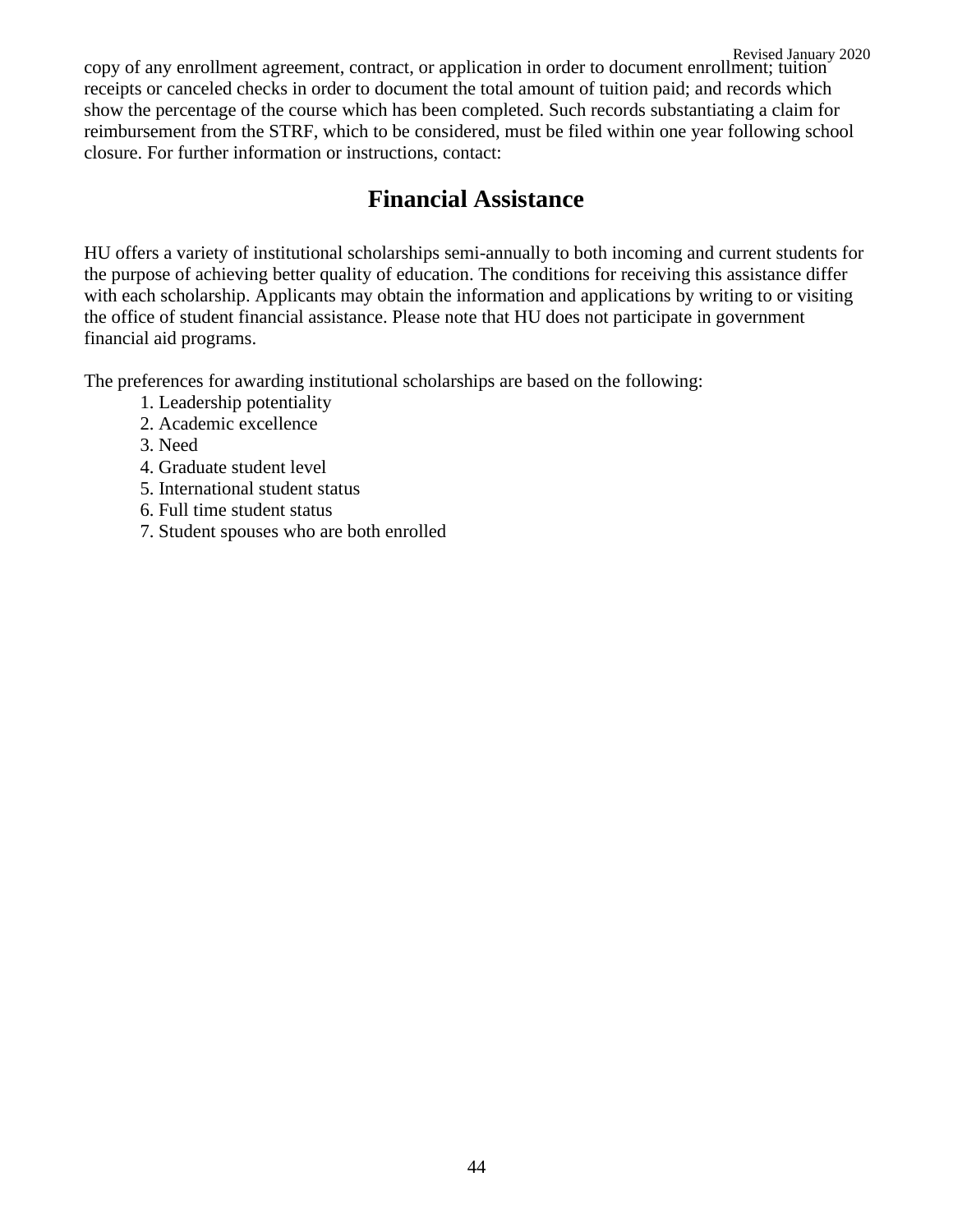copy of any enrollment agreement, contract, or application in order to document enrollment; tuition receipts or canceled checks in order to document the total amount of tuition paid; and records which show the percentage of the course which has been completed. Such records substantiating a claim for reimbursement from the STRF, which to be considered, must be filed within one year following school closure. For further information or instructions, contact:

## Financial Assistance

HU offers a variety of institutional scholarships semi-annually to both incoming and current students for the purpose of achieving better quality of education. The conditions for receiving this assistance differ with each scholarship. Applicants may obtain the information and applications by writing to or visiting the office of student financial assistance. Please note that HU does not participate in government financial aid programs.

The preferences for awarding institutional scholarships are based on the following:

1. Leadership potentiality
2. Academic excellence
3. Need
4. Graduate student level
5. International student status
6. Full time student status
7. Student spouses who are both enrolled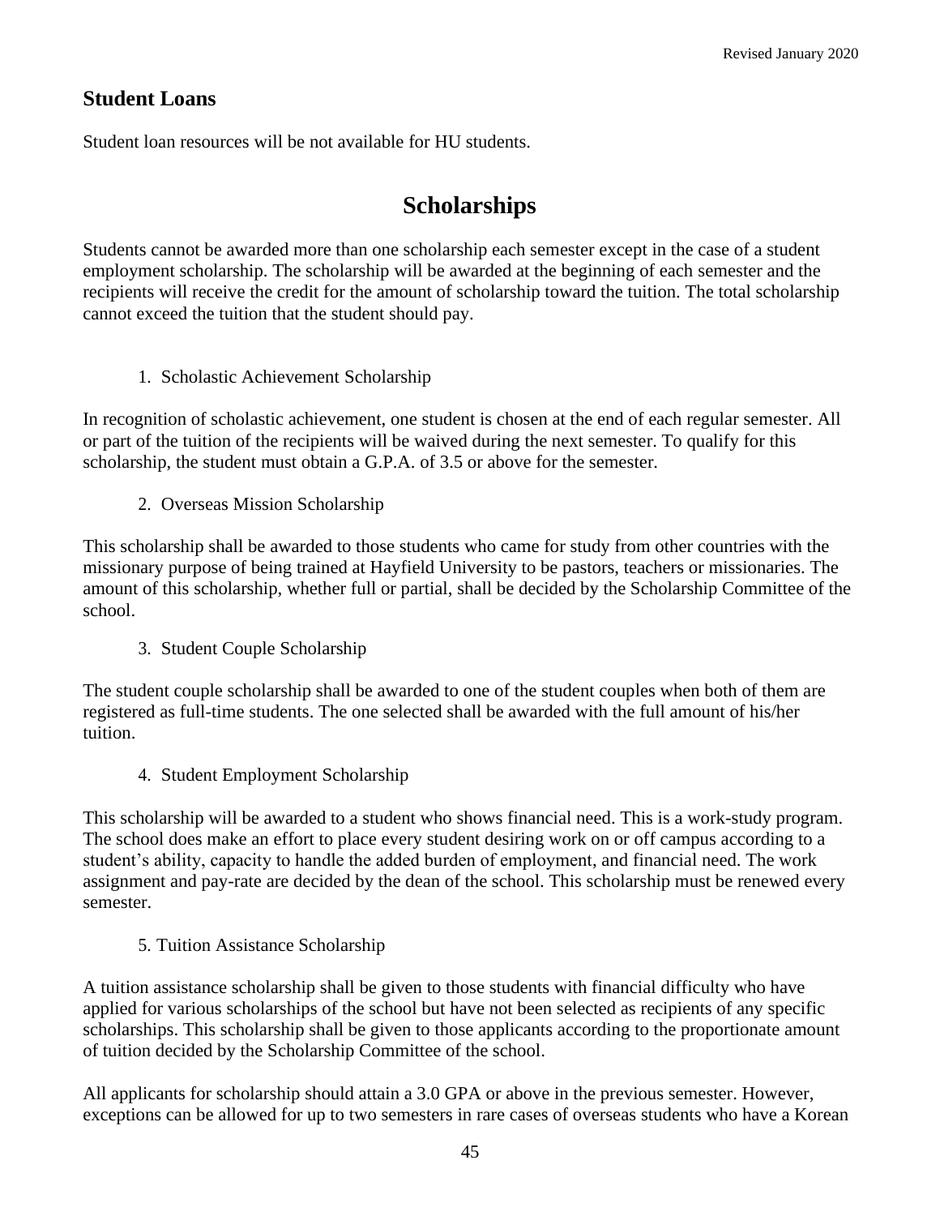## Student Loans

Student loan resources will be not available for HU students.

# Scholarships

Students cannot be awarded more than one scholarship each semester except in the case of a student employment scholarship. The scholarship will be awarded at the beginning of each semester and the recipients will receive the credit for the amount of scholarship toward the tuition. The total scholarship cannot exceed the tuition that the student should pay.

1. Scholastic Achievement Scholarship

In recognition of scholastic achievement, one student is chosen at the end of each regular semester. All or part of the tuition of the recipients will be waived during the next semester. To qualify for this scholarship, the student must obtain a G.P.A. of 3.5 or above for the semester.

2. Overseas Mission Scholarship

This scholarship shall be awarded to those students who came for study from other countries with the missionary purpose of being trained at Hayfield University to be pastors, teachers or missionaries. The amount of this scholarship, whether full or partial, shall be decided by the Scholarship Committee of the school.

3. Student Couple Scholarship

The student couple scholarship shall be awarded to one of the student couples when both of them are registered as full-time students. The one selected shall be awarded with the full amount of his/her tuition.

4. Student Employment Scholarship

This scholarship will be awarded to a student who shows financial need. This is a work-study program. The school does make an effort to place every student desiring work on or off campus according to a student's ability, capacity to handle the added burden of employment, and financial need. The work assignment and pay-rate are decided by the dean of the school. This scholarship must be renewed every semester.

5. Tuition Assistance Scholarship

A tuition assistance scholarship shall be given to those students with financial difficulty who have applied for various scholarships of the school but have not been selected as recipients of any specific scholarships. This scholarship shall be given to those applicants according to the proportionate amount of tuition decided by the Scholarship Committee of the school.

All applicants for scholarship should attain a 3.0 GPA or above in the previous semester. However, exceptions can be allowed for up to two semesters in rare cases of overseas students who have a Korean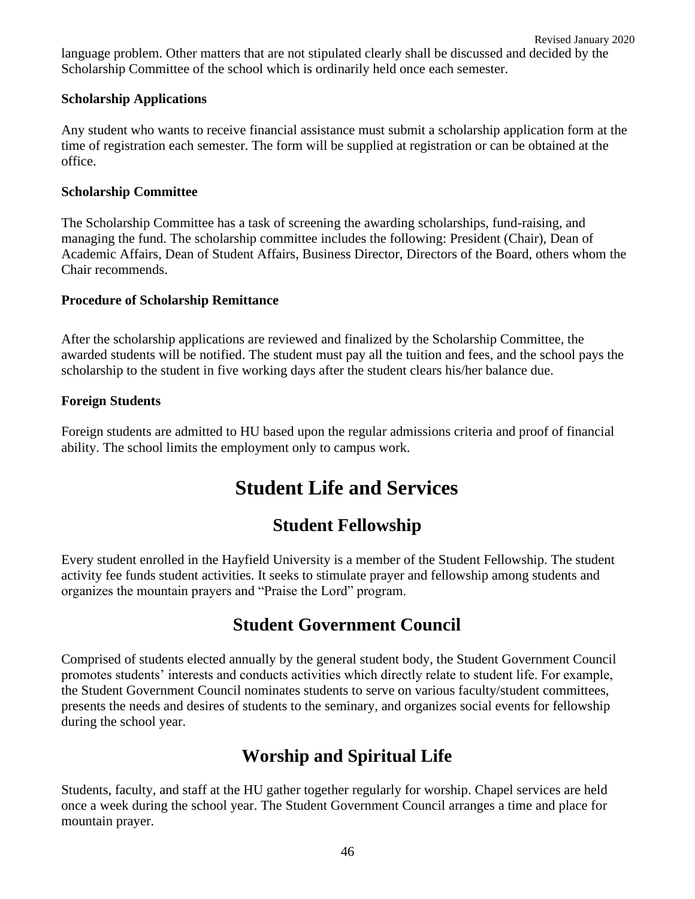language problem. Other matters that are not stipulated clearly shall be discussed and decided by the Scholarship Committee of the school which is ordinarily held once each semester.

**Scholarship Applications**

Any student who wants to receive financial assistance must submit a scholarship application form at the time of registration each semester. The form will be supplied at registration or can be obtained at the office.

**Scholarship Committee**

The Scholarship Committee has a task of screening the awarding scholarships, fund-raising, and managing the fund. The scholarship committee includes the following: President (Chair), Dean of Academic Affairs, Dean of Student Affairs, Business Director, Directors of the Board, others whom the Chair recommends.

**Procedure of Scholarship Remittance**

After the scholarship applications are reviewed and finalized by the Scholarship Committee, the awarded students will be notified. The student must pay all the tuition and fees, and the school pays the scholarship to the student in five working days after the student clears his/her balance due.

**Foreign Students**

Foreign students are admitted to HU based upon the regular admissions criteria and proof of financial ability. The school limits the employment only to campus work.

# Student Life and Services

## Student Fellowship

Every student enrolled in the Hayfield University is a member of the Student Fellowship. The student activity fee funds student activities. It seeks to stimulate prayer and fellowship among students and organizes the mountain prayers and "Praise the Lord" program.

## Student Government Council

Comprised of students elected annually by the general student body, the Student Government Council promotes students' interests and conducts activities which directly relate to student life. For example, the Student Government Council nominates students to serve on various faculty/student committees, presents the needs and desires of students to the seminary, and organizes social events for fellowship during the school year.

## Worship and Spiritual Life

Students, faculty, and staff at the HU gather together regularly for worship. Chapel services are held once a week during the school year. The Student Government Council arranges a time and place for mountain prayer.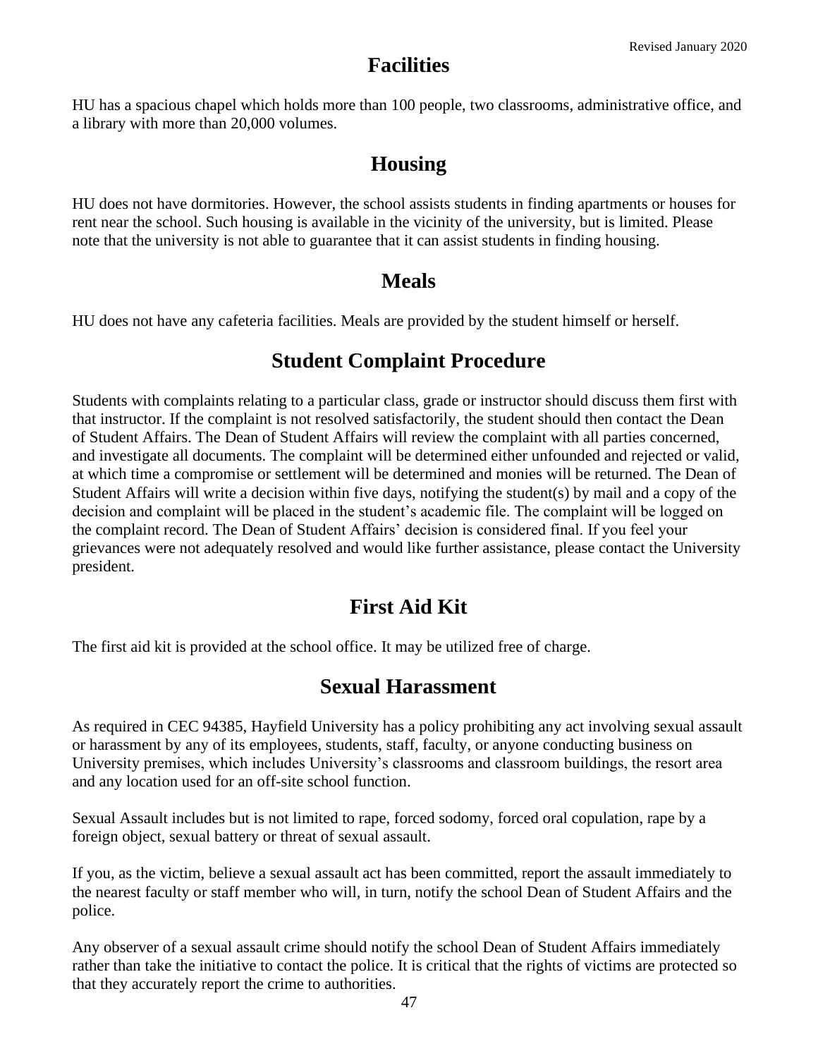## Facilities

HU has a spacious chapel which holds more than 100 people, two classrooms, administrative office, and a library with more than 20,000 volumes.

## Housing

HU does not have dormitories. However, the school assists students in finding apartments or houses for rent near the school. Such housing is available in the vicinity of the university, but is limited. Please note that the university is not able to guarantee that it can assist students in finding housing.

## Meals

HU does not have any cafeteria facilities. Meals are provided by the student himself or herself.

## Student Complaint Procedure

Students with complaints relating to a particular class, grade or instructor should discuss them first with that instructor. If the complaint is not resolved satisfactorily, the student should then contact the Dean of Student Affairs. The Dean of Student Affairs will review the complaint with all parties concerned, and investigate all documents. The complaint will be determined either unfounded and rejected or valid, at which time a compromise or settlement will be determined and monies will be returned. The Dean of Student Affairs will write a decision within five days, notifying the student(s) by mail and a copy of the decision and complaint will be placed in the student's academic file. The complaint will be logged on the complaint record. The Dean of Student Affairs' decision is considered final. If you feel your grievances were not adequately resolved and would like further assistance, please contact the University president.

## First Aid Kit

The first aid kit is provided at the school office. It may be utilized free of charge.

## Sexual Harassment

As required in CEC 94385, Hayfield University has a policy prohibiting any act involving sexual assault or harassment by any of its employees, students, staff, faculty, or anyone conducting business on University premises, which includes University's classrooms and classroom buildings, the resort area and any location used for an off-site school function.

Sexual Assault includes but is not limited to rape, forced sodomy, forced oral copulation, rape by a foreign object, sexual battery or threat of sexual assault.

If you, as the victim, believe a sexual assault act has been committed, report the assault immediately to the nearest faculty or staff member who will, in turn, notify the school Dean of Student Affairs and the police.

Any observer of a sexual assault crime should notify the school Dean of Student Affairs immediately rather than take the initiative to contact the police. It is critical that the rights of victims are protected so that they accurately report the crime to authorities.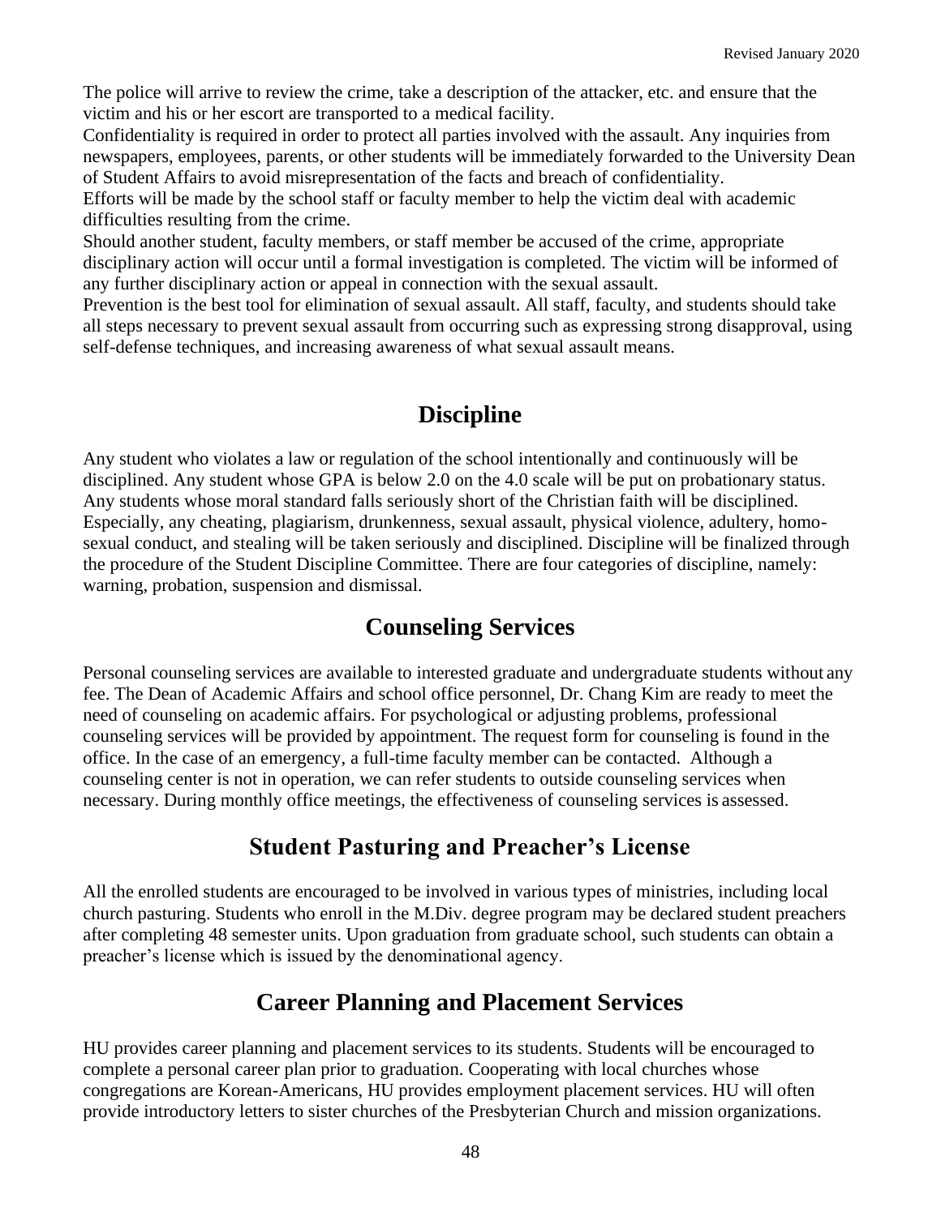The police will arrive to review the crime, take a description of the attacker, etc. and ensure that the victim and his or her escort are transported to a medical facility.

Confidentiality is required in order to protect all parties involved with the assault. Any inquiries from newspapers, employees, parents, or other students will be immediately forwarded to the University Dean of Student Affairs to avoid misrepresentation of the facts and breach of confidentiality.

Efforts will be made by the school staff or faculty member to help the victim deal with academic difficulties resulting from the crime.

Should another student, faculty members, or staff member be accused of the crime, appropriate disciplinary action will occur until a formal investigation is completed. The victim will be informed of any further disciplinary action or appeal in connection with the sexual assault.

Prevention is the best tool for elimination of sexual assault. All staff, faculty, and students should take all steps necessary to prevent sexual assault from occurring such as expressing strong disapproval, using self-defense techniques, and increasing awareness of what sexual assault means.

## Discipline

Any student who violates a law or regulation of the school intentionally and continuously will be disciplined. Any student whose GPA is below 2.0 on the 4.0 scale will be put on probationary status. Any students whose moral standard falls seriously short of the Christian faith will be disciplined. Especially, any cheating, plagiarism, drunkenness, sexual assault, physical violence, adultery, homo-sexual conduct, and stealing will be taken seriously and disciplined. Discipline will be finalized through the procedure of the Student Discipline Committee. There are four categories of discipline, namely: warning, probation, suspension and dismissal.

## Counseling Services

Personal counseling services are available to interested graduate and undergraduate students without any fee. The Dean of Academic Affairs and school office personnel, Dr. Chang Kim are ready to meet the need of counseling on academic affairs. For psychological or adjusting problems, professional counseling services will be provided by appointment. The request form for counseling is found in the office. In the case of an emergency, a full-time faculty member can be contacted. Although a counseling center is not in operation, we can refer students to outside counseling services when necessary. During monthly office meetings, the effectiveness of counseling services is assessed.

## Student Pasturing and Preacher's License

All the enrolled students are encouraged to be involved in various types of ministries, including local church pasturing. Students who enroll in the M.Div. degree program may be declared student preachers after completing 48 semester units. Upon graduation from graduate school, such students can obtain a preacher's license which is issued by the denominational agency.

## Career Planning and Placement Services

HU provides career planning and placement services to its students. Students will be encouraged to complete a personal career plan prior to graduation. Cooperating with local churches whose congregations are Korean-Americans, HU provides employment placement services. HU will often provide introductory letters to sister churches of the Presbyterian Church and mission organizations.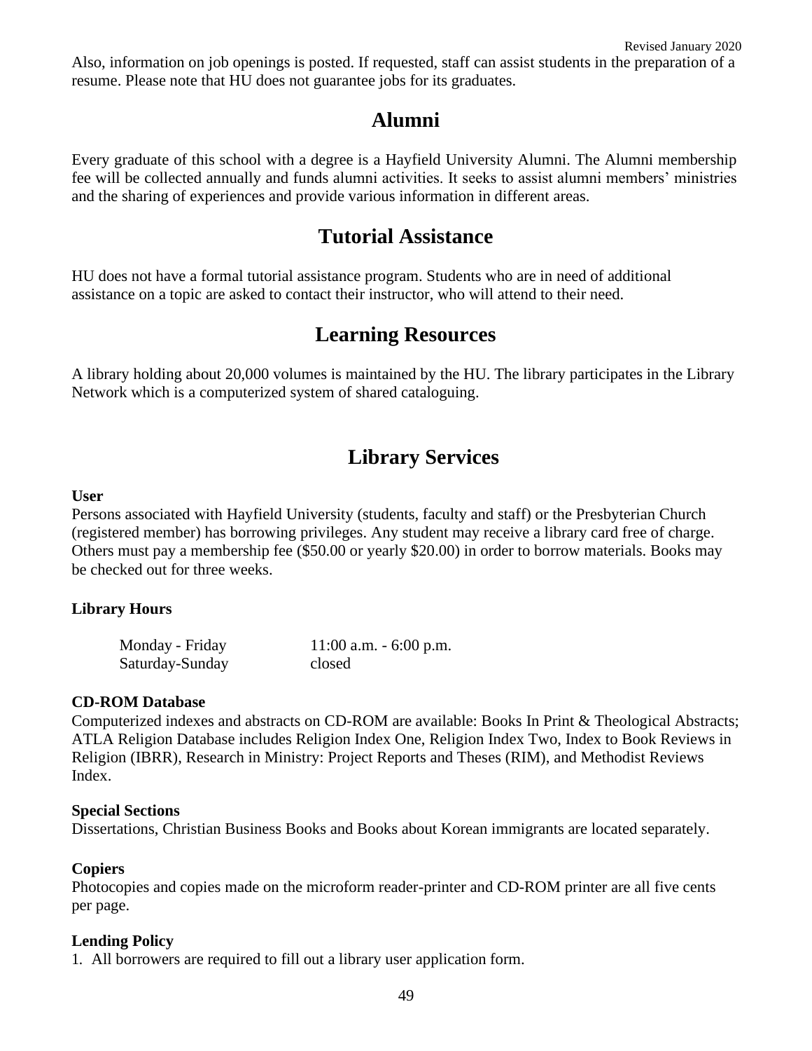Also, information on job openings is posted. If requested, staff can assist students in the preparation of a resume. Please note that HU does not guarantee jobs for its graduates.

## Alumni

Every graduate of this school with a degree is a Hayfield University Alumni. The Alumni membership fee will be collected annually and funds alumni activities. It seeks to assist alumni members' ministries and the sharing of experiences and provide various information in different areas.

## Tutorial Assistance

HU does not have a formal tutorial assistance program. Students who are in need of additional assistance on a topic are asked to contact their instructor, who will attend to their need.

## Learning Resources

A library holding about 20,000 volumes is maintained by the HU. The library participates in the Library Network which is a computerized system of shared cataloguing.

## Library Services

**User**
Persons associated with Hayfield University (students, faculty and staff) or the Presbyterian Church (registered member) has borrowing privileges. Any student may receive a library card free of charge. Others must pay a membership fee ($50.00 or yearly $20.00) in order to borrow materials. Books may be checked out for three weeks.

**Library Hours**

| | |
|---|---|
| Monday - Friday | 11:00 a.m. - 6:00 p.m. |
| Saturday-Sunday | closed |

**CD-ROM Database**
Computerized indexes and abstracts on CD-ROM are available: Books In Print & Theological Abstracts; ATLA Religion Database includes Religion Index One, Religion Index Two, Index to Book Reviews in Religion (IBRR), Research in Ministry: Project Reports and Theses (RIM), and Methodist Reviews Index.

**Special Sections**
Dissertations, Christian Business Books and Books about Korean immigrants are located separately.

**Copiers**
Photocopies and copies made on the microform reader-printer and CD-ROM printer are all five cents per page.

**Lending Policy**
1. All borrowers are required to fill out a library user application form.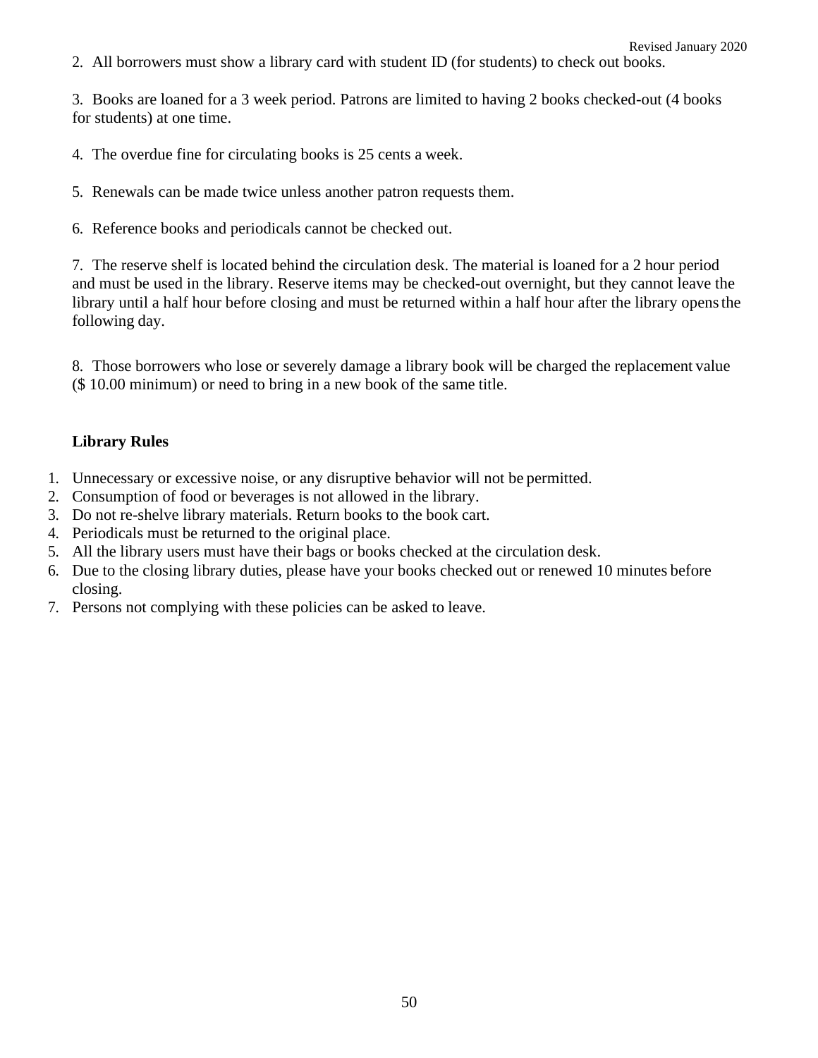2. All borrowers must show a library card with student ID (for students) to check out books.

3. Books are loaned for a 3 week period. Patrons are limited to having 2 books checked-out (4 books for students) at one time.

4. The overdue fine for circulating books is 25 cents a week.

5. Renewals can be made twice unless another patron requests them.

6. Reference books and periodicals cannot be checked out.

7. The reserve shelf is located behind the circulation desk. The material is loaned for a 2 hour period and must be used in the library. Reserve items may be checked-out overnight, but they cannot leave the library until a half hour before closing and must be returned within a half hour after the library opens the following day.

8. Those borrowers who lose or severely damage a library book will be charged the replacement value ($ 10.00 minimum) or need to bring in a new book of the same title.

**Library Rules**

1. Unnecessary or excessive noise, or any disruptive behavior will not be permitted.
2. Consumption of food or beverages is not allowed in the library.
3. Do not re-shelve library materials. Return books to the book cart.
4. Periodicals must be returned to the original place.
5. All the library users must have their bags or books checked at the circulation desk.
6. Due to the closing library duties, please have your books checked out or renewed 10 minutes before closing.
7. Persons not complying with these policies can be asked to leave.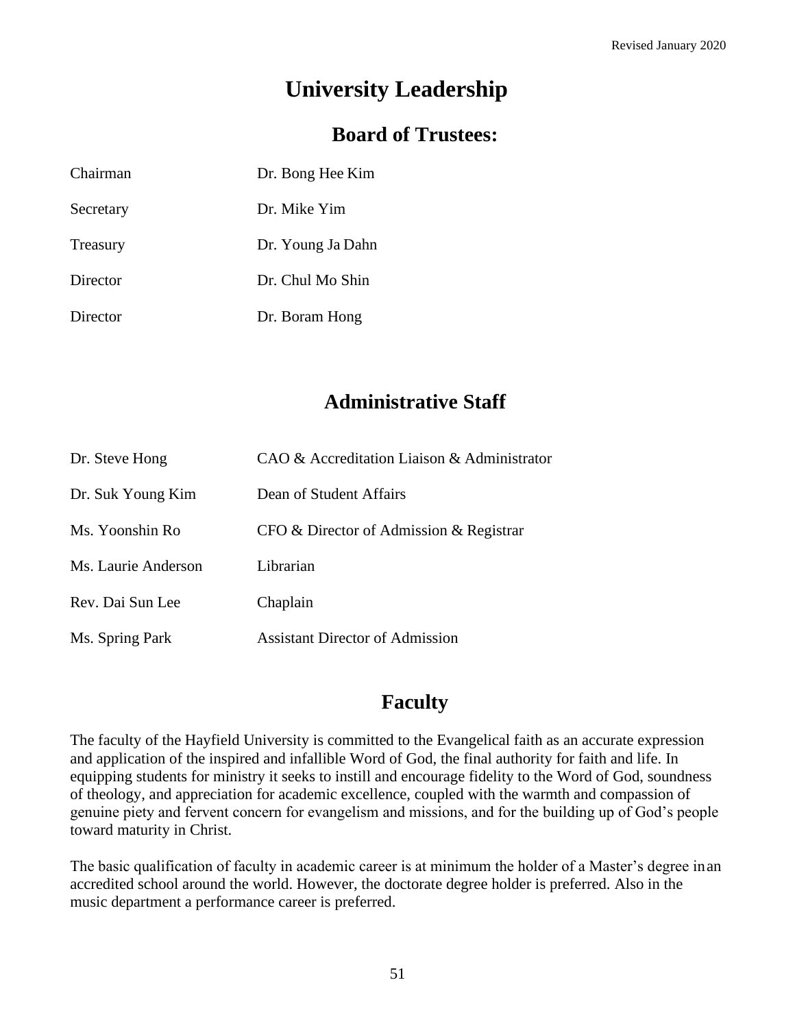# University Leadership

## Board of Trustees:

| | |
|---|---|
| Chairman | Dr. Bong Hee Kim |
| Secretary | Dr. Mike Yim |
| Treasury | Dr. Young Ja Dahn |
| Director | Dr. Chul Mo Shin |
| Director | Dr. Boram Hong |

## Administrative Staff

| | |
|---|---|
| Dr. Steve Hong | CAO & Accreditation Liaison & Administrator |
| Dr. Suk Young Kim | Dean of Student Affairs |
| Ms. Yoonshin Ro | CFO & Director of Admission & Registrar |
| Ms. Laurie Anderson | Librarian |
| Rev. Dai Sun Lee | Chaplain |
| Ms. Spring Park | Assistant Director of Admission |

## Faculty

The faculty of the Hayfield University is committed to the Evangelical faith as an accurate expression and application of the inspired and infallible Word of God, the final authority for faith and life. In equipping students for ministry it seeks to instill and encourage fidelity to the Word of God, soundness of theology, and appreciation for academic excellence, coupled with the warmth and compassion of genuine piety and fervent concern for evangelism and missions, and for the building up of God's people toward maturity in Christ.

The basic qualification of faculty in academic career is at minimum the holder of a Master's degree in an accredited school around the world. However, the doctorate degree holder is preferred. Also in the music department a performance career is preferred.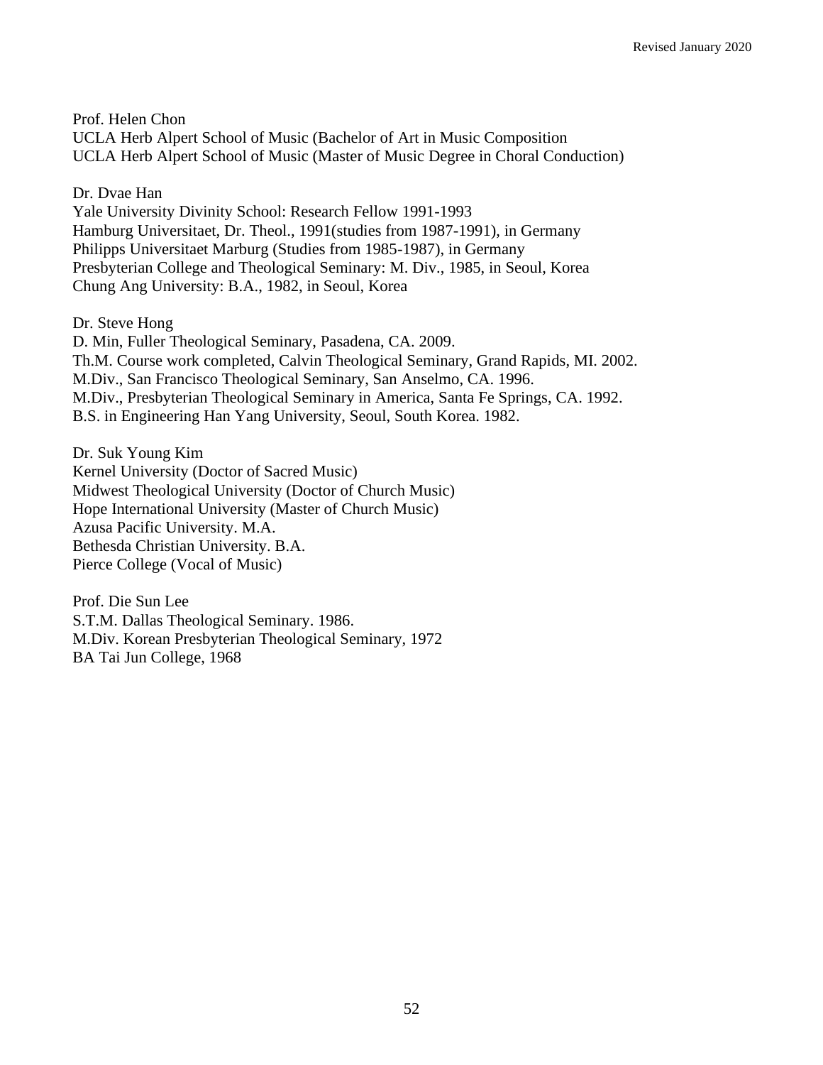Prof. Helen Chon
UCLA Herb Alpert School of Music (Bachelor of Art in Music Composition
UCLA Herb Alpert School of Music (Master of Music Degree in Choral Conduction)

Dr. Dvae Han
Yale University Divinity School: Research Fellow 1991-1993
Hamburg Universitaet, Dr. Theol., 1991(studies from 1987-1991), in Germany
Philipps Universitaet Marburg (Studies from 1985-1987), in Germany
Presbyterian College and Theological Seminary: M. Div., 1985, in Seoul, Korea
Chung Ang University: B.A., 1982, in Seoul, Korea

Dr. Steve Hong
D. Min, Fuller Theological Seminary, Pasadena, CA. 2009.
Th.M. Course work completed, Calvin Theological Seminary, Grand Rapids, MI. 2002.
M.Div., San Francisco Theological Seminary, San Anselmo, CA. 1996.
M.Div., Presbyterian Theological Seminary in America, Santa Fe Springs, CA. 1992.
B.S. in Engineering Han Yang University, Seoul, South Korea. 1982.

Dr. Suk Young Kim
Kernel University (Doctor of Sacred Music)
Midwest Theological University (Doctor of Church Music)
Hope International University (Master of Church Music)
Azusa Pacific University. M.A.
Bethesda Christian University. B.A.
Pierce College (Vocal of Music)

Prof. Die Sun Lee
S.T.M. Dallas Theological Seminary. 1986.
M.Div. Korean Presbyterian Theological Seminary, 1972
BA Tai Jun College, 1968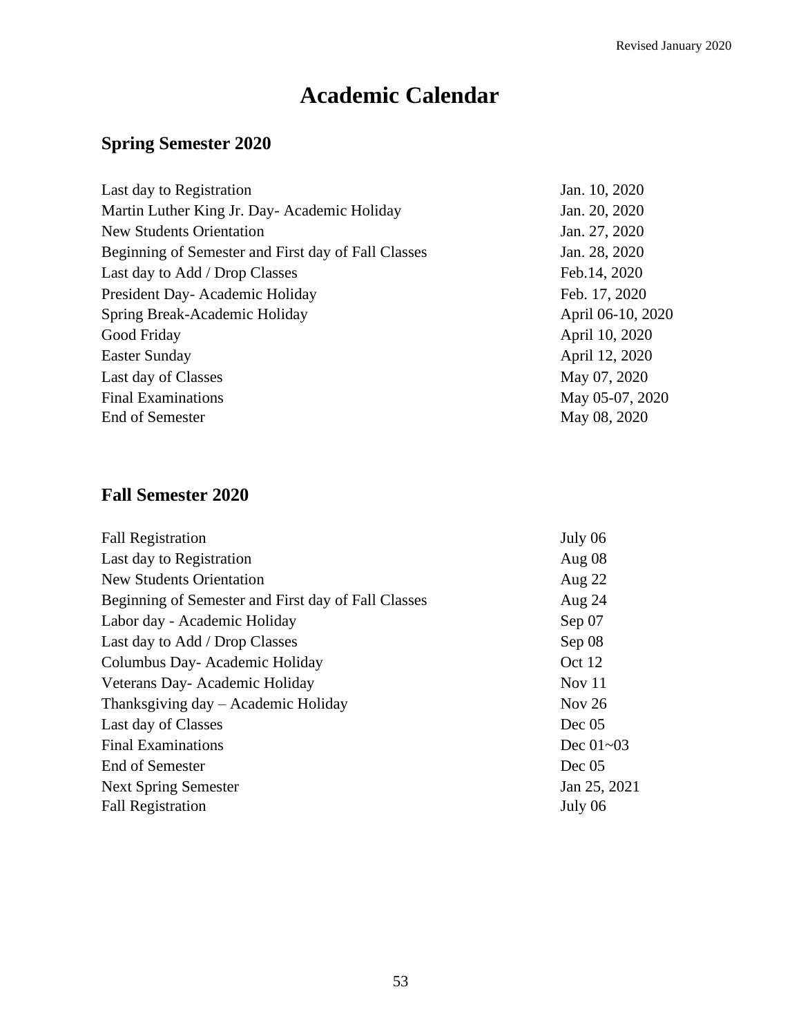# Academic Calendar

## Spring Semester 2020

| | |
|---|---|
| Last day to Registration | Jan. 10, 2020 |
| Martin Luther King Jr. Day- Academic Holiday | Jan. 20, 2020 |
| New Students Orientation | Jan. 27, 2020 |
| Beginning of Semester and First day of Fall Classes | Jan. 28, 2020 |
| Last day to Add / Drop Classes | Feb.14, 2020 |
| President Day- Academic Holiday | Feb. 17, 2020 |
| Spring Break-Academic Holiday | April 06-10, 2020 |
| Good Friday | April 10, 2020 |
| Easter Sunday | April 12, 2020 |
| Last day of Classes | May 07, 2020 |
| Final Examinations | May 05-07, 2020 |
| End of Semester | May 08, 2020 |

## Fall Semester 2020

| | |
|---|---|
| Fall Registration | July 06 |
| Last day to Registration | Aug 08 |
| New Students Orientation | Aug 22 |
| Beginning of Semester and First day of Fall Classes | Aug 24 |
| Labor day - Academic Holiday | Sep 07 |
| Last day to Add / Drop Classes | Sep 08 |
| Columbus Day- Academic Holiday | Oct 12 |
| Veterans Day- Academic Holiday | Nov 11 |
| Thanksgiving day – Academic Holiday | Nov 26 |
| Last day of Classes | Dec 05 |
| Final Examinations | Dec 01~03 |
| End of Semester | Dec 05 |
| Next Spring Semester | Jan 25, 2021 |
| Fall Registration | July 06 |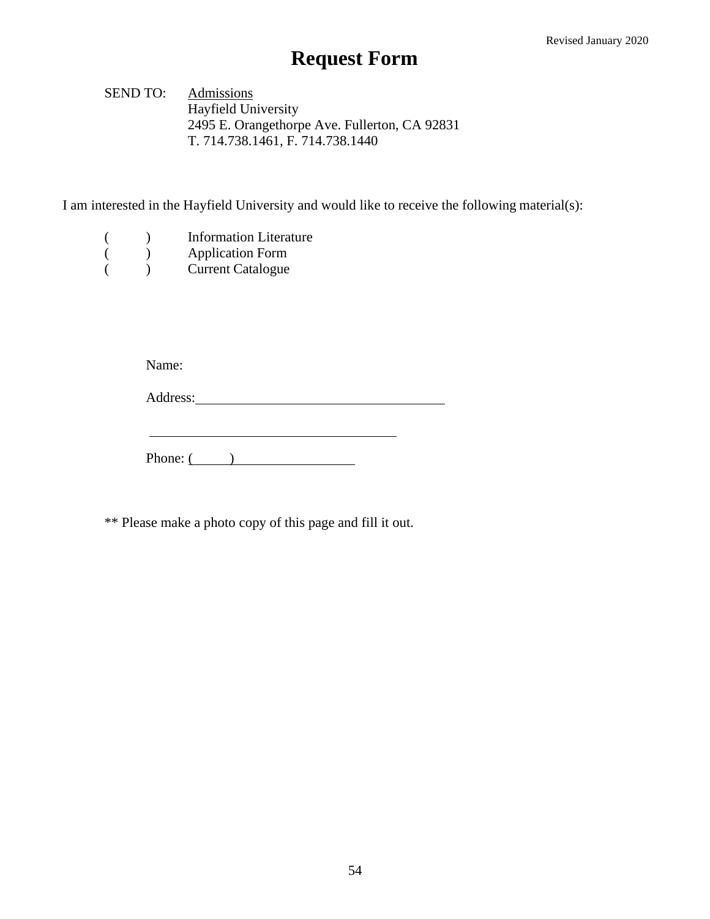Revised January 2020

# Request Form

SEND TO: Admissions
Hayfield University
2495 E. Orangethorpe Ave. Fullerton, CA 92831
T. 714.738.1461, F. 714.738.1440

I am interested in the Hayfield University and would like to receive the following material(s):

( ) Information Literature
( ) Application Form
( ) Current Catalogue

Name:

Address:\_\_\_\_\_\_\_\_\_\_\_\_\_\_\_\_\_\_\_\_\_\_\_\_\_\_\_\_\_\_\_\_\_\_\_\_

\_\_\_\_\_\_\_\_\_\_\_\_\_\_\_\_\_\_\_\_\_\_\_\_\_\_\_\_\_\_\_\_\_\_\_\_

Phone: (\_\_\_\_\_)\_\_\_\_\_\_\_\_\_\_\_\_\_\_\_\_\_\_

** Please make a photo copy of this page and fill it out.